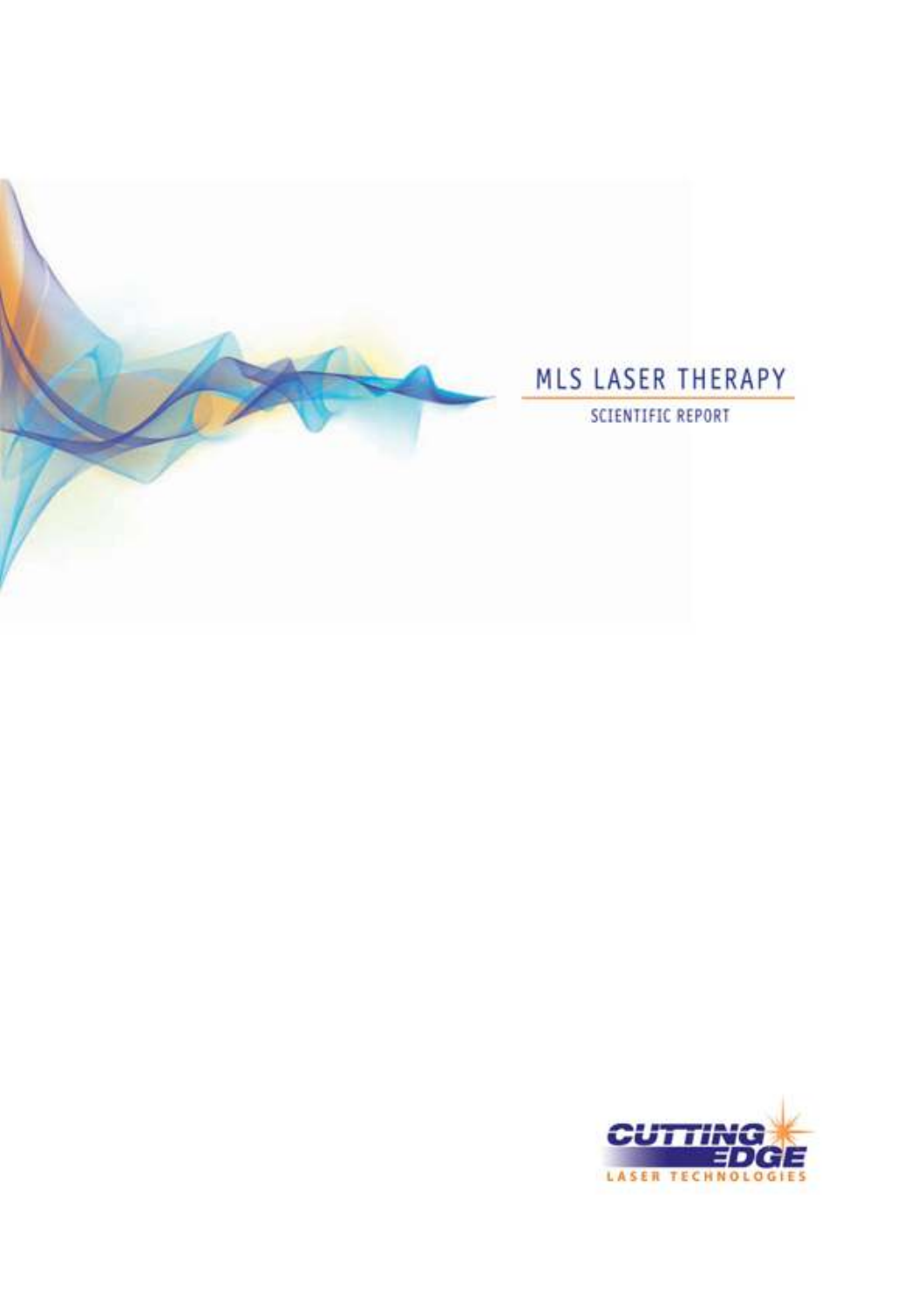# MLS LASER THERAPY

SCIENTIFIC REPORT

CUTTING EDGE
LASER TECHNOLOGIES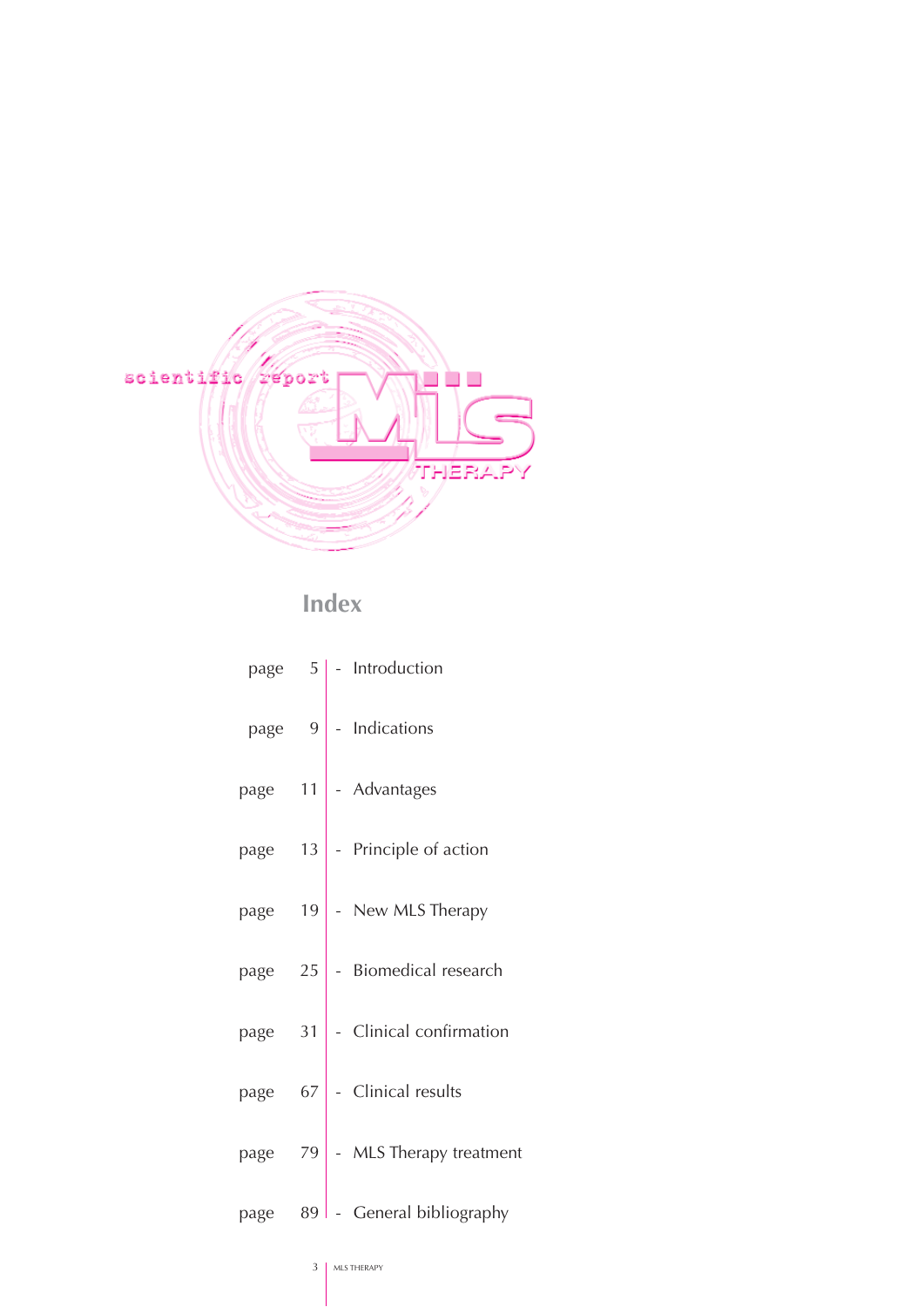scientific report

MLS THERAPY

# Index

- page 5 - Introduction
- page 9 - Indications
- page 11 - Advantages
- page 13 - Principle of action
- page 19 - New MLS Therapy
- page 25 - Biomedical research
- page 31 - Clinical confirmation
- page 67 - Clinical results
- page 79 - MLS Therapy treatment
- page 89 - General bibliography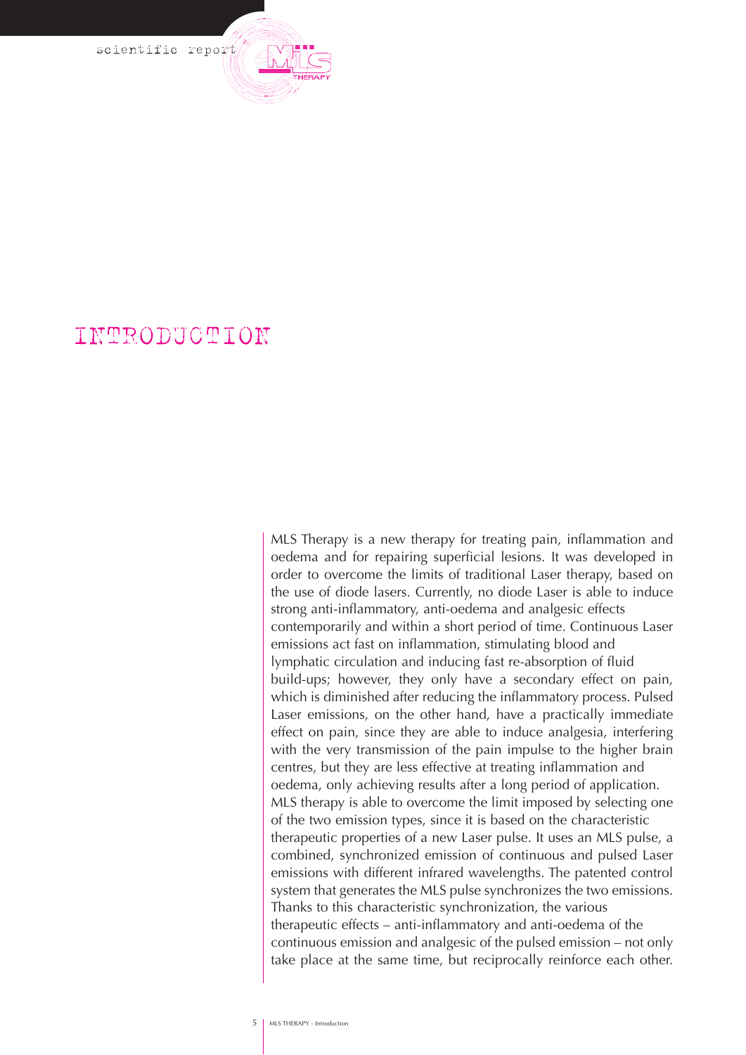# INTRODUCTION

MLS Therapy is a new therapy for treating pain, inflammation and oedema and for repairing superficial lesions. It was developed in order to overcome the limits of traditional Laser therapy, based on the use of diode lasers. Currently, no diode Laser is able to induce strong anti-inflammatory, anti-oedema and analgesic effects contemporarily and within a short period of time. Continuous Laser emissions act fast on inflammation, stimulating blood and lymphatic circulation and inducing fast re-absorption of fluid build-ups; however, they only have a secondary effect on pain, which is diminished after reducing the inflammatory process. Pulsed Laser emissions, on the other hand, have a practically immediate effect on pain, since they are able to induce analgesia, interfering with the very transmission of the pain impulse to the higher brain centres, but they are less effective at treating inflammation and oedema, only achieving results after a long period of application. MLS therapy is able to overcome the limit imposed by selecting one of the two emission types, since it is based on the characteristic therapeutic properties of a new Laser pulse. It uses an MLS pulse, a combined, synchronized emission of continuous and pulsed Laser emissions with different infrared wavelengths. The patented control system that generates the MLS pulse synchronizes the two emissions. Thanks to this characteristic synchronization, the various therapeutic effects – anti-inflammatory and anti-oedema of the continuous emission and analgesic of the pulsed emission – not only take place at the same time, but reciprocally reinforce each other.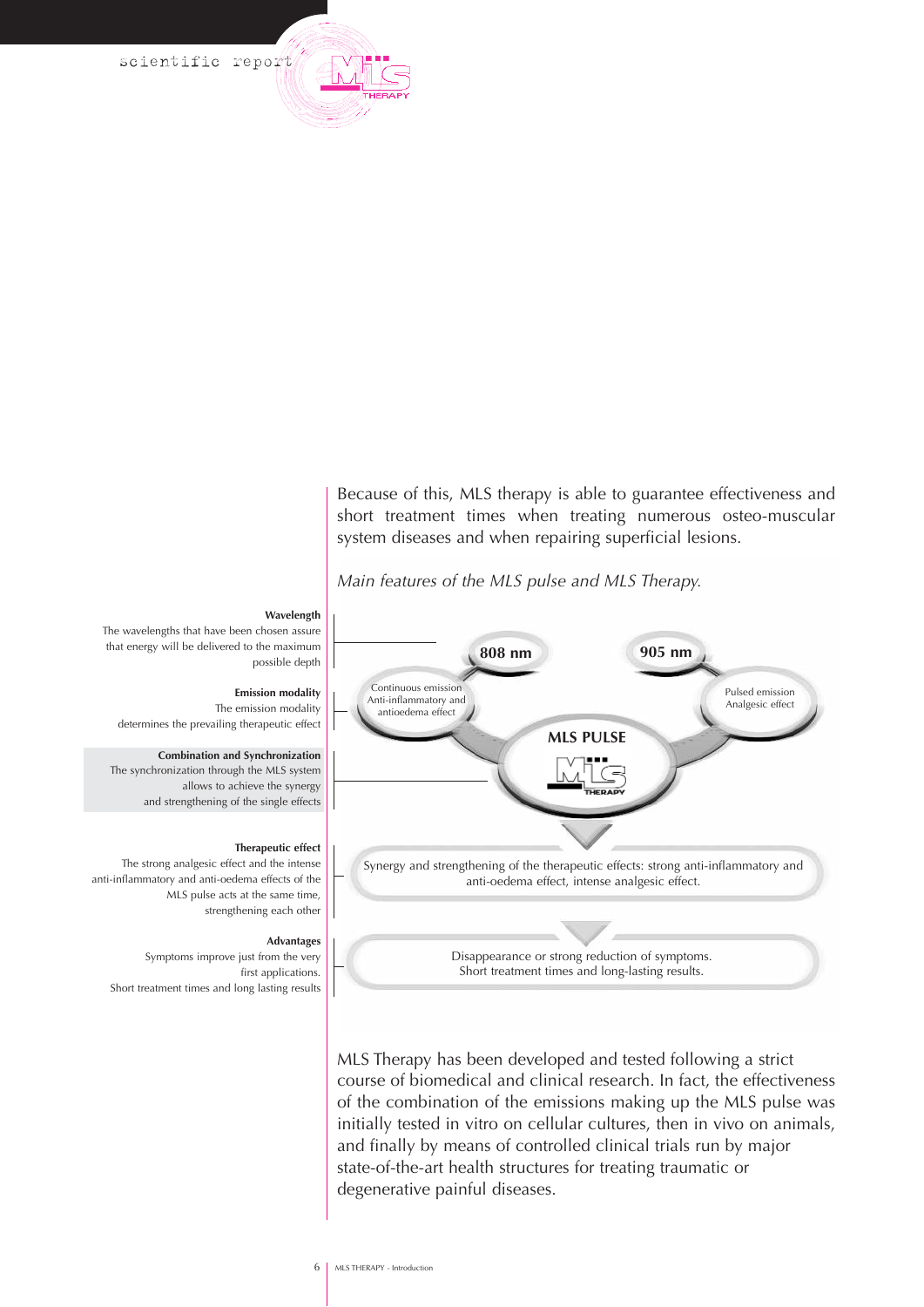Because of this, MLS therapy is able to guarantee effectiveness and short treatment times when treating numerous osteo-muscular system diseases and when repairing superficial lesions.

*Main features of the MLS pulse and MLS Therapy.*

**Wavelength**
The wavelengths that have been chosen assure that energy will be delivered to the maximum possible depth

**Emission modality**
The emission modality determines the prevailing therapeutic effect

**Combination and Synchronization**
The synchronization through the MLS system allows to achieve the synergy and strengthening of the single effects

**Therapeutic effect**
The strong analgesic effect and the intense anti-inflammatory and anti-oedema effects of the MLS pulse acts at the same time, strengthening each other

**Advantages**
Symptoms improve just from the very first applications.
Short treatment times and long lasting results

**808 nm**
Continuous emission
Anti-inflammatory and antioedema effect

**905 nm**
Pulsed emission
Analgesic effect

**MLS PULSE**

Synergy and strengthening of the therapeutic effects: strong anti-inflammatory and anti-oedema effect, intense analgesic effect.

Disappearance or strong reduction of symptoms.
Short treatment times and long-lasting results.

MLS Therapy has been developed and tested following a strict course of biomedical and clinical research. In fact, the effectiveness of the combination of the emissions making up the MLS pulse was initially tested in vitro on cellular cultures, then in vivo on animals, and finally by means of controlled clinical trials run by major state-of-the-art health structures for treating traumatic or degenerative painful diseases.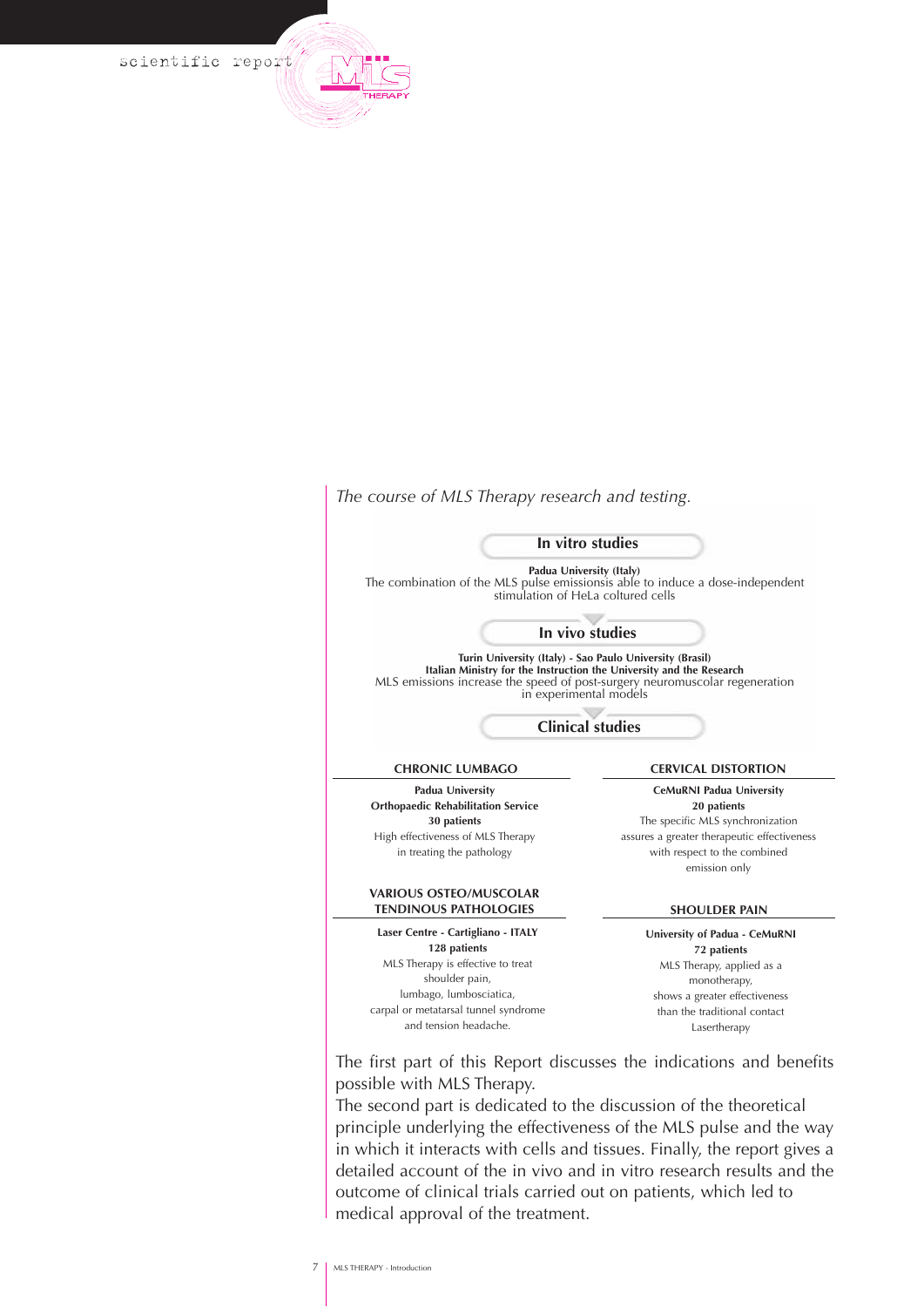*The course of MLS Therapy research and testing.*

**In vitro studies**

**Padua University (Italy)**
The combination of the MLS pulse emissionsis able to induce a dose-independent stimulation of HeLa coltured cells

**In vivo studies**

**Turin University (Italy) - Sao Paulo University (Brasil)**
**Italian Ministry for the Instruction the University and the Research**
MLS emissions increase the speed of post-surgery neuromuscolar regeneration in experimental models

**Clinical studies**

**CHRONIC LUMBAGO**

**Padua University**
**Orthopaedic Rehabilitation Service**
**30 patients**
High effectiveness of MLS Therapy in treating the pathology

**VARIOUS OSTEO/MUSCOLAR TENDINOUS PATHOLOGIES**

**Laser Centre - Cartigliano - ITALY**
**128 patients**
MLS Therapy is effective to treat shoulder pain, lumbago, lumbosciatica, carpal or metatarsal tunnel syndrome and tension headache.

**CERVICAL DISTORTION**

**CeMuRNI Padua University**
**20 patients**
The specific MLS synchronization assures a greater therapeutic effectiveness with respect to the combined emission only

**SHOULDER PAIN**

**University of Padua - CeMuRNI**
**72 patients**
MLS Therapy, applied as a monotherapy, shows a greater effectiveness than the traditional contact Lasertherapy

The first part of this Report discusses the indications and benefits possible with MLS Therapy.
The second part is dedicated to the discussion of the theoretical principle underlying the effectiveness of the MLS pulse and the way in which it interacts with cells and tissues. Finally, the report gives a detailed account of the in vivo and in vitro research results and the outcome of clinical trials carried out on patients, which led to medical approval of the treatment.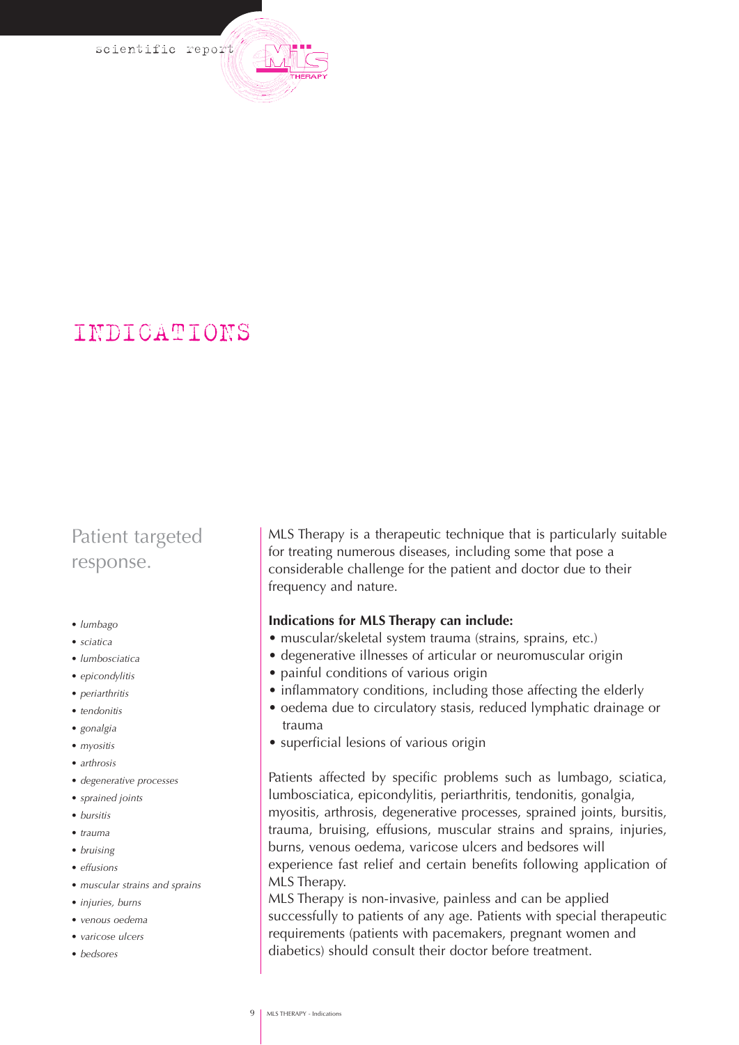# INDICATIONS

## Patient targeted response.

- *lumbago*
- *sciatica*
- *lumbosciatica*
- *epicondylitis*
- *periarthritis*
- *tendonitis*
- *gonalgia*
- *myositis*
- *arthrosis*
- *degenerative processes*
- *sprained joints*
- *bursitis*
- *trauma*
- *bruising*
- *effusions*
- *muscular strains and sprains*
- *injuries, burns*
- *venous oedema*
- *varicose ulcers*
- *bedsores*

MLS Therapy is a therapeutic technique that is particularly suitable for treating numerous diseases, including some that pose a considerable challenge for the patient and doctor due to their frequency and nature.

**Indications for MLS Therapy can include:**

- muscular/skeletal system trauma (strains, sprains, etc.)
- degenerative illnesses of articular or neuromuscular origin
- painful conditions of various origin
- inflammatory conditions, including those affecting the elderly
- oedema due to circulatory stasis, reduced lymphatic drainage or trauma
- superficial lesions of various origin

Patients affected by specific problems such as lumbago, sciatica, lumbosciatica, epicondylitis, periarthritis, tendonitis, gonalgia, myositis, arthrosis, degenerative processes, sprained joints, bursitis, trauma, bruising, effusions, muscular strains and sprains, injuries, burns, venous oedema, varicose ulcers and bedsores will experience fast relief and certain benefits following application of MLS Therapy.

MLS Therapy is non-invasive, painless and can be applied successfully to patients of any age. Patients with special therapeutic requirements (patients with pacemakers, pregnant women and diabetics) should consult their doctor before treatment.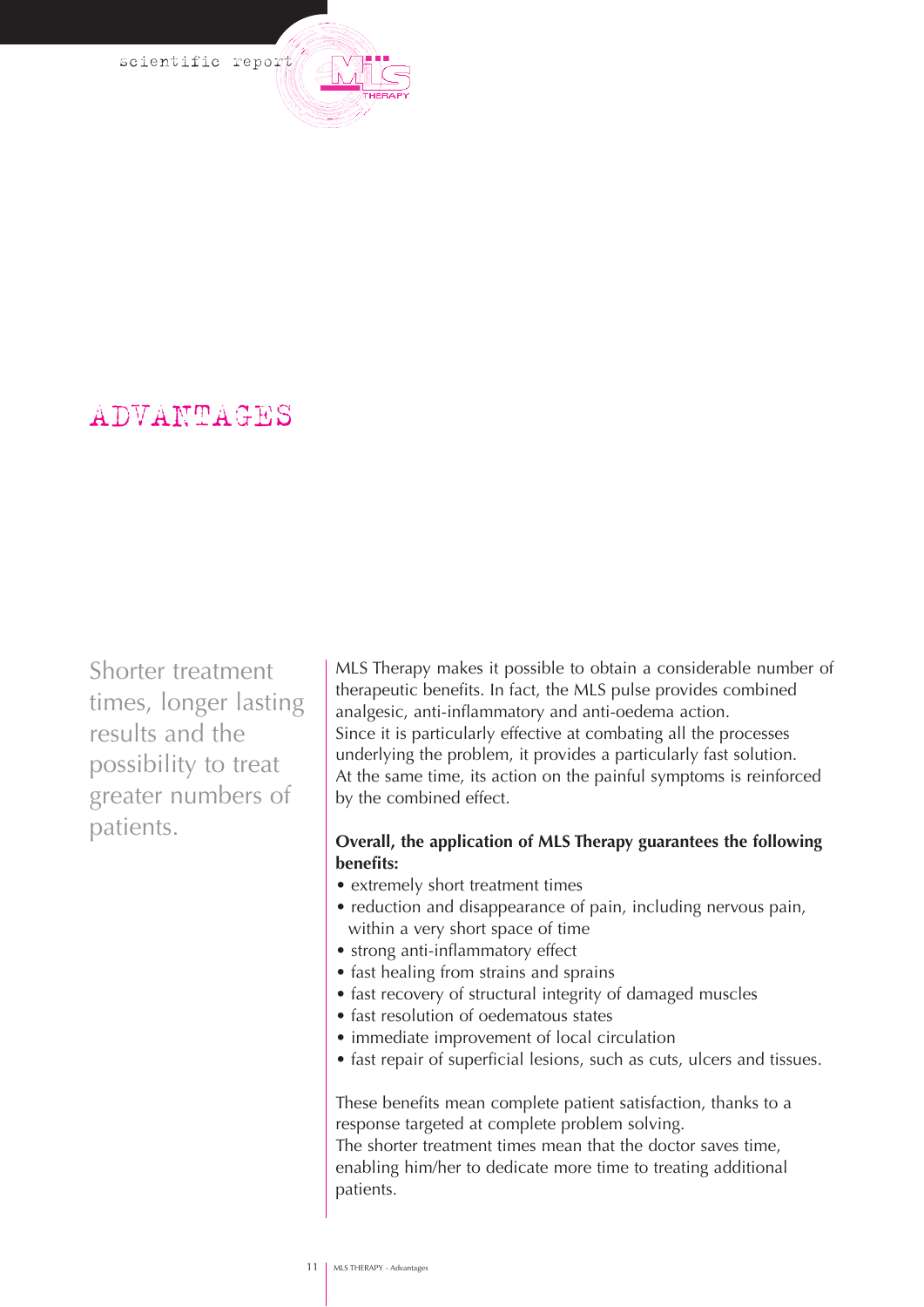# ADVANTAGES

Shorter treatment times, longer lasting results and the possibility to treat greater numbers of patients.

MLS Therapy makes it possible to obtain a considerable number of therapeutic benefits. In fact, the MLS pulse provides combined analgesic, anti-inflammatory and anti-oedema action.
Since it is particularly effective at combating all the processes underlying the problem, it provides a particularly fast solution.
At the same time, its action on the painful symptoms is reinforced by the combined effect.

**Overall, the application of MLS Therapy guarantees the following benefits:**

- extremely short treatment times
- reduction and disappearance of pain, including nervous pain, within a very short space of time
- strong anti-inflammatory effect
- fast healing from strains and sprains
- fast recovery of structural integrity of damaged muscles
- fast resolution of oedematous states
- immediate improvement of local circulation
- fast repair of superficial lesions, such as cuts, ulcers and tissues.

These benefits mean complete patient satisfaction, thanks to a response targeted at complete problem solving.
The shorter treatment times mean that the doctor saves time, enabling him/her to dedicate more time to treating additional patients.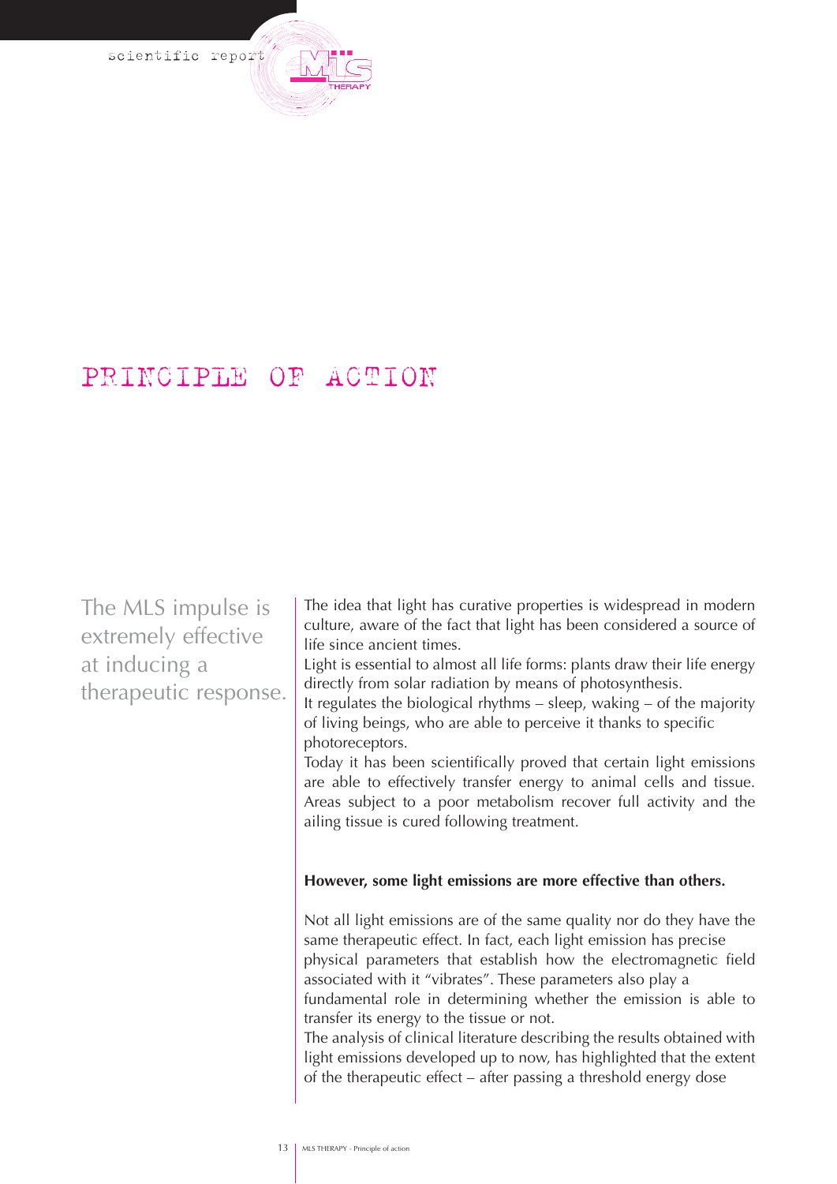# PRINCIPLE OF ACTION

The MLS impulse is extremely effective at inducing a therapeutic response.

The idea that light has curative properties is widespread in modern culture, aware of the fact that light has been considered a source of life since ancient times.

Light is essential to almost all life forms: plants draw their life energy directly from solar radiation by means of photosynthesis.

It regulates the biological rhythms – sleep, waking – of the majority of living beings, who are able to perceive it thanks to specific photoreceptors.

Today it has been scientifically proved that certain light emissions are able to effectively transfer energy to animal cells and tissue. Areas subject to a poor metabolism recover full activity and the ailing tissue is cured following treatment.

**However, some light emissions are more effective than others.**

Not all light emissions are of the same quality nor do they have the same therapeutic effect. In fact, each light emission has precise physical parameters that establish how the electromagnetic field associated with it "vibrates". These parameters also play a fundamental role in determining whether the emission is able to transfer its energy to the tissue or not.

The analysis of clinical literature describing the results obtained with light emissions developed up to now, has highlighted that the extent of the therapeutic effect – after passing a threshold energy dose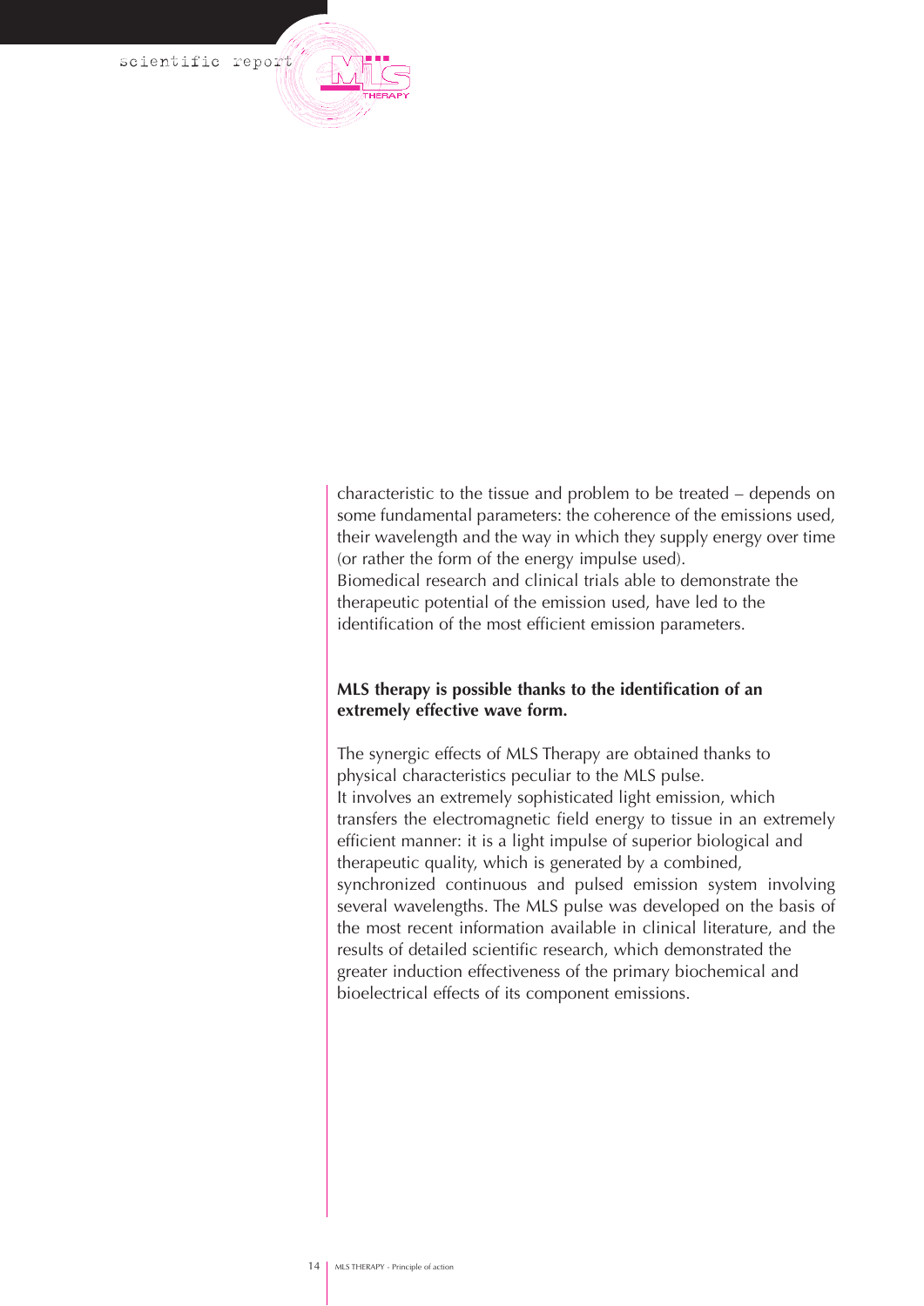characteristic to the tissue and problem to be treated – depends on some fundamental parameters: the coherence of the emissions used, their wavelength and the way in which they supply energy over time (or rather the form of the energy impulse used).
Biomedical research and clinical trials able to demonstrate the therapeutic potential of the emission used, have led to the identification of the most efficient emission parameters.

**MLS therapy is possible thanks to the identification of an extremely effective wave form.**

The synergic effects of MLS Therapy are obtained thanks to physical characteristics peculiar to the MLS pulse.
It involves an extremely sophisticated light emission, which transfers the electromagnetic field energy to tissue in an extremely efficient manner: it is a light impulse of superior biological and therapeutic quality, which is generated by a combined, synchronized continuous and pulsed emission system involving several wavelengths. The MLS pulse was developed on the basis of the most recent information available in clinical literature, and the results of detailed scientific research, which demonstrated the greater induction effectiveness of the primary biochemical and bioelectrical effects of its component emissions.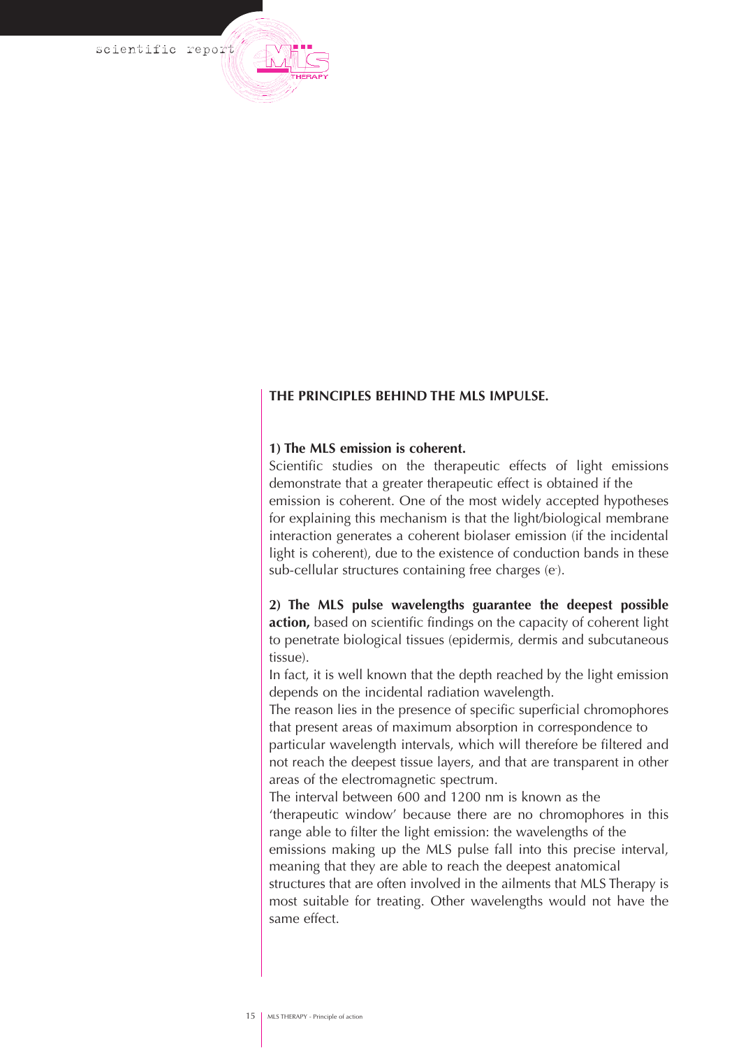## THE PRINCIPLES BEHIND THE MLS IMPULSE.

**1) The MLS emission is coherent.**
Scientific studies on the therapeutic effects of light emissions demonstrate that a greater therapeutic effect is obtained if the emission is coherent. One of the most widely accepted hypotheses for explaining this mechanism is that the light/biological membrane interaction generates a coherent biolaser emission (if the incidental light is coherent), due to the existence of conduction bands in these sub-cellular structures containing free charges ($e^-$).

**2) The MLS pulse wavelengths guarantee the deepest possible action,** based on scientific findings on the capacity of coherent light to penetrate biological tissues (epidermis, dermis and subcutaneous tissue).
In fact, it is well known that the depth reached by the light emission depends on the incidental radiation wavelength.
The reason lies in the presence of specific superficial chromophores that present areas of maximum absorption in correspondence to particular wavelength intervals, which will therefore be filtered and not reach the deepest tissue layers, and that are transparent in other areas of the electromagnetic spectrum.
The interval between 600 and 1200 nm is known as the 'therapeutic window' because there are no chromophores in this range able to filter the light emission: the wavelengths of the emissions making up the MLS pulse fall into this precise interval, meaning that they are able to reach the deepest anatomical structures that are often involved in the ailments that MLS Therapy is most suitable for treating. Other wavelengths would not have the same effect.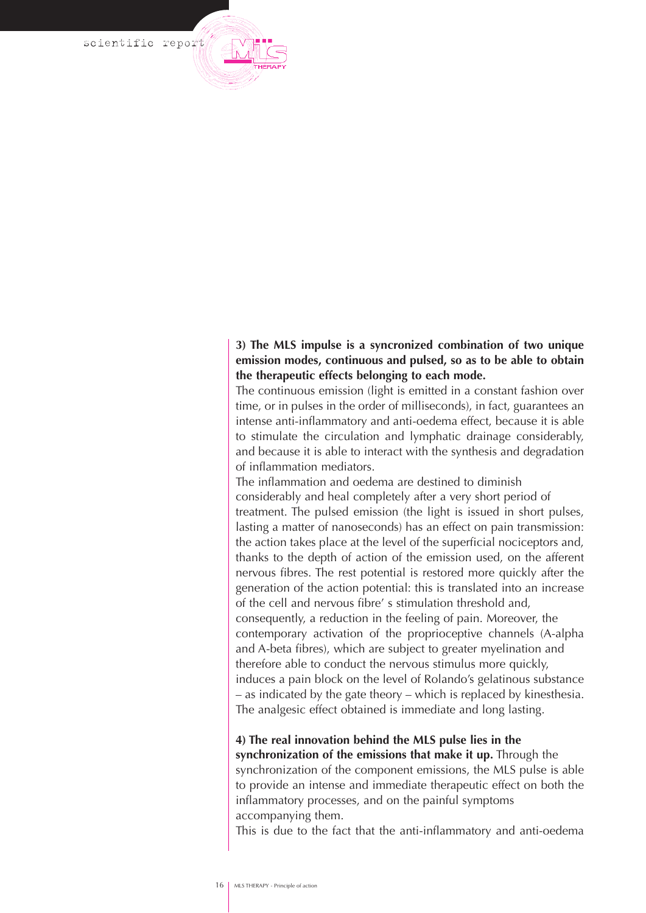**3) The MLS impulse is a syncronized combination of two unique emission modes, continuous and pulsed, so as to be able to obtain the therapeutic effects belonging to each mode.**
The continuous emission (light is emitted in a constant fashion over time, or in pulses in the order of milliseconds), in fact, guarantees an intense anti-inflammatory and anti-oedema effect, because it is able to stimulate the circulation and lymphatic drainage considerably, and because it is able to interact with the synthesis and degradation of inflammation mediators.
The inflammation and oedema are destined to diminish considerably and heal completely after a very short period of treatment. The pulsed emission (the light is issued in short pulses, lasting a matter of nanoseconds) has an effect on pain transmission: the action takes place at the level of the superficial nociceptors and, thanks to the depth of action of the emission used, on the afferent nervous fibres. The rest potential is restored more quickly after the generation of the action potential: this is translated into an increase of the cell and nervous fibre' s stimulation threshold and, consequently, a reduction in the feeling of pain. Moreover, the contemporary activation of the proprioceptive channels (A-alpha and A-beta fibres), which are subject to greater myelination and therefore able to conduct the nervous stimulus more quickly, induces a pain block on the level of Rolando's gelatinous substance – as indicated by the gate theory – which is replaced by kinesthesia. The analgesic effect obtained is immediate and long lasting.

**4) The real innovation behind the MLS pulse lies in the synchronization of the emissions that make it up.** Through the synchronization of the component emissions, the MLS pulse is able to provide an intense and immediate therapeutic effect on both the inflammatory processes, and on the painful symptoms accompanying them.
This is due to the fact that the anti-inflammatory and anti-oedema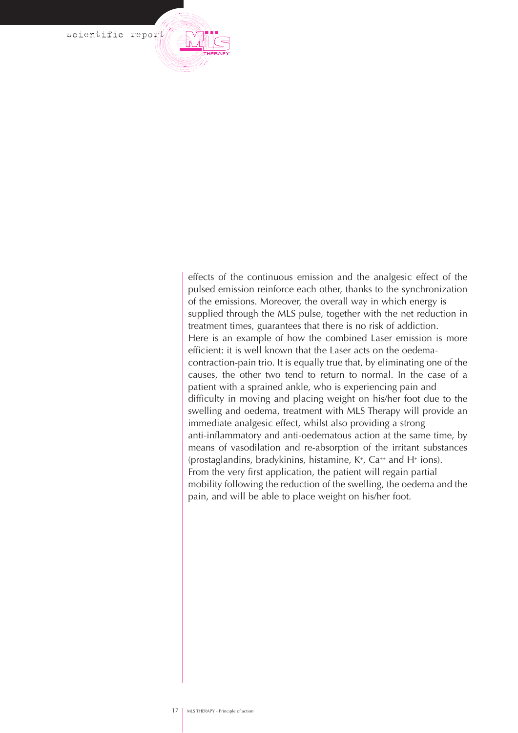effects of the continuous emission and the analgesic effect of the pulsed emission reinforce each other, thanks to the synchronization of the emissions. Moreover, the overall way in which energy is supplied through the MLS pulse, together with the net reduction in treatment times, guarantees that there is no risk of addiction.
Here is an example of how the combined Laser emission is more efficient: it is well known that the Laser acts on the oedema-contraction-pain trio. It is equally true that, by eliminating one of the causes, the other two tend to return to normal. In the case of a patient with a sprained ankle, who is experiencing pain and difficulty in moving and placing weight on his/her foot due to the swelling and oedema, treatment with MLS Therapy will provide an immediate analgesic effect, whilst also providing a strong anti-inflammatory and anti-oedematous action at the same time, by means of vasodilation and re-absorption of the irritant substances (prostaglandins, bradykinins, histamine, $K^+$, $Ca^{++}$ and $H^+$ ions).
From the very first application, the patient will regain partial mobility following the reduction of the swelling, the oedema and the pain, and will be able to place weight on his/her foot.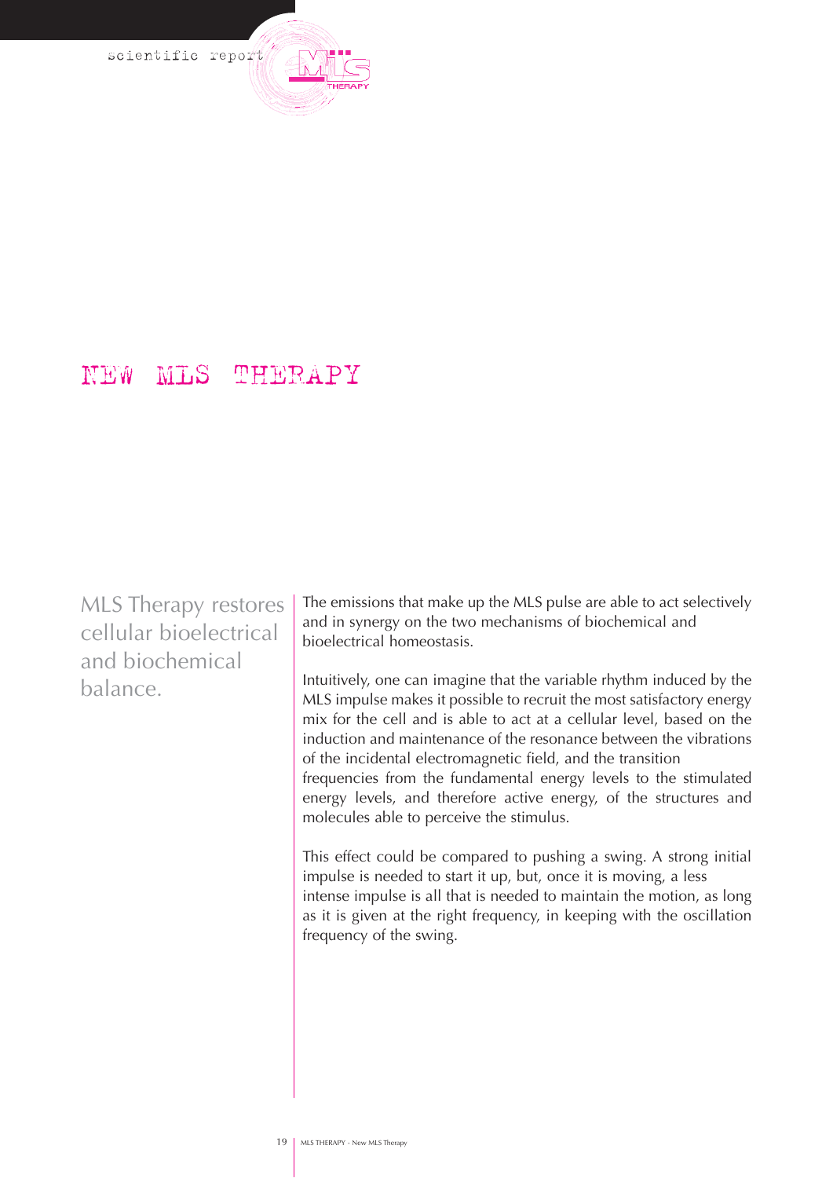# NEW MLS THERAPY

MLS Therapy restores cellular bioelectrical and biochemical balance.

The emissions that make up the MLS pulse are able to act selectively and in synergy on the two mechanisms of biochemical and bioelectrical homeostasis.

Intuitively, one can imagine that the variable rhythm induced by the MLS impulse makes it possible to recruit the most satisfactory energy mix for the cell and is able to act at a cellular level, based on the induction and maintenance of the resonance between the vibrations of the incidental electromagnetic field, and the transition frequencies from the fundamental energy levels to the stimulated energy levels, and therefore active energy, of the structures and molecules able to perceive the stimulus.

This effect could be compared to pushing a swing. A strong initial impulse is needed to start it up, but, once it is moving, a less intense impulse is all that is needed to maintain the motion, as long as it is given at the right frequency, in keeping with the oscillation frequency of the swing.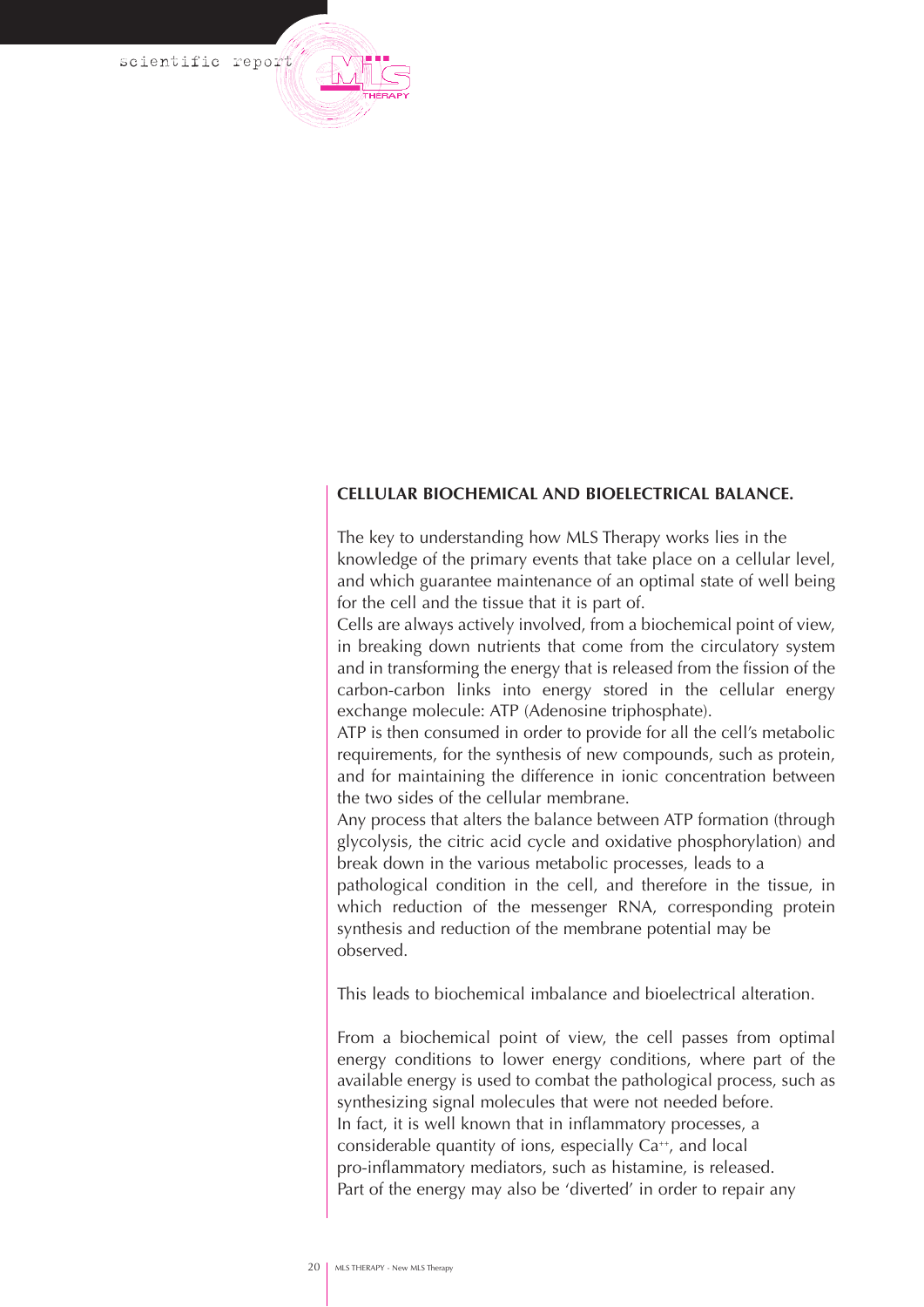**CELLULAR BIOCHEMICAL AND BIOELECTRICAL BALANCE.**

The key to understanding how MLS Therapy works lies in the knowledge of the primary events that take place on a cellular level, and which guarantee maintenance of an optimal state of well being for the cell and the tissue that it is part of.
Cells are always actively involved, from a biochemical point of view, in breaking down nutrients that come from the circulatory system and in transforming the energy that is released from the fission of the carbon-carbon links into energy stored in the cellular energy exchange molecule: ATP (Adenosine triphosphate).
ATP is then consumed in order to provide for all the cell's metabolic requirements, for the synthesis of new compounds, such as protein, and for maintaining the difference in ionic concentration between the two sides of the cellular membrane.
Any process that alters the balance between ATP formation (through glycolysis, the citric acid cycle and oxidative phosphorylation) and break down in the various metabolic processes, leads to a pathological condition in the cell, and therefore in the tissue, in which reduction of the messenger RNA, corresponding protein synthesis and reduction of the membrane potential may be observed.

This leads to biochemical imbalance and bioelectrical alteration.

From a biochemical point of view, the cell passes from optimal energy conditions to lower energy conditions, where part of the available energy is used to combat the pathological process, such as synthesizing signal molecules that were not needed before.
In fact, it is well known that in inflammatory processes, a considerable quantity of ions, especially $Ca^{++}$, and local pro-inflammatory mediators, such as histamine, is released.
Part of the energy may also be 'diverted' in order to repair any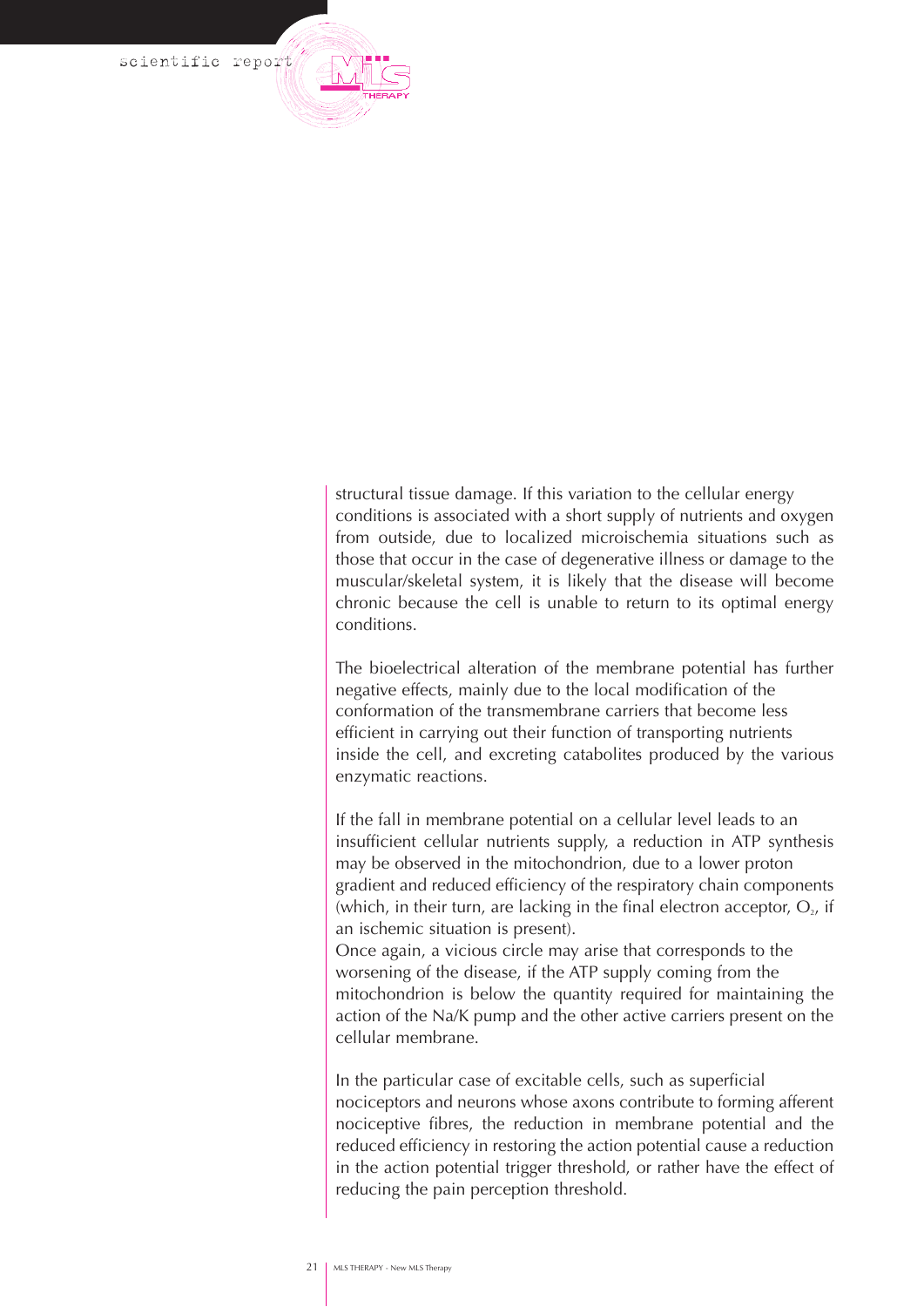structural tissue damage. If this variation to the cellular energy conditions is associated with a short supply of nutrients and oxygen from outside, due to localized microischemia situations such as those that occur in the case of degenerative illness or damage to the muscular/skeletal system, it is likely that the disease will become chronic because the cell is unable to return to its optimal energy conditions.

The bioelectrical alteration of the membrane potential has further negative effects, mainly due to the local modification of the conformation of the transmembrane carriers that become less efficient in carrying out their function of transporting nutrients inside the cell, and excreting catabolites produced by the various enzymatic reactions.

If the fall in membrane potential on a cellular level leads to an insufficient cellular nutrients supply, a reduction in ATP synthesis may be observed in the mitochondrion, due to a lower proton gradient and reduced efficiency of the respiratory chain components (which, in their turn, are lacking in the final electron acceptor, $O_2$, if an ischemic situation is present).
Once again, a vicious circle may arise that corresponds to the worsening of the disease, if the ATP supply coming from the mitochondrion is below the quantity required for maintaining the action of the Na/K pump and the other active carriers present on the cellular membrane.

In the particular case of excitable cells, such as superficial nociceptors and neurons whose axons contribute to forming afferent nociceptive fibres, the reduction in membrane potential and the reduced efficiency in restoring the action potential cause a reduction in the action potential trigger threshold, or rather have the effect of reducing the pain perception threshold.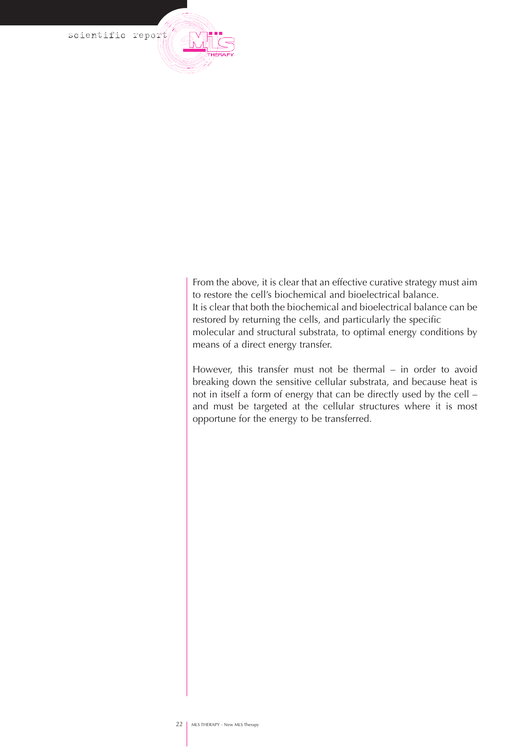From the above, it is clear that an effective curative strategy must aim to restore the cell's biochemical and bioelectrical balance.
It is clear that both the biochemical and bioelectrical balance can be restored by returning the cells, and particularly the specific molecular and structural substrata, to optimal energy conditions by means of a direct energy transfer.

However, this transfer must not be thermal – in order to avoid breaking down the sensitive cellular substrata, and because heat is not in itself a form of energy that can be directly used by the cell – and must be targeted at the cellular structures where it is most opportune for the energy to be transferred.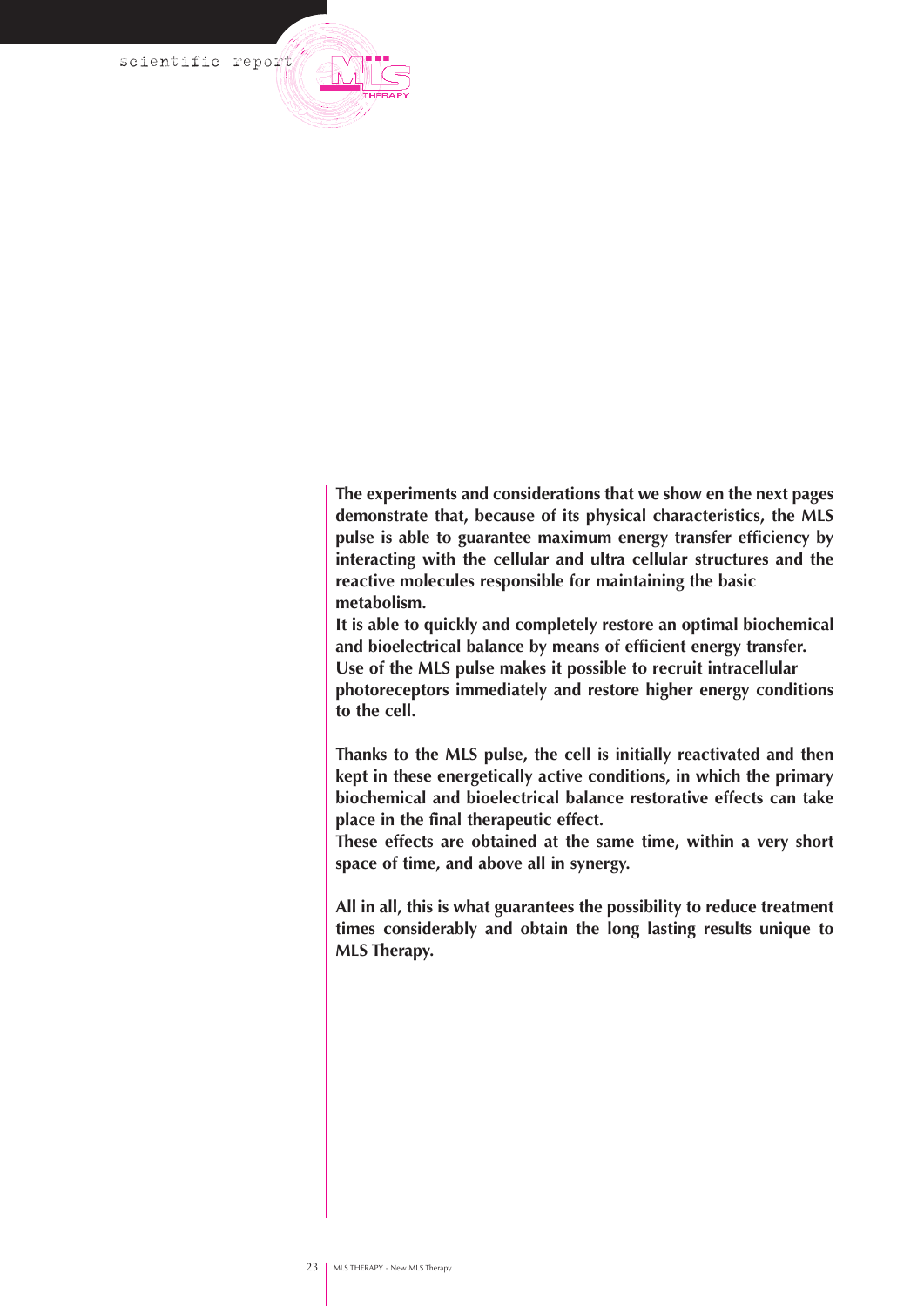**The experiments and considerations that we show en the next pages demonstrate that, because of its physical characteristics, the MLS pulse is able to guarantee maximum energy transfer efficiency by interacting with the cellular and ultra cellular structures and the reactive molecules responsible for maintaining the basic metabolism.**
**It is able to quickly and completely restore an optimal biochemical and bioelectrical balance by means of efficient energy transfer.**
**Use of the MLS pulse makes it possible to recruit intracellular photoreceptors immediately and restore higher energy conditions to the cell.**

**Thanks to the MLS pulse, the cell is initially reactivated and then kept in these energetically active conditions, in which the primary biochemical and bioelectrical balance restorative effects can take place in the final therapeutic effect.**
**These effects are obtained at the same time, within a very short space of time, and above all in synergy.**

**All in all, this is what guarantees the possibility to reduce treatment times considerably and obtain the long lasting results unique to MLS Therapy.**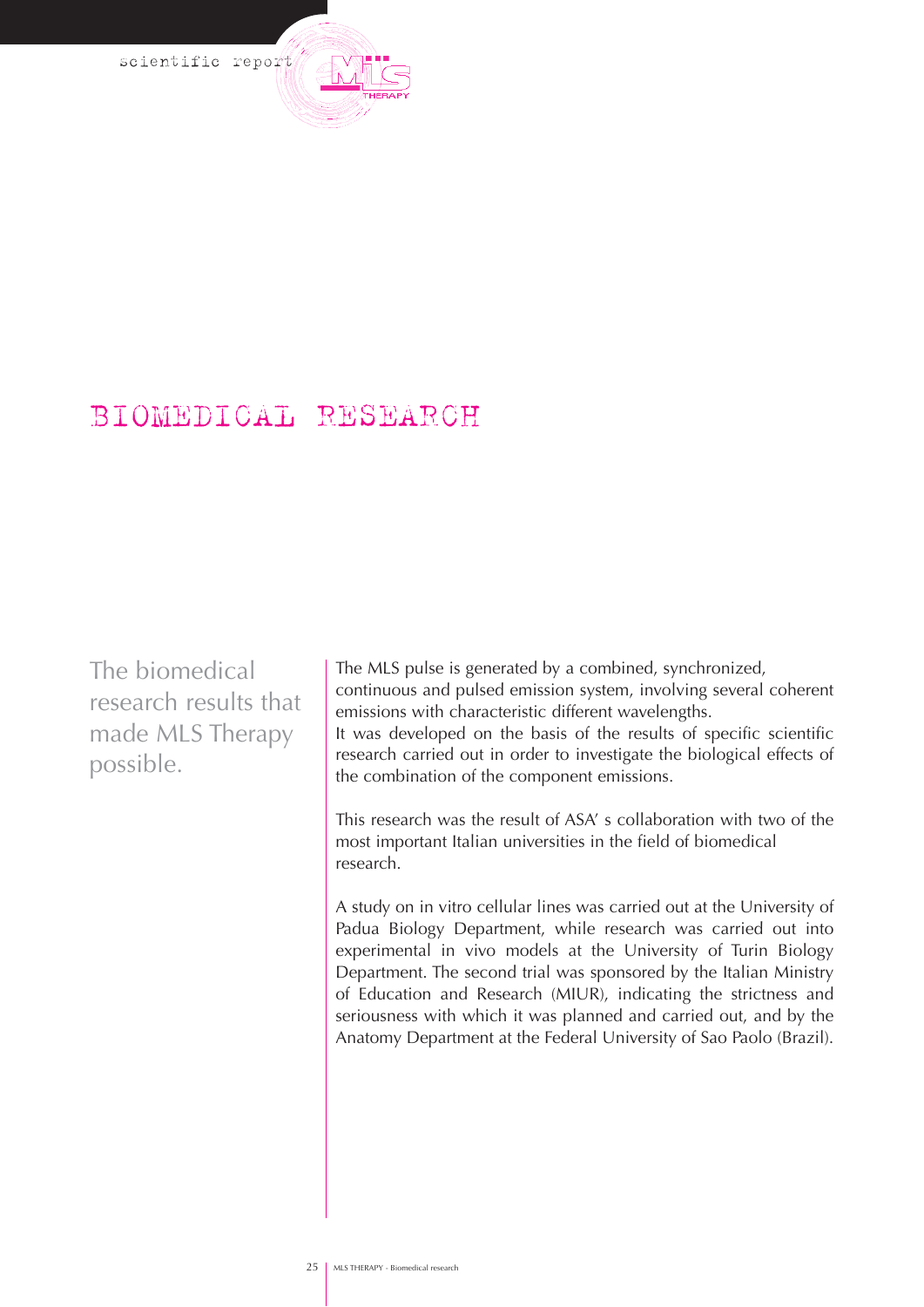# BIOMEDICAL RESEARCH

The biomedical research results that made MLS Therapy possible.

The MLS pulse is generated by a combined, synchronized, continuous and pulsed emission system, involving several coherent emissions with characteristic different wavelengths.
It was developed on the basis of the results of specific scientific research carried out in order to investigate the biological effects of the combination of the component emissions.

This research was the result of ASA' s collaboration with two of the most important Italian universities in the field of biomedical research.

A study on in vitro cellular lines was carried out at the University of Padua Biology Department, while research was carried out into experimental in vivo models at the University of Turin Biology Department. The second trial was sponsored by the Italian Ministry of Education and Research (MIUR), indicating the strictness and seriousness with which it was planned and carried out, and by the Anatomy Department at the Federal University of Sao Paolo (Brazil).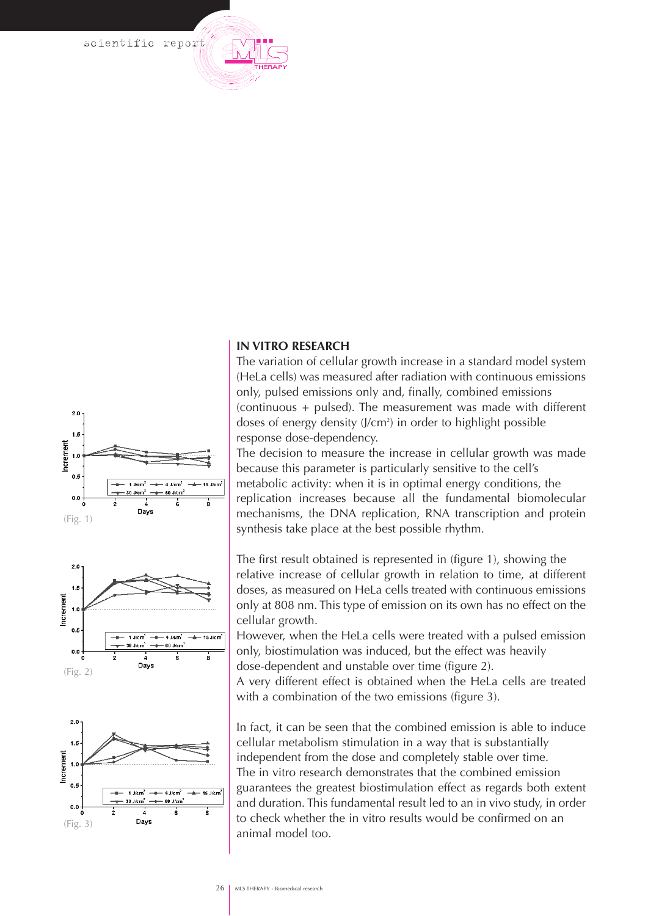## IN VITRO RESEARCH

The variation of cellular growth increase in a standard model system (HeLa cells) was measured after radiation with continuous emissions only, pulsed emissions only and, finally, combined emissions (continuous + pulsed). The measurement was made with different doses of energy density (J/cm²) in order to highlight possible response dose-dependency.

The decision to measure the increase in cellular growth was made because this parameter is particularly sensitive to the cell's metabolic activity: when it is in optimal energy conditions, the replication increases because all the fundamental biomolecular mechanisms, the DNA replication, RNA transcription and protein synthesis take place at the best possible rhythm.

The first result obtained is represented in (figure 1), showing the relative increase of cellular growth in relation to time, at different doses, as measured on HeLa cells treated with continuous emissions only at 808 nm. This type of emission on its own has no effect on the cellular growth.

However, when the HeLa cells were treated with a pulsed emission only, biostimulation was induced, but the effect was heavily dose-dependent and unstable over time (figure 2).

A very different effect is obtained when the HeLa cells are treated with a combination of the two emissions (figure 3).

In fact, it can be seen that the combined emission is able to induce cellular metabolism stimulation in a way that is substantially independent from the dose and completely stable over time.

The in vitro research demonstrates that the combined emission guarantees the greatest biostimulation effect as regards both extent and duration. This fundamental result led to an in vivo study, in order to check whether the in vitro results would be confirmed on an animal model too.

(Fig. 1)

(Fig. 2)

(Fig. 3)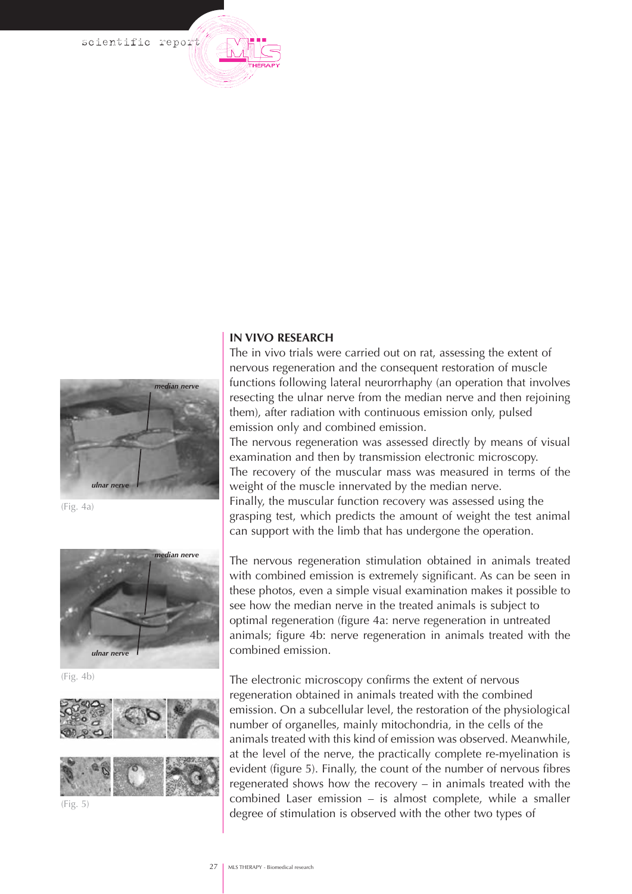(Fig. 4a)

(Fig. 4b)

(Fig. 5)

## IN VIVO RESEARCH

The in vivo trials were carried out on rat, assessing the extent of nervous regeneration and the consequent restoration of muscle functions following lateral neurorrhaphy (an operation that involves resecting the ulnar nerve from the median nerve and then rejoining them), after radiation with continuous emission only, pulsed emission only and combined emission.

The nervous regeneration was assessed directly by means of visual examination and then by transmission electronic microscopy.

The recovery of the muscular mass was measured in terms of the weight of the muscle innervated by the median nerve.

Finally, the muscular function recovery was assessed using the grasping test, which predicts the amount of weight the test animal can support with the limb that has undergone the operation.

The nervous regeneration stimulation obtained in animals treated with combined emission is extremely significant. As can be seen in these photos, even a simple visual examination makes it possible to see how the median nerve in the treated animals is subject to optimal regeneration (figure 4a: nerve regeneration in untreated animals; figure 4b: nerve regeneration in animals treated with the combined emission.

The electronic microscopy confirms the extent of nervous regeneration obtained in animals treated with the combined emission. On a subcellular level, the restoration of the physiological number of organelles, mainly mitochondria, in the cells of the animals treated with this kind of emission was observed. Meanwhile, at the level of the nerve, the practically complete re-myelination is evident (figure 5). Finally, the count of the number of nervous fibres regenerated shows how the recovery – in animals treated with the combined Laser emission – is almost complete, while a smaller degree of stimulation is observed with the other two types of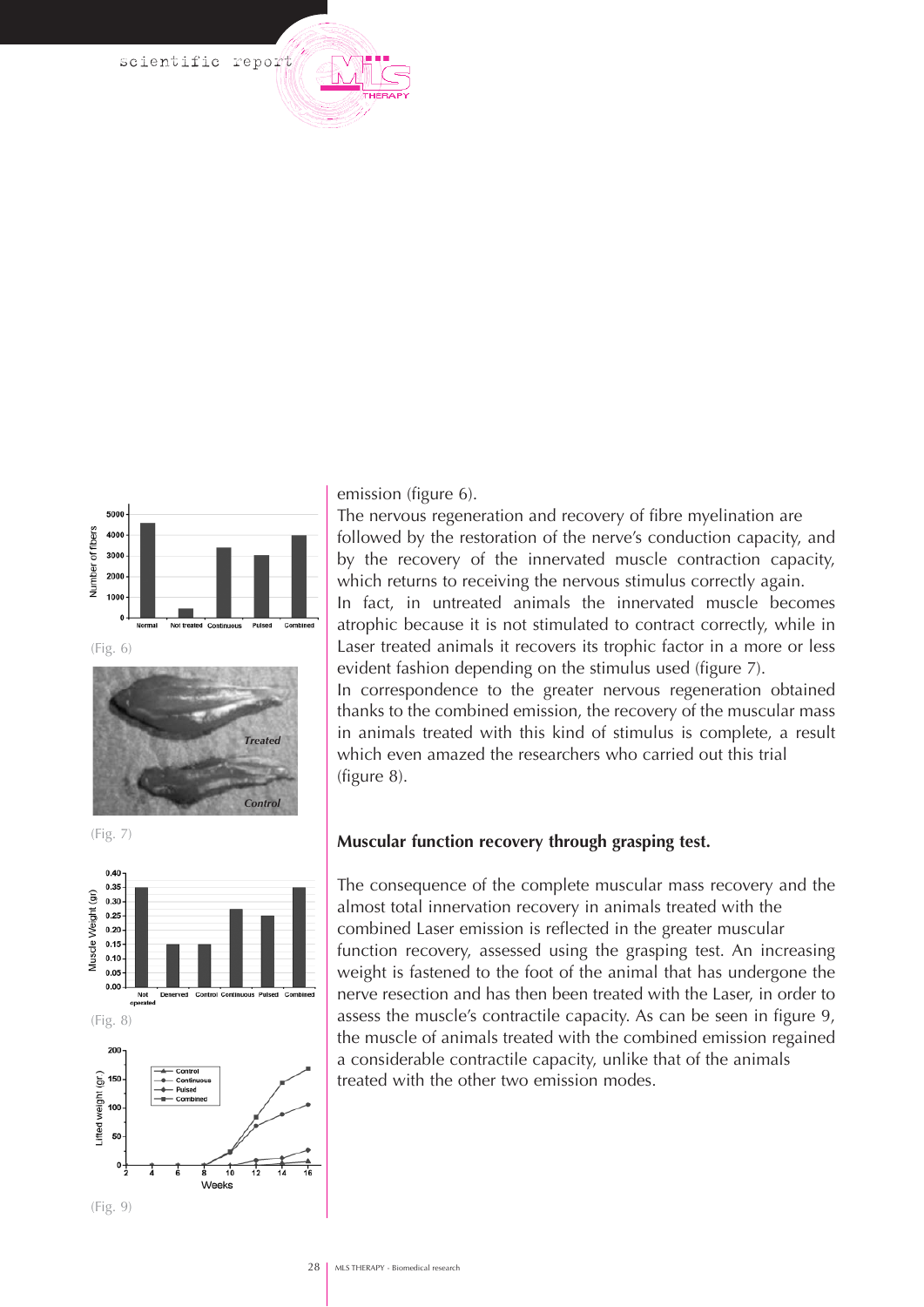(Fig. 6)

(Fig. 7)

(Fig. 8)

(Fig. 9)

emission (figure 6).

The nervous regeneration and recovery of fibre myelination are followed by the restoration of the nerve's conduction capacity, and by the recovery of the innervated muscle contraction capacity, which returns to receiving the nervous stimulus correctly again.

In fact, in untreated animals the innervated muscle becomes atrophic because it is not stimulated to contract correctly, while in Laser treated animals it recovers its trophic factor in a more or less evident fashion depending on the stimulus used (figure 7).

In correspondence to the greater nervous regeneration obtained thanks to the combined emission, the recovery of the muscular mass in animals treated with this kind of stimulus is complete, a result which even amazed the researchers who carried out this trial (figure 8).

**Muscular function recovery through grasping test.**

The consequence of the complete muscular mass recovery and the almost total innervation recovery in animals treated with the combined Laser emission is reflected in the greater muscular function recovery, assessed using the grasping test. An increasing weight is fastened to the foot of the animal that has undergone the nerve resection and has then been treated with the Laser, in order to assess the muscle's contractile capacity. As can be seen in figure 9, the muscle of animals treated with the combined emission regained a considerable contractile capacity, unlike that of the animals treated with the other two emission modes.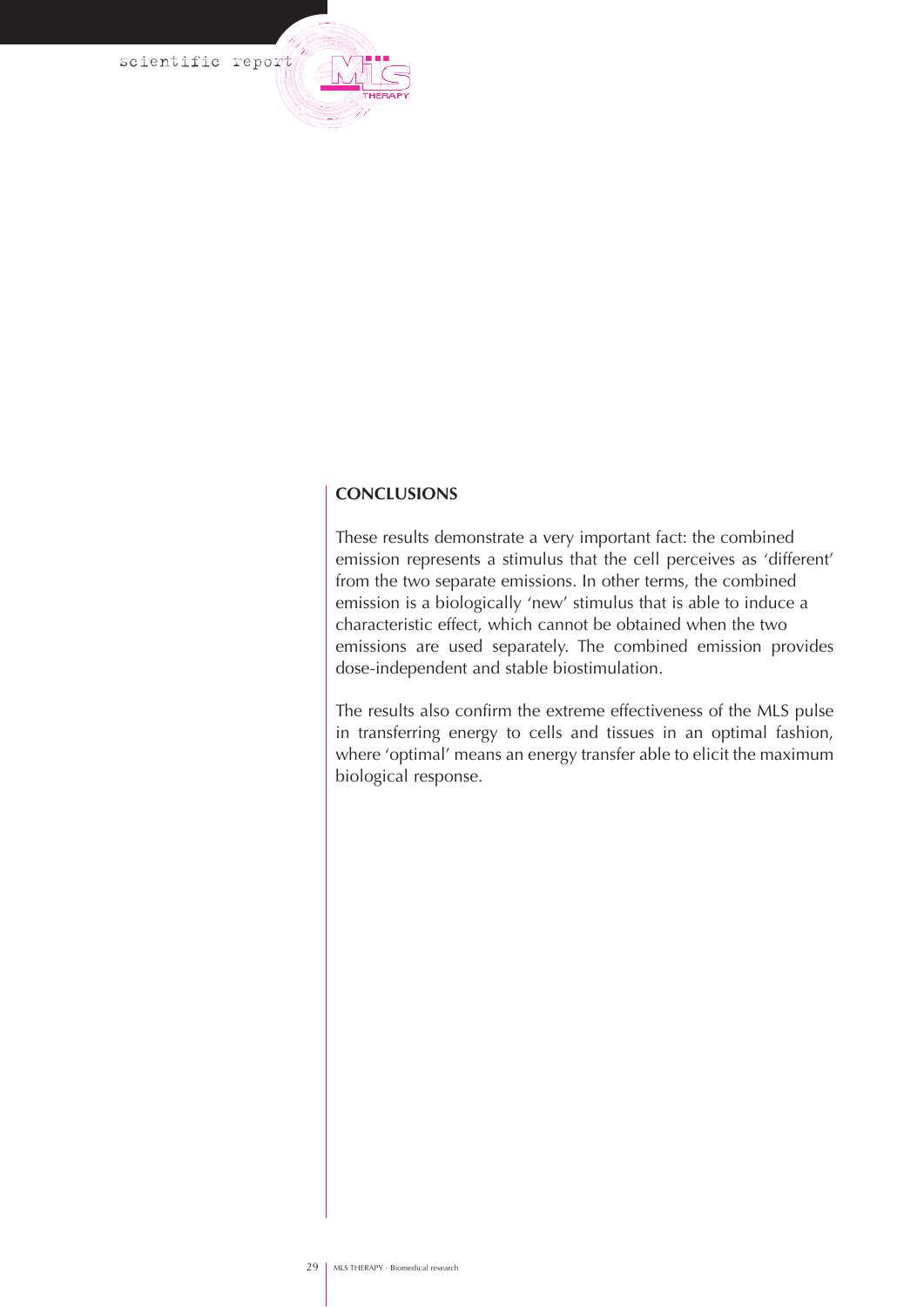## CONCLUSIONS

These results demonstrate a very important fact: the combined emission represents a stimulus that the cell perceives as 'different' from the two separate emissions. In other terms, the combined emission is a biologically 'new' stimulus that is able to induce a characteristic effect, which cannot be obtained when the two emissions are used separately. The combined emission provides dose-independent and stable biostimulation.

The results also confirm the extreme effectiveness of the MLS pulse in transferring energy to cells and tissues in an optimal fashion, where 'optimal' means an energy transfer able to elicit the maximum biological response.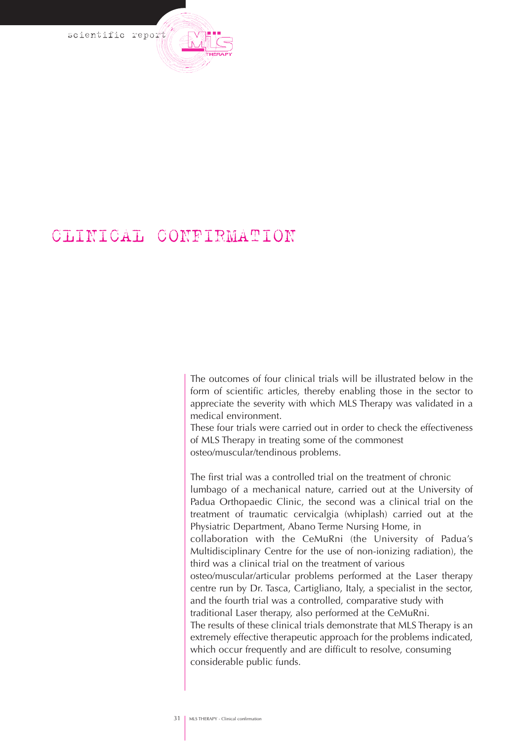# CLINICAL CONFIRMATION

The outcomes of four clinical trials will be illustrated below in the form of scientific articles, thereby enabling those in the sector to appreciate the severity with which MLS Therapy was validated in a medical environment.
These four trials were carried out in order to check the effectiveness of MLS Therapy in treating some of the commonest osteo/muscular/tendinous problems.

The first trial was a controlled trial on the treatment of chronic lumbago of a mechanical nature, carried out at the University of Padua Orthopaedic Clinic, the second was a clinical trial on the treatment of traumatic cervicalgia (whiplash) carried out at the Physiatric Department, Abano Terme Nursing Home, in collaboration with the CeMuRni (the University of Padua's Multidisciplinary Centre for the use of non-ionizing radiation), the third was a clinical trial on the treatment of various osteo/muscular/articular problems performed at the Laser therapy centre run by Dr. Tasca, Cartigliano, Italy, a specialist in the sector, and the fourth trial was a controlled, comparative study with traditional Laser therapy, also performed at the CeMuRni.
The results of these clinical trials demonstrate that MLS Therapy is an extremely effective therapeutic approach for the problems indicated, which occur frequently and are difficult to resolve, consuming considerable public funds.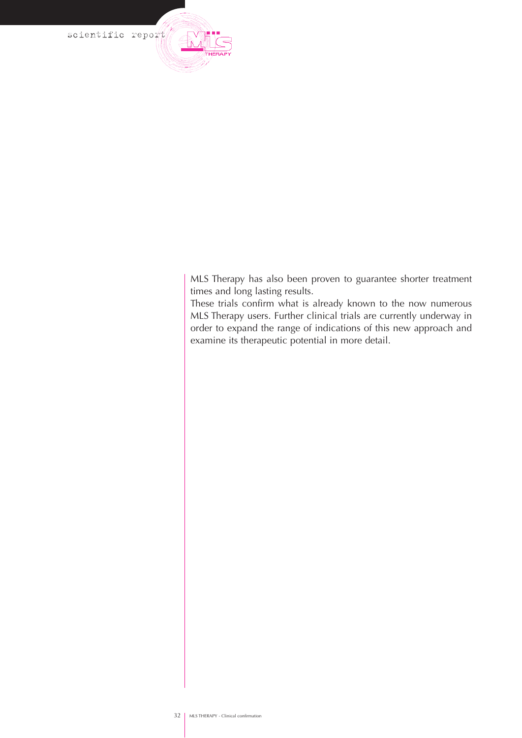MLS Therapy has also been proven to guarantee shorter treatment times and long lasting results.

These trials confirm what is already known to the now numerous MLS Therapy users. Further clinical trials are currently underway in order to expand the range of indications of this new approach and examine its therapeutic potential in more detail.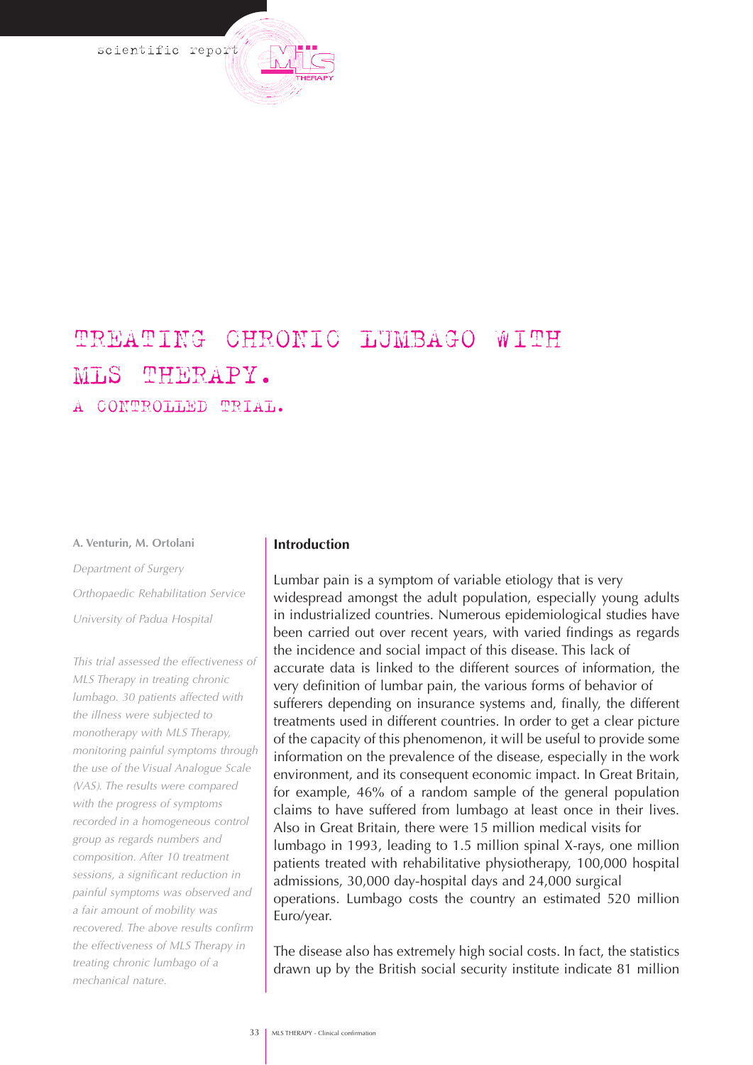# TREATING CHRONIC LUMBAGO WITH MLS THERAPY.

## A CONTROLLED TRIAL.

**A. Venturin, M. Ortolani**

*Department of Surgery*

*Orthopaedic Rehabilitation Service*

*University of Padua Hospital*

*This trial assessed the effectiveness of MLS Therapy in treating chronic lumbago. 30 patients affected with the illness were subjected to monotherapy with MLS Therapy, monitoring painful symptoms through the use of the Visual Analogue Scale (VAS). The results were compared with the progress of symptoms recorded in a homogeneous control group as regards numbers and composition. After 10 treatment sessions, a significant reduction in painful symptoms was observed and a fair amount of mobility was recovered. The above results confirm the effectiveness of MLS Therapy in treating chronic lumbago of a mechanical nature.*

### Introduction

Lumbar pain is a symptom of variable etiology that is very widespread amongst the adult population, especially young adults in industrialized countries. Numerous epidemiological studies have been carried out over recent years, with varied findings as regards the incidence and social impact of this disease. This lack of accurate data is linked to the different sources of information, the very definition of lumbar pain, the various forms of behavior of sufferers depending on insurance systems and, finally, the different treatments used in different countries. In order to get a clear picture of the capacity of this phenomenon, it will be useful to provide some information on the prevalence of the disease, especially in the work environment, and its consequent economic impact. In Great Britain, for example, 46% of a random sample of the general population claims to have suffered from lumbago at least once in their lives. Also in Great Britain, there were 15 million medical visits for lumbago in 1993, leading to 1.5 million spinal X-rays, one million patients treated with rehabilitative physiotherapy, 100,000 hospital admissions, 30,000 day-hospital days and 24,000 surgical operations. Lumbago costs the country an estimated 520 million Euro/year.

The disease also has extremely high social costs. In fact, the statistics drawn up by the British social security institute indicate 81 million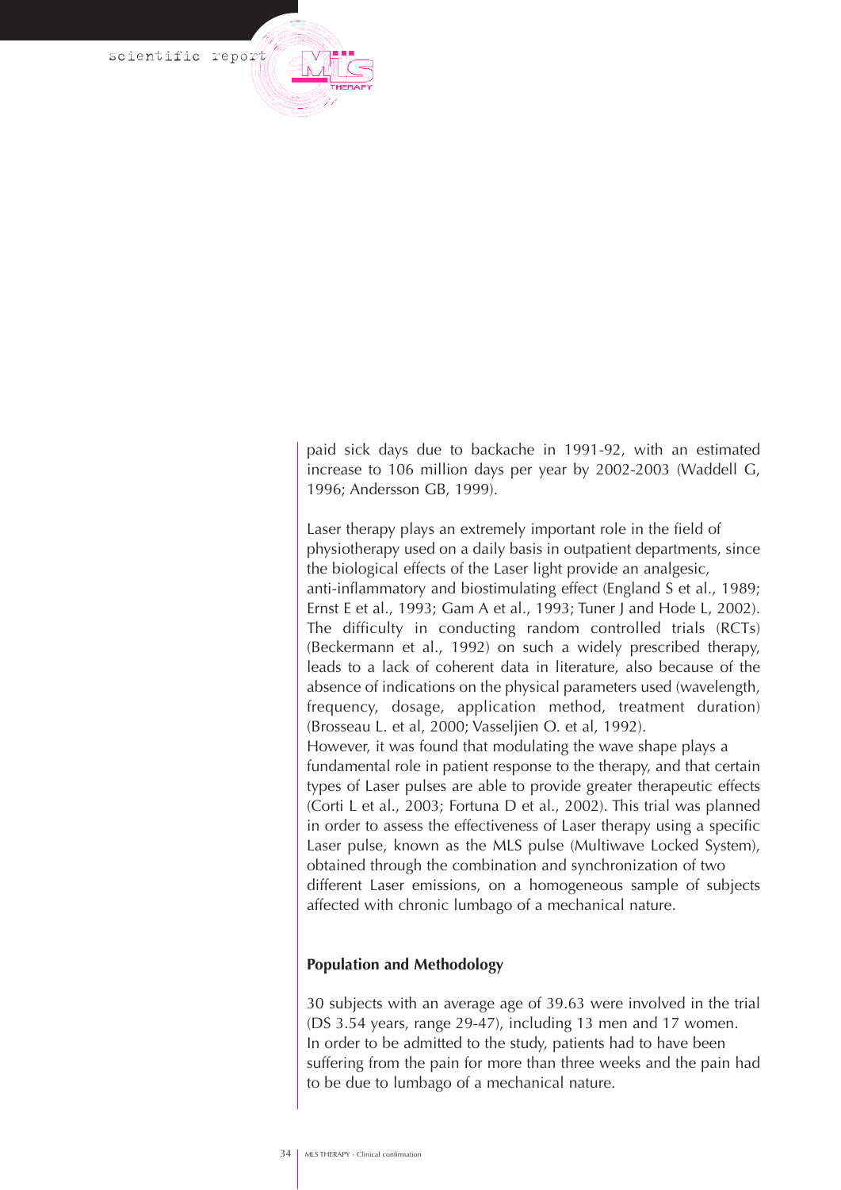paid sick days due to backache in 1991-92, with an estimated increase to 106 million days per year by 2002-2003 (Waddell G, 1996; Andersson GB, 1999).

Laser therapy plays an extremely important role in the field of physiotherapy used on a daily basis in outpatient departments, since the biological effects of the Laser light provide an analgesic, anti-inflammatory and biostimulating effect (England S et al., 1989; Ernst E et al., 1993; Gam A et al., 1993; Tuner J and Hode L, 2002). The difficulty in conducting random controlled trials (RCTs) (Beckermann et al., 1992) on such a widely prescribed therapy, leads to a lack of coherent data in literature, also because of the absence of indications on the physical parameters used (wavelength, frequency, dosage, application method, treatment duration) (Brosseau L. et al, 2000; Vasseljien O. et al, 1992).
However, it was found that modulating the wave shape plays a fundamental role in patient response to the therapy, and that certain types of Laser pulses are able to provide greater therapeutic effects (Corti L et al., 2003; Fortuna D et al., 2002). This trial was planned in order to assess the effectiveness of Laser therapy using a specific Laser pulse, known as the MLS pulse (Multiwave Locked System), obtained through the combination and synchronization of two different Laser emissions, on a homogeneous sample of subjects affected with chronic lumbago of a mechanical nature.

**Population and Methodology**

30 subjects with an average age of 39.63 were involved in the trial (DS 3.54 years, range 29-47), including 13 men and 17 women.
In order to be admitted to the study, patients had to have been suffering from the pain for more than three weeks and the pain had to be due to lumbago of a mechanical nature.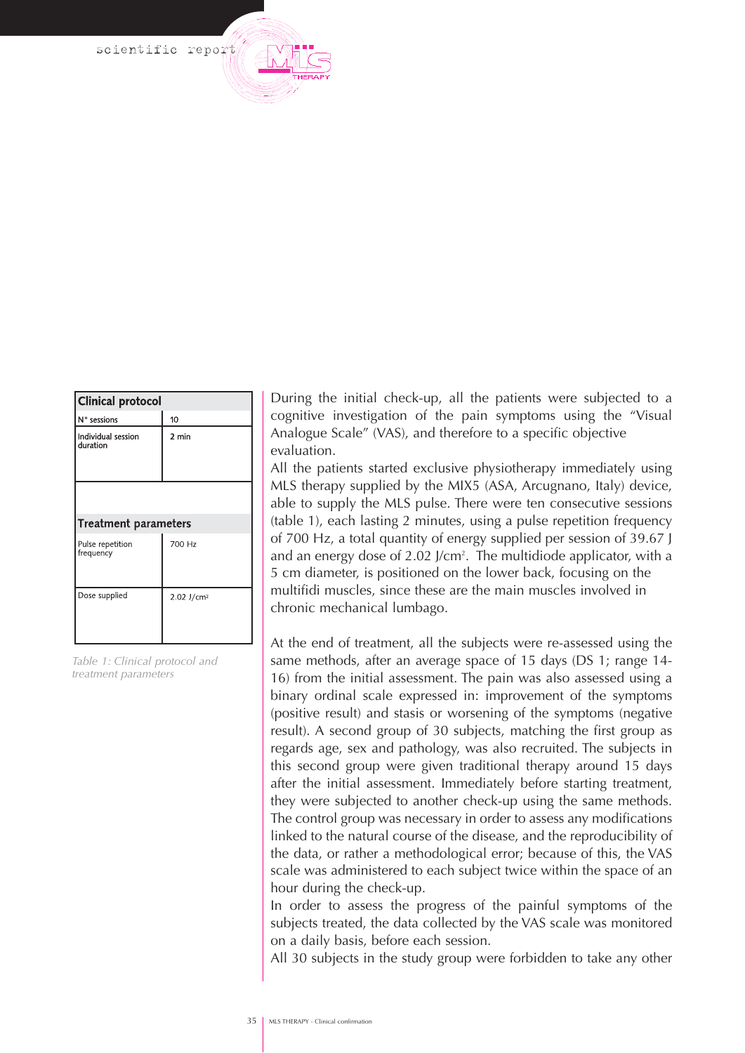| Clinical protocol | |
|---|---|
| N° sessions | 10 |
| Individual session duration | 2 min |

| Treatment parameters | |
|---|---|
| Pulse repetition frequency | 700 Hz |
| Dose supplied | 2.02 J/cm² |

*Table 1: Clinical protocol and treatment parameters*

During the initial check-up, all the patients were subjected to a cognitive investigation of the pain symptoms using the "Visual Analogue Scale" (VAS), and therefore to a specific objective evaluation.

All the patients started exclusive physiotherapy immediately using MLS therapy supplied by the MIX5 (ASA, Arcugnano, Italy) device, able to supply the MLS pulse. There were ten consecutive sessions (table 1), each lasting 2 minutes, using a pulse repetition frequency of 700 Hz, a total quantity of energy supplied per session of 39.67 J and an energy dose of 2.02 J/cm². The multidiode applicator, with a 5 cm diameter, is positioned on the lower back, focusing on the multifidi muscles, since these are the main muscles involved in chronic mechanical lumbago.

At the end of treatment, all the subjects were re-assessed using the same methods, after an average space of 15 days (DS 1; range 14-16) from the initial assessment. The pain was also assessed using a binary ordinal scale expressed in: improvement of the symptoms (positive result) and stasis or worsening of the symptoms (negative result). A second group of 30 subjects, matching the first group as regards age, sex and pathology, was also recruited. The subjects in this second group were given traditional therapy around 15 days after the initial assessment. Immediately before starting treatment, they were subjected to another check-up using the same methods. The control group was necessary in order to assess any modifications linked to the natural course of the disease, and the reproducibility of the data, or rather a methodological error; because of this, the VAS scale was administered to each subject twice within the space of an hour during the check-up.

In order to assess the progress of the painful symptoms of the subjects treated, the data collected by the VAS scale was monitored on a daily basis, before each session.

All 30 subjects in the study group were forbidden to take any other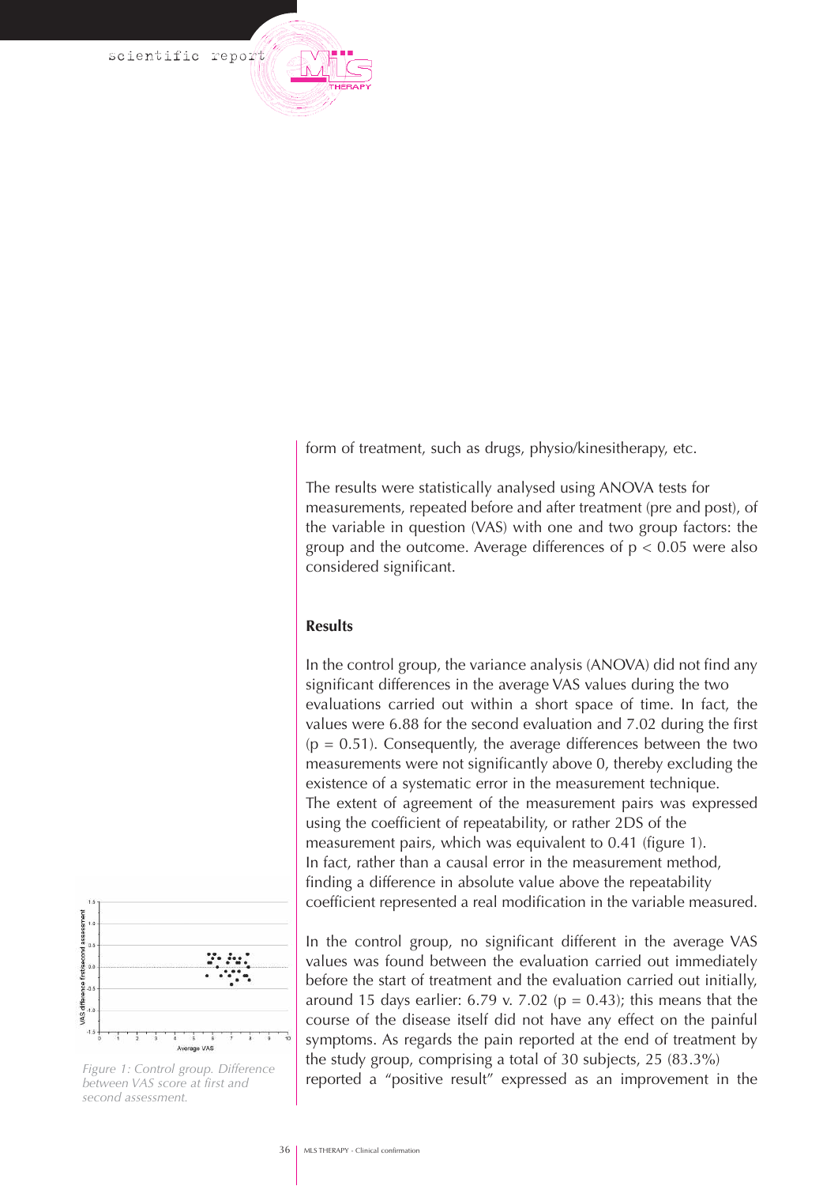form of treatment, such as drugs, physio/kinesitherapy, etc.

The results were statistically analysed using ANOVA tests for measurements, repeated before and after treatment (pre and post), of the variable in question (VAS) with one and two group factors: the group and the outcome. Average differences of $p < 0.05$ were also considered significant.

## Results

In the control group, the variance analysis (ANOVA) did not find any significant differences in the average VAS values during the two evaluations carried out within a short space of time. In fact, the values were 6.88 for the second evaluation and 7.02 during the first ($p = 0.51$). Consequently, the average differences between the two measurements were not significantly above 0, thereby excluding the existence of a systematic error in the measurement technique.
The extent of agreement of the measurement pairs was expressed using the coefficient of repeatability, or rather 2DS of the measurement pairs, which was equivalent to 0.41 (figure 1).
In fact, rather than a causal error in the measurement method, finding a difference in absolute value above the repeatability coefficient represented a real modification in the variable measured.

In the control group, no significant different in the average VAS values was found between the evaluation carried out immediately before the start of treatment and the evaluation carried out initially, around 15 days earlier: 6.79 v. 7.02 ($p = 0.43$); this means that the course of the disease itself did not have any effect on the painful symptoms. As regards the pain reported at the end of treatment by the study group, comprising a total of 30 subjects, 25 (83.3%) reported a "positive result" expressed as an improvement in the

*Figure 1: Control group. Difference between VAS score at first and second assessment.*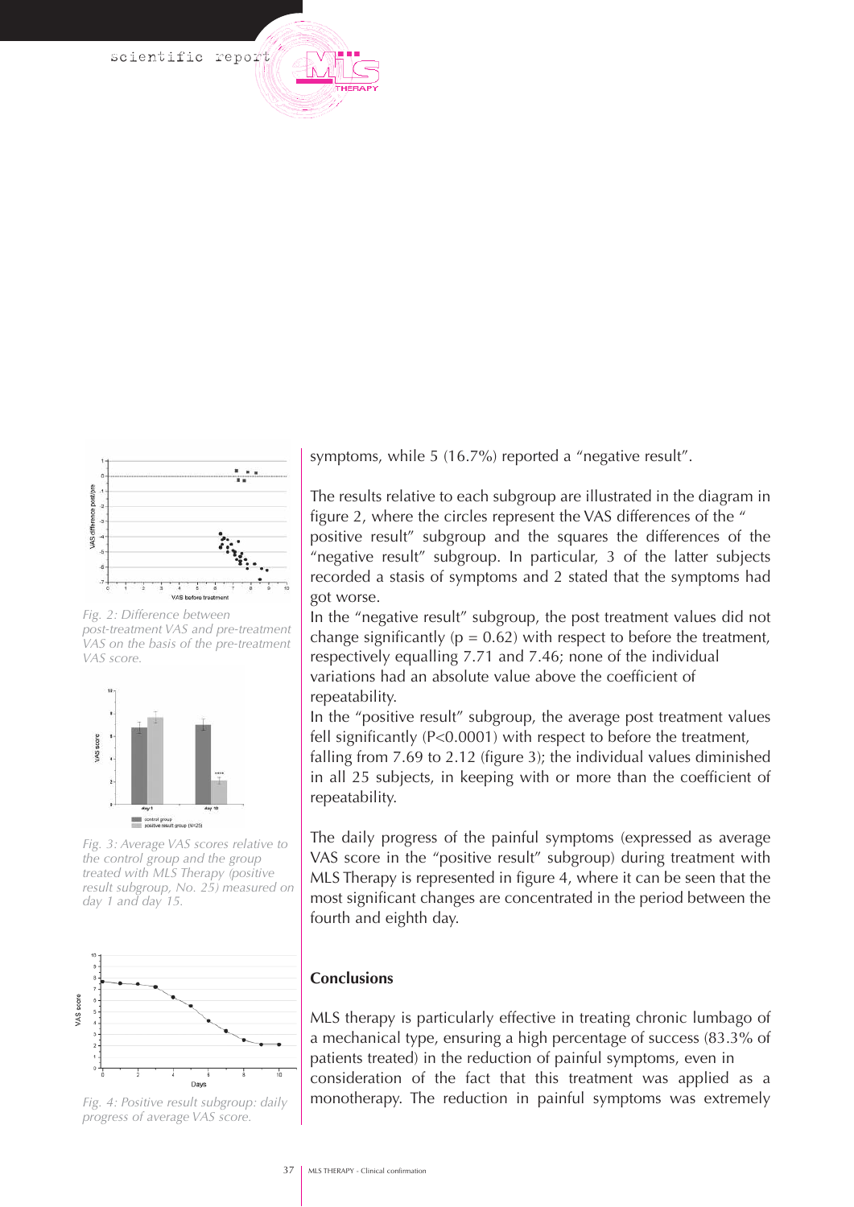*Fig. 2: Difference between post-treatment VAS and pre-treatment VAS on the basis of the pre-treatment VAS score.*

*Fig. 3: Average VAS scores relative to the control group and the group treated with MLS Therapy (positive result subgroup, No. 25) measured on day 1 and day 15.*

*Fig. 4: Positive result subgroup: daily progress of average VAS score.*

symptoms, while 5 (16.7%) reported a "negative result".

The results relative to each subgroup are illustrated in the diagram in figure 2, where the circles represent the VAS differences of the " positive result" subgroup and the squares the differences of the "negative result" subgroup. In particular, 3 of the latter subjects recorded a stasis of symptoms and 2 stated that the symptoms had got worse.
In the "negative result" subgroup, the post treatment values did not change significantly ($p = 0.62$) with respect to before the treatment, respectively equalling 7.71 and 7.46; none of the individual variations had an absolute value above the coefficient of repeatability.
In the "positive result" subgroup, the average post treatment values fell significantly ($P<0.0001$) with respect to before the treatment, falling from 7.69 to 2.12 (figure 3); the individual values diminished in all 25 subjects, in keeping with or more than the coefficient of repeatability.

The daily progress of the painful symptoms (expressed as average VAS score in the "positive result" subgroup) during treatment with MLS Therapy is represented in figure 4, where it can be seen that the most significant changes are concentrated in the period between the fourth and eighth day.

## Conclusions

MLS therapy is particularly effective in treating chronic lumbago of a mechanical type, ensuring a high percentage of success (83.3% of patients treated) in the reduction of painful symptoms, even in consideration of the fact that this treatment was applied as a monotherapy. The reduction in painful symptoms was extremely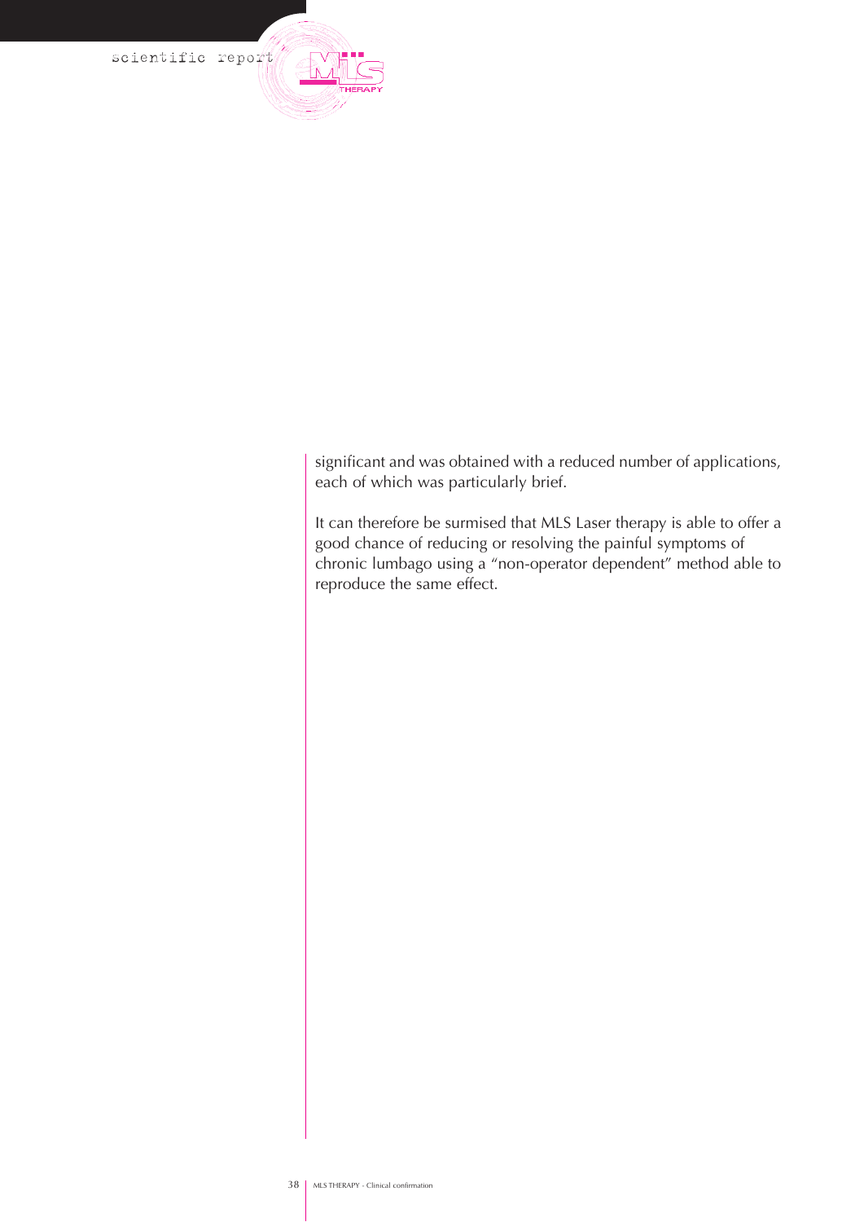significant and was obtained with a reduced number of applications, each of which was particularly brief.

It can therefore be surmised that MLS Laser therapy is able to offer a good chance of reducing or resolving the painful symptoms of chronic lumbago using a "non-operator dependent" method able to reproduce the same effect.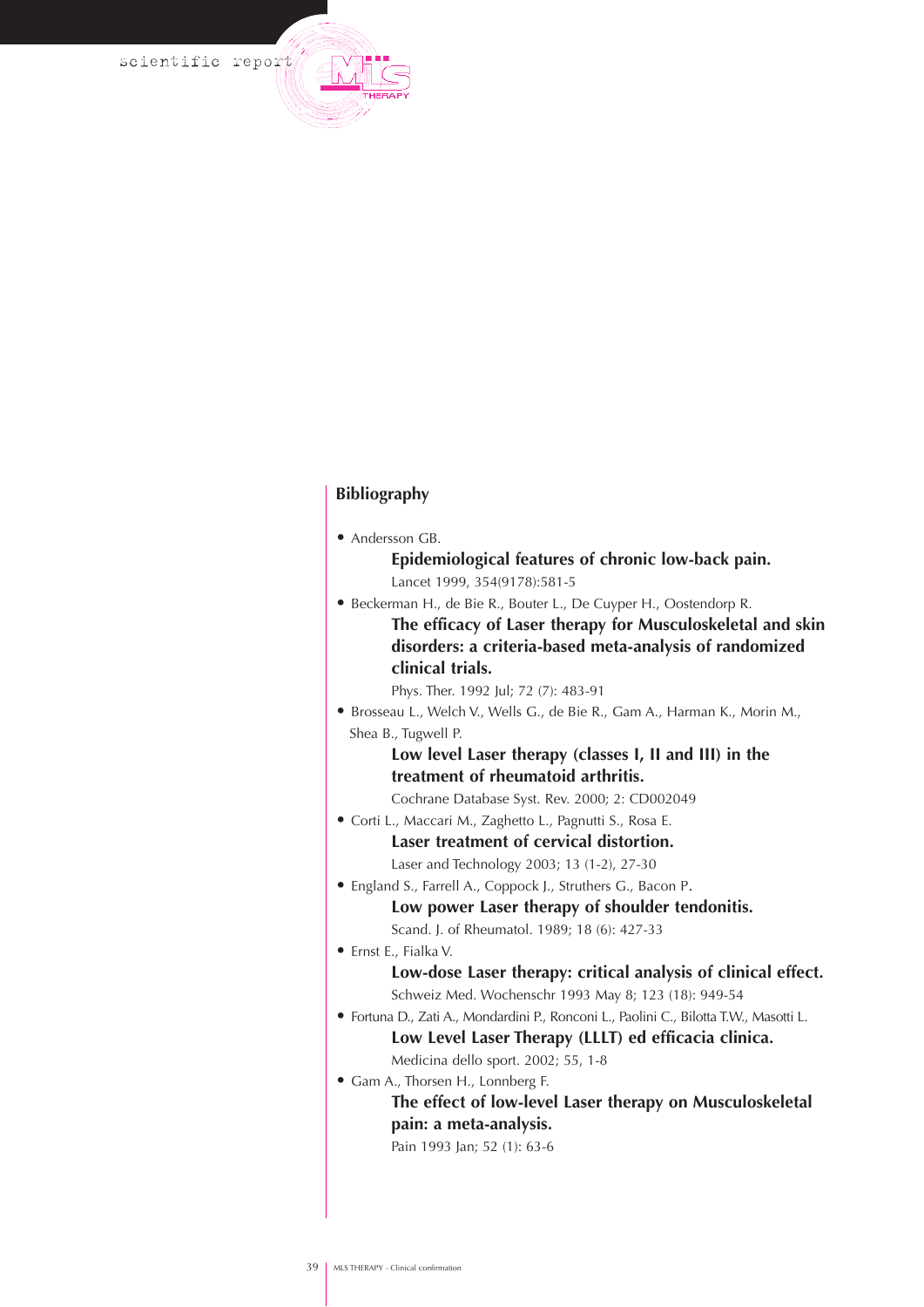## Bibliography

- Andersson GB.

  **Epidemiological features of chronic low-back pain.**

  Lancet 1999, 354(9178):581-5

- Beckerman H., de Bie R., Bouter L., De Cuyper H., Oostendorp R.

  **The efficacy of Laser therapy for Musculoskeletal and skin disorders: a criteria-based meta-analysis of randomized clinical trials.**

  Phys. Ther. 1992 Jul; 72 (7): 483-91

- Brosseau L., Welch V., Wells G., de Bie R., Gam A., Harman K., Morin M., Shea B., Tugwell P.

  **Low level Laser therapy (classes I, II and III) in the treatment of rheumatoid arthritis.**

  Cochrane Database Syst. Rev. 2000; 2: CD002049

- Corti L., Maccari M., Zaghetto L., Pagnutti S., Rosa E.

  **Laser treatment of cervical distortion.**

  Laser and Technology 2003; 13 (1-2), 27-30

- England S., Farrell A., Coppock J., Struthers G., Bacon P.

  **Low power Laser therapy of shoulder tendonitis.**

  Scand. J. of Rheumatol. 1989; 18 (6): 427-33

- Ernst E., Fialka V.

  **Low-dose Laser therapy: critical analysis of clinical effect.**

  Schweiz Med. Wochenschr 1993 May 8; 123 (18): 949-54

- Fortuna D., Zati A., Mondardini P., Ronconi L., Paolini C., Bilotta T.W., Masotti L.

  **Low Level Laser Therapy (LLLT) ed efficacia clinica.**

  Medicina dello sport. 2002; 55, 1-8

- Gam A., Thorsen H., Lonnberg F.

  **The effect of low-level Laser therapy on Musculoskeletal pain: a meta-analysis.**

  Pain 1993 Jan; 52 (1): 63-6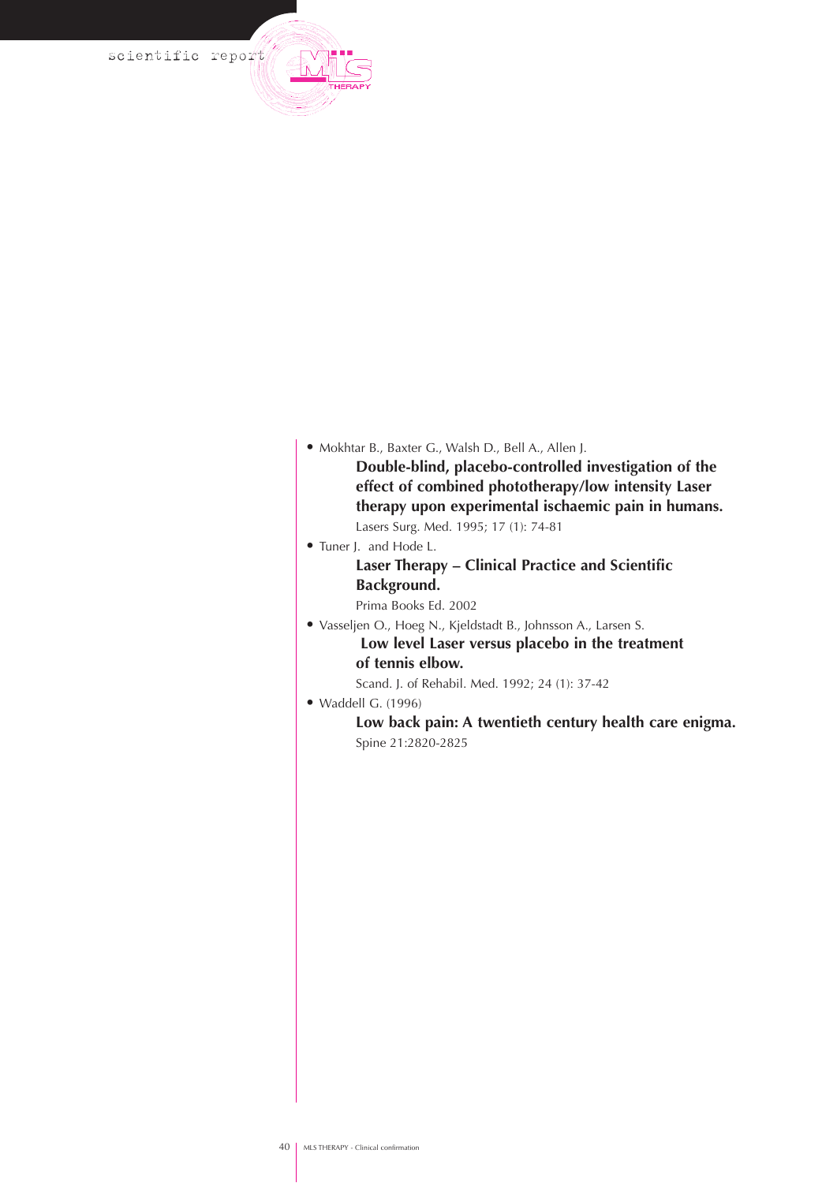- Mokhtar B., Baxter G., Walsh D., Bell A., Allen J.
  **Double-blind, placebo-controlled investigation of the effect of combined phototherapy/low intensity Laser therapy upon experimental ischaemic pain in humans.**
  Lasers Surg. Med. 1995; 17 (1): 74-81
- Tuner J. and Hode L.
  **Laser Therapy – Clinical Practice and Scientific Background.**
  Prima Books Ed. 2002
- Vasseljen O., Hoeg N., Kjeldstadt B., Johnsson A., Larsen S.
  **Low level Laser versus placebo in the treatment of tennis elbow.**
  Scand. J. of Rehabil. Med. 1992; 24 (1): 37-42
- Waddell G. (1996)
  **Low back pain: A twentieth century health care enigma.**
  Spine 21:2820-2825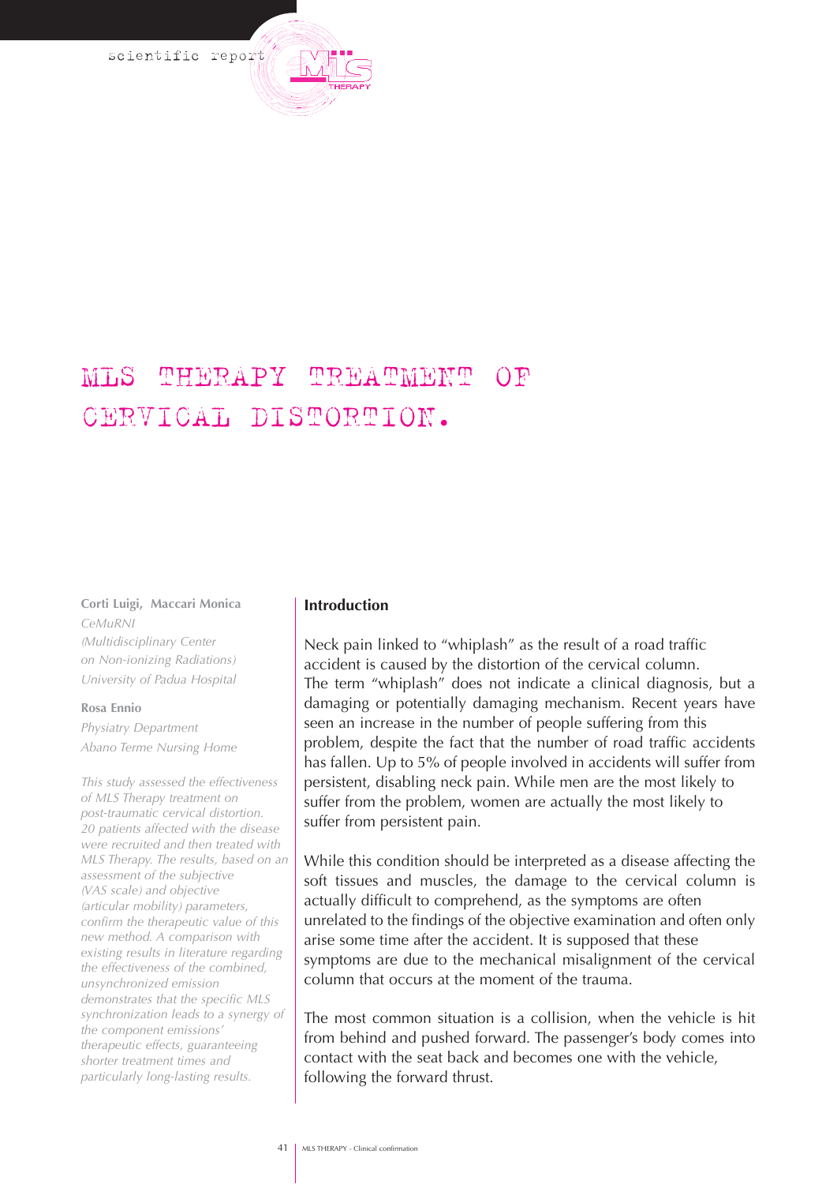scientific report

# MLS THERAPY TREATMENT OF CERVICAL DISTORTION.

**Corti Luigi, Maccari Monica**
*CeMuRNI*
*(Multidisciplinary Center on Non-ionizing Radiations)*
*University of Padua Hospital*

**Rosa Ennio**
*Physiatry Department*
*Abano Terme Nursing Home*

*This study assessed the effectiveness of MLS Therapy treatment on post-traumatic cervical distortion. 20 patients affected with the disease were recruited and then treated with MLS Therapy. The results, based on an assessment of the subjective (VAS scale) and objective (articular mobility) parameters, confirm the therapeutic value of this new method. A comparison with existing results in literature regarding the effectiveness of the combined, unsynchronized emission demonstrates that the specific MLS synchronization leads to a synergy of the component emissions' therapeutic effects, guaranteeing shorter treatment times and particularly long-lasting results.*

## Introduction

Neck pain linked to "whiplash" as the result of a road traffic accident is caused by the distortion of the cervical column. The term "whiplash" does not indicate a clinical diagnosis, but a damaging or potentially damaging mechanism. Recent years have seen an increase in the number of people suffering from this problem, despite the fact that the number of road traffic accidents has fallen. Up to 5% of people involved in accidents will suffer from persistent, disabling neck pain. While men are the most likely to suffer from the problem, women are actually the most likely to suffer from persistent pain.

While this condition should be interpreted as a disease affecting the soft tissues and muscles, the damage to the cervical column is actually difficult to comprehend, as the symptoms are often unrelated to the findings of the objective examination and often only arise some time after the accident. It is supposed that these symptoms are due to the mechanical misalignment of the cervical column that occurs at the moment of the trauma.

The most common situation is a collision, when the vehicle is hit from behind and pushed forward. The passenger's body comes into contact with the seat back and becomes one with the vehicle, following the forward thrust.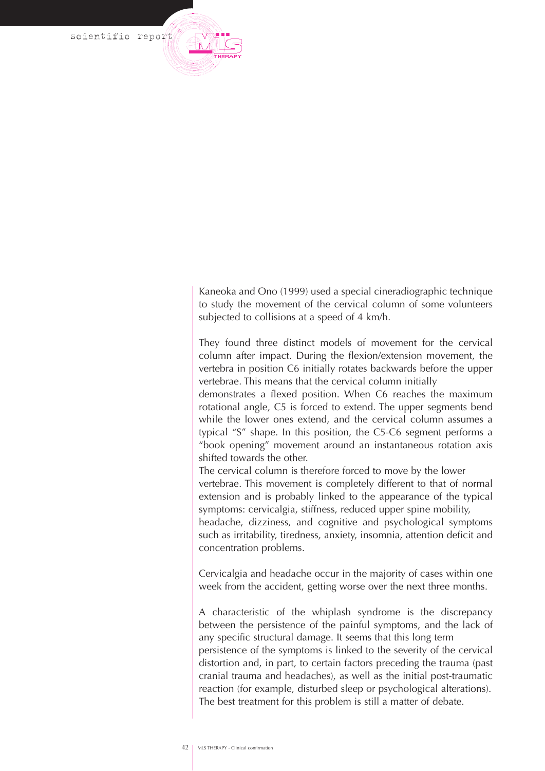Kaneoka and Ono (1999) used a special cineradiographic technique to study the movement of the cervical column of some volunteers subjected to collisions at a speed of 4 km/h.

They found three distinct models of movement for the cervical column after impact. During the flexion/extension movement, the vertebra in position C6 initially rotates backwards before the upper vertebrae. This means that the cervical column initially demonstrates a flexed position. When C6 reaches the maximum rotational angle, C5 is forced to extend. The upper segments bend while the lower ones extend, and the cervical column assumes a typical "S" shape. In this position, the C5-C6 segment performs a "book opening" movement around an instantaneous rotation axis shifted towards the other.

The cervical column is therefore forced to move by the lower vertebrae. This movement is completely different to that of normal extension and is probably linked to the appearance of the typical symptoms: cervicalgia, stiffness, reduced upper spine mobility, headache, dizziness, and cognitive and psychological symptoms such as irritability, tiredness, anxiety, insomnia, attention deficit and concentration problems.

Cervicalgia and headache occur in the majority of cases within one week from the accident, getting worse over the next three months.

A characteristic of the whiplash syndrome is the discrepancy between the persistence of the painful symptoms, and the lack of any specific structural damage. It seems that this long term persistence of the symptoms is linked to the severity of the cervical distortion and, in part, to certain factors preceding the trauma (past cranial trauma and headaches), as well as the initial post-traumatic reaction (for example, disturbed sleep or psychological alterations). The best treatment for this problem is still a matter of debate.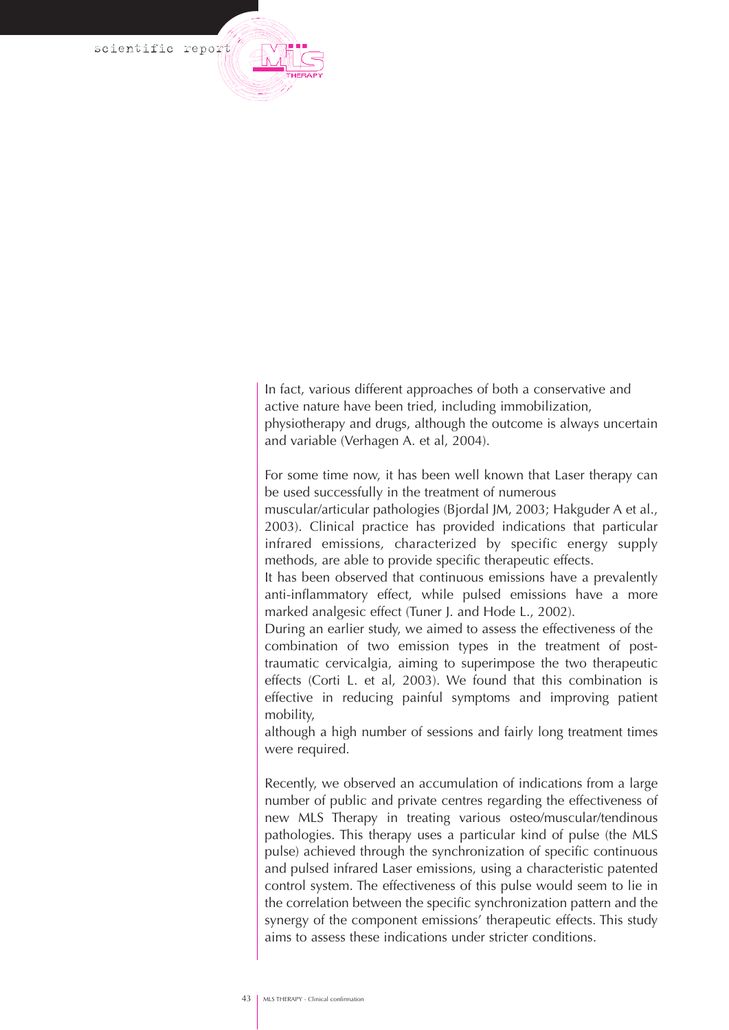In fact, various different approaches of both a conservative and active nature have been tried, including immobilization, physiotherapy and drugs, although the outcome is always uncertain and variable (Verhagen A. et al, 2004).

For some time now, it has been well known that Laser therapy can be used successfully in the treatment of numerous muscular/articular pathologies (Bjordal JM, 2003; Hakguder A et al., 2003). Clinical practice has provided indications that particular infrared emissions, characterized by specific energy supply methods, are able to provide specific therapeutic effects.

It has been observed that continuous emissions have a prevalently anti-inflammatory effect, while pulsed emissions have a more marked analgesic effect (Tuner J. and Hode L., 2002).

During an earlier study, we aimed to assess the effectiveness of the combination of two emission types in the treatment of post-traumatic cervicalgia, aiming to superimpose the two therapeutic effects (Corti L. et al, 2003). We found that this combination is effective in reducing painful symptoms and improving patient mobility, although a high number of sessions and fairly long treatment times were required.

Recently, we observed an accumulation of indications from a large number of public and private centres regarding the effectiveness of new MLS Therapy in treating various osteo/muscular/tendinous pathologies. This therapy uses a particular kind of pulse (the MLS pulse) achieved through the synchronization of specific continuous and pulsed infrared Laser emissions, using a characteristic patented control system. The effectiveness of this pulse would seem to lie in the correlation between the specific synchronization pattern and the synergy of the component emissions' therapeutic effects. This study aims to assess these indications under stricter conditions.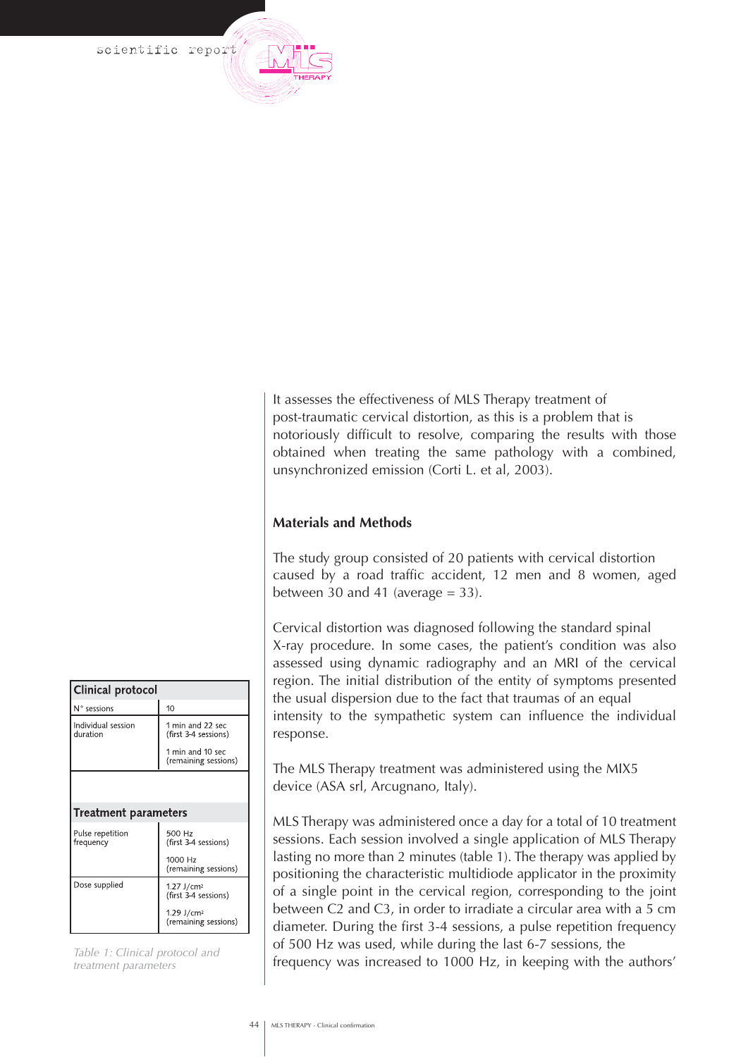It assesses the effectiveness of MLS Therapy treatment of post-traumatic cervical distortion, as this is a problem that is notoriously difficult to resolve, comparing the results with those obtained when treating the same pathology with a combined, unsynchronized emission (Corti L. et al, 2003).

## Materials and Methods

The study group consisted of 20 patients with cervical distortion caused by a road traffic accident, 12 men and 8 women, aged between 30 and 41 (average = 33).

Cervical distortion was diagnosed following the standard spinal X-ray procedure. In some cases, the patient's condition was also assessed using dynamic radiography and an MRI of the cervical region. The initial distribution of the entity of symptoms presented the usual dispersion due to the fact that traumas of an equal intensity to the sympathetic system can influence the individual response.

The MLS Therapy treatment was administered using the MIX5 device (ASA srl, Arcugnano, Italy).

MLS Therapy was administered once a day for a total of 10 treatment sessions. Each session involved a single application of MLS Therapy lasting no more than 2 minutes (table 1). The therapy was applied by positioning the characteristic multidiode applicator in the proximity of a single point in the cervical region, corresponding to the joint between C2 and C3, in order to irradiate a circular area with a 5 cm diameter. During the first 3-4 sessions, a pulse repetition frequency of 500 Hz was used, while during the last 6-7 sessions, the frequency was increased to 1000 Hz, in keeping with the authors'

| Clinical protocol | |
|---|---|
| N° sessions | 10 |
| Individual session duration | 1 min and 22 sec (first 3-4 sessions) |
| | 1 min and 10 sec (remaining sessions) |
| **Treatment parameters** | |
| Pulse repetition frequency | 500 Hz (first 3-4 sessions) |
| | 1000 Hz (remaining sessions) |
| Dose supplied | 1.27 J/cm$^2$ (first 3-4 sessions) |
| | 1.29 J/cm$^2$ (remaining sessions) |

*Table 1: Clinical protocol and treatment parameters*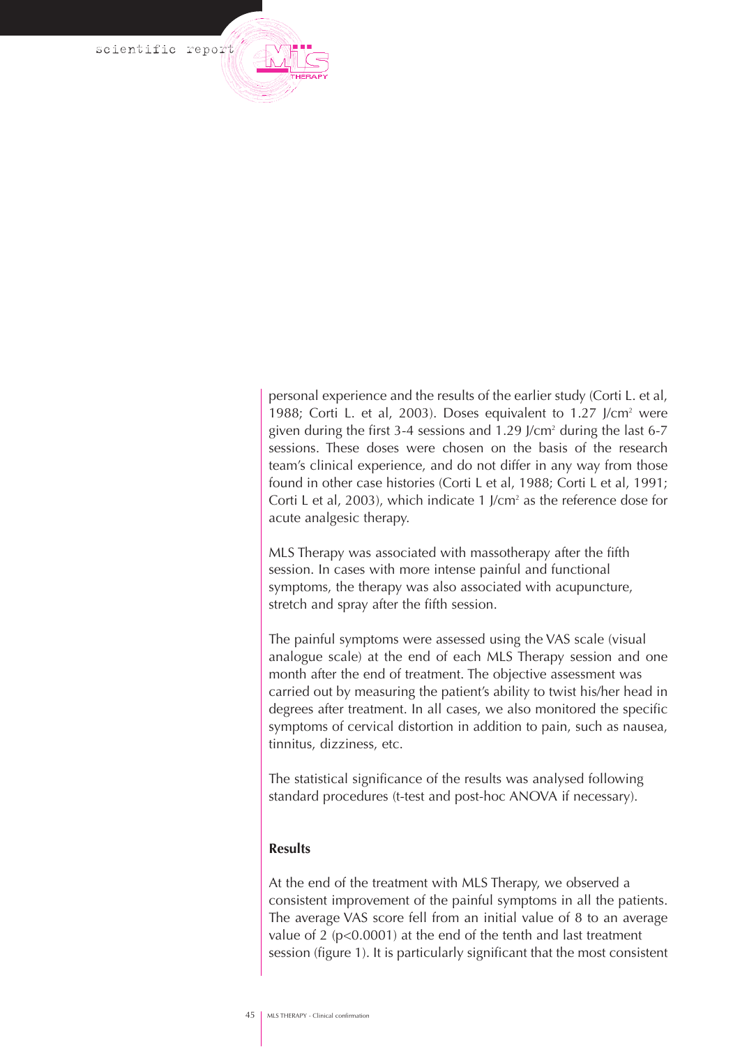personal experience and the results of the earlier study (Corti L. et al, 1988; Corti L. et al, 2003). Doses equivalent to 1.27 J/cm² were given during the first 3-4 sessions and 1.29 J/cm² during the last 6-7 sessions. These doses were chosen on the basis of the research team's clinical experience, and do not differ in any way from those found in other case histories (Corti L et al, 1988; Corti L et al, 1991; Corti L et al, 2003), which indicate 1 J/cm² as the reference dose for acute analgesic therapy.

MLS Therapy was associated with massotherapy after the fifth session. In cases with more intense painful and functional symptoms, the therapy was also associated with acupuncture, stretch and spray after the fifth session.

The painful symptoms were assessed using the VAS scale (visual analogue scale) at the end of each MLS Therapy session and one month after the end of treatment. The objective assessment was carried out by measuring the patient's ability to twist his/her head in degrees after treatment. In all cases, we also monitored the specific symptoms of cervical distortion in addition to pain, such as nausea, tinnitus, dizziness, etc.

The statistical significance of the results was analysed following standard procedures (t-test and post-hoc ANOVA if necessary).

### Results

At the end of the treatment with MLS Therapy, we observed a consistent improvement of the painful symptoms in all the patients. The average VAS score fell from an initial value of 8 to an average value of 2 ($p<0.0001$) at the end of the tenth and last treatment session (figure 1). It is particularly significant that the most consistent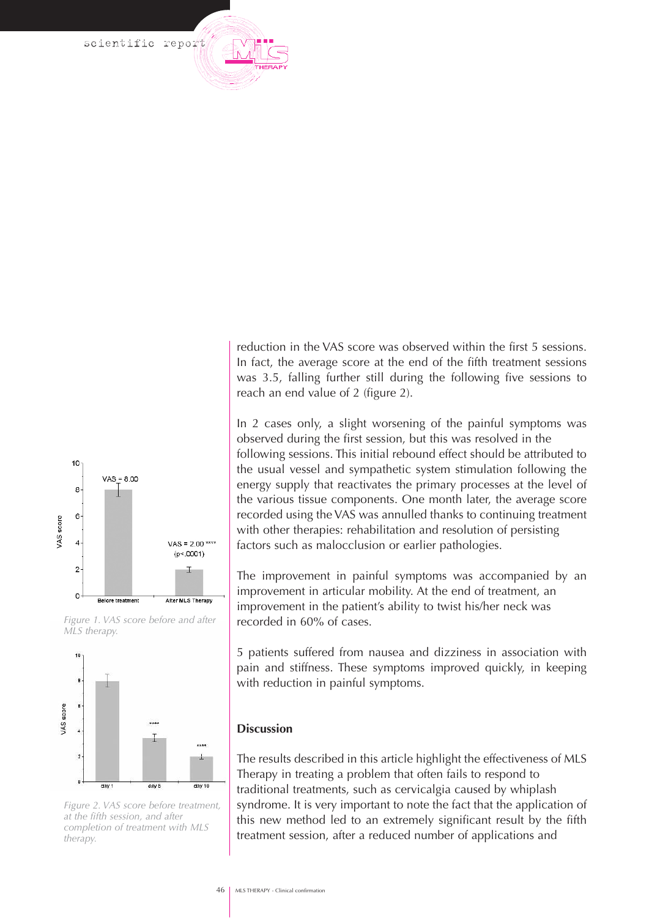reduction in the VAS score was observed within the first 5 sessions. In fact, the average score at the end of the fifth treatment sessions was 3.5, falling further still during the following five sessions to reach an end value of 2 (figure 2).

In 2 cases only, a slight worsening of the painful symptoms was observed during the first session, but this was resolved in the following sessions. This initial rebound effect should be attributed to the usual vessel and sympathetic system stimulation following the energy supply that reactivates the primary processes at the level of the various tissue components. One month later, the average score recorded using the VAS was annulled thanks to continuing treatment with other therapies: rehabilitation and resolution of persisting factors such as malocclusion or earlier pathologies.

The improvement in painful symptoms was accompanied by an improvement in articular mobility. At the end of treatment, an improvement in the patient's ability to twist his/her neck was recorded in 60% of cases.

5 patients suffered from nausea and dizziness in association with pain and stiffness. These symptoms improved quickly, in keeping with reduction in painful symptoms.

*Figure 1. VAS score before and after MLS therapy.*

*Figure 2. VAS score before treatment, at the fifth session, and after completion of treatment with MLS therapy.*

## Discussion

The results described in this article highlight the effectiveness of MLS Therapy in treating a problem that often fails to respond to traditional treatments, such as cervicalgia caused by whiplash syndrome. It is very important to note the fact that the application of this new method led to an extremely significant result by the fifth treatment session, after a reduced number of applications and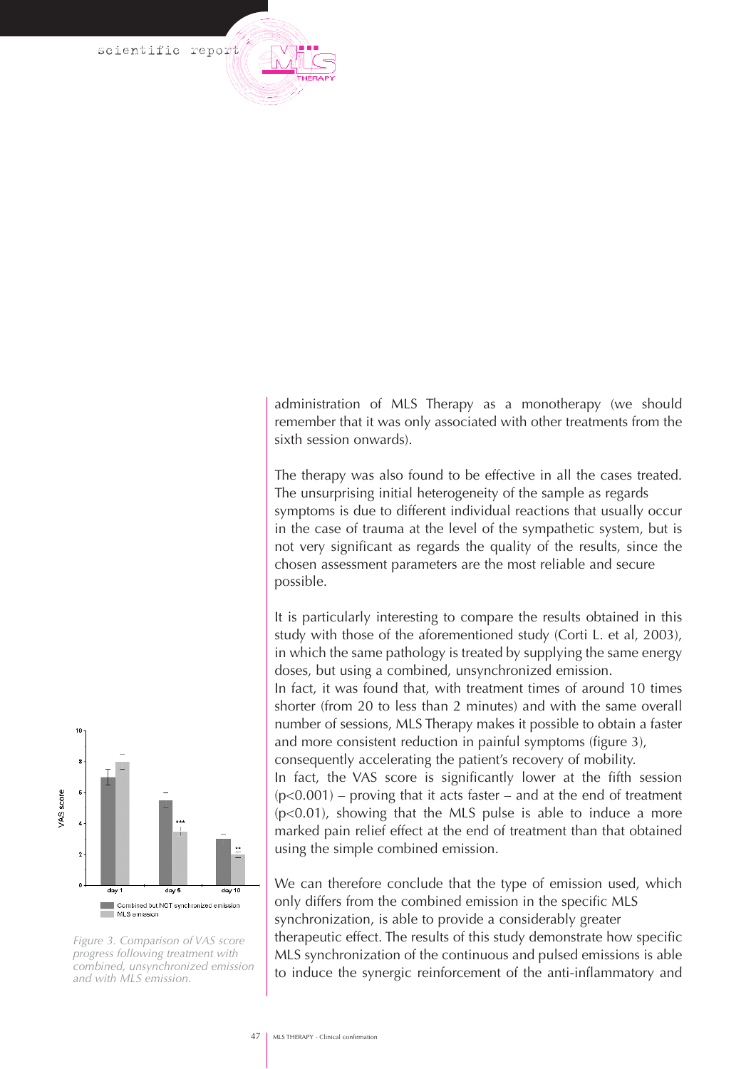administration of MLS Therapy as a monotherapy (we should remember that it was only associated with other treatments from the sixth session onwards).

The therapy was also found to be effective in all the cases treated. The unsurprising initial heterogeneity of the sample as regards symptoms is due to different individual reactions that usually occur in the case of trauma at the level of the sympathetic system, but is not very significant as regards the quality of the results, since the chosen assessment parameters are the most reliable and secure possible.

It is particularly interesting to compare the results obtained in this study with those of the aforementioned study (Corti L. et al, 2003), in which the same pathology is treated by supplying the same energy doses, but using a combined, unsynchronized emission.

In fact, it was found that, with treatment times of around 10 times shorter (from 20 to less than 2 minutes) and with the same overall number of sessions, MLS Therapy makes it possible to obtain a faster and more consistent reduction in painful symptoms (figure 3), consequently accelerating the patient's recovery of mobility.

In fact, the VAS score is significantly lower at the fifth session ($p<0.001$) – proving that it acts faster – and at the end of treatment ($p<0.01$), showing that the MLS pulse is able to induce a more marked pain relief effect at the end of treatment than that obtained using the simple combined emission.

We can therefore conclude that the type of emission used, which only differs from the combined emission in the specific MLS synchronization, is able to provide a considerably greater therapeutic effect. The results of this study demonstrate how specific MLS synchronization of the continuous and pulsed emissions is able to induce the synergic reinforcement of the anti-inflammatory and

*Figure 3. Comparison of VAS score progress following treatment with combined, unsynchronized emission and with MLS emission.*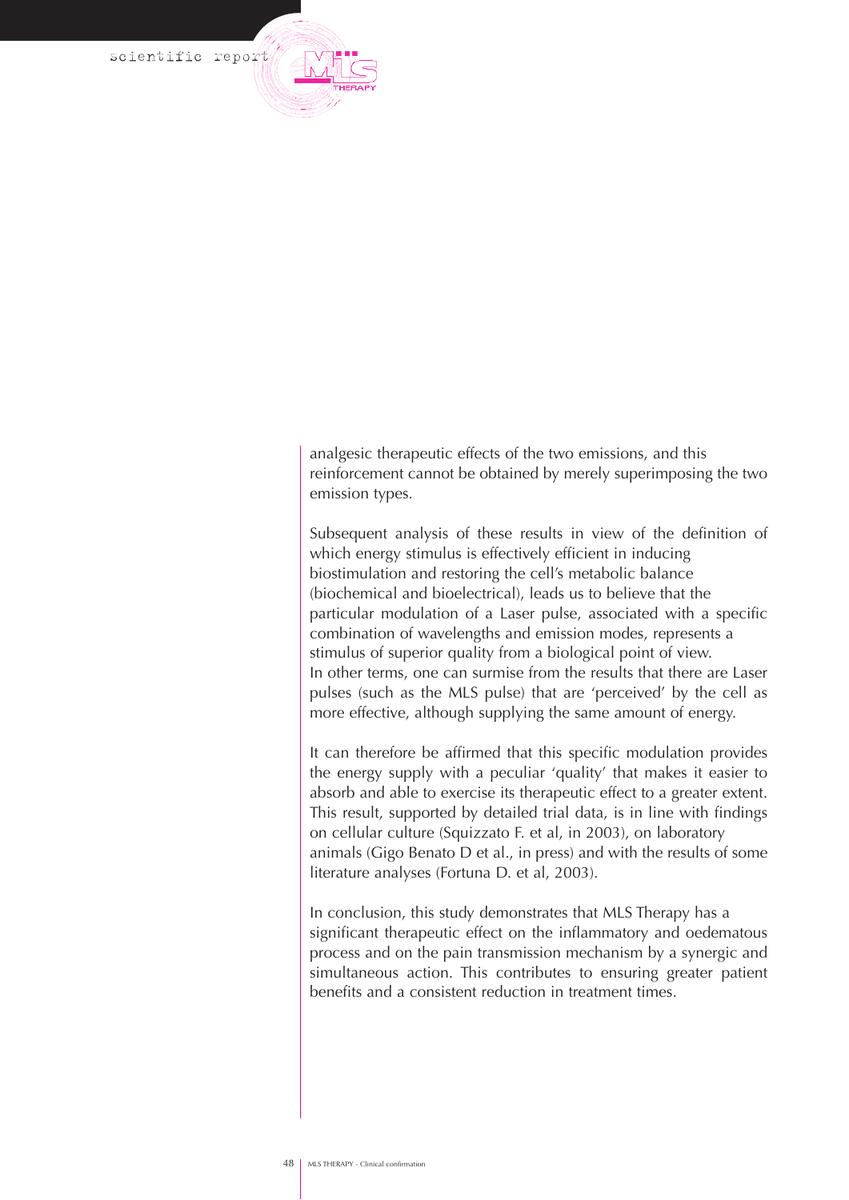analgesic therapeutic effects of the two emissions, and this reinforcement cannot be obtained by merely superimposing the two emission types.

Subsequent analysis of these results in view of the definition of which energy stimulus is effectively efficient in inducing biostimulation and restoring the cell's metabolic balance (biochemical and bioelectrical), leads us to believe that the particular modulation of a Laser pulse, associated with a specific combination of wavelengths and emission modes, represents a stimulus of superior quality from a biological point of view.
In other terms, one can surmise from the results that there are Laser pulses (such as the MLS pulse) that are 'perceived' by the cell as more effective, although supplying the same amount of energy.

It can therefore be affirmed that this specific modulation provides the energy supply with a peculiar 'quality' that makes it easier to absorb and able to exercise its therapeutic effect to a greater extent. This result, supported by detailed trial data, is in line with findings on cellular culture (Squizzato F. et al, in 2003), on laboratory animals (Gigo Benato D et al., in press) and with the results of some literature analyses (Fortuna D. et al, 2003).

In conclusion, this study demonstrates that MLS Therapy has a significant therapeutic effect on the inflammatory and oedematous process and on the pain transmission mechanism by a synergic and simultaneous action. This contributes to ensuring greater patient benefits and a consistent reduction in treatment times.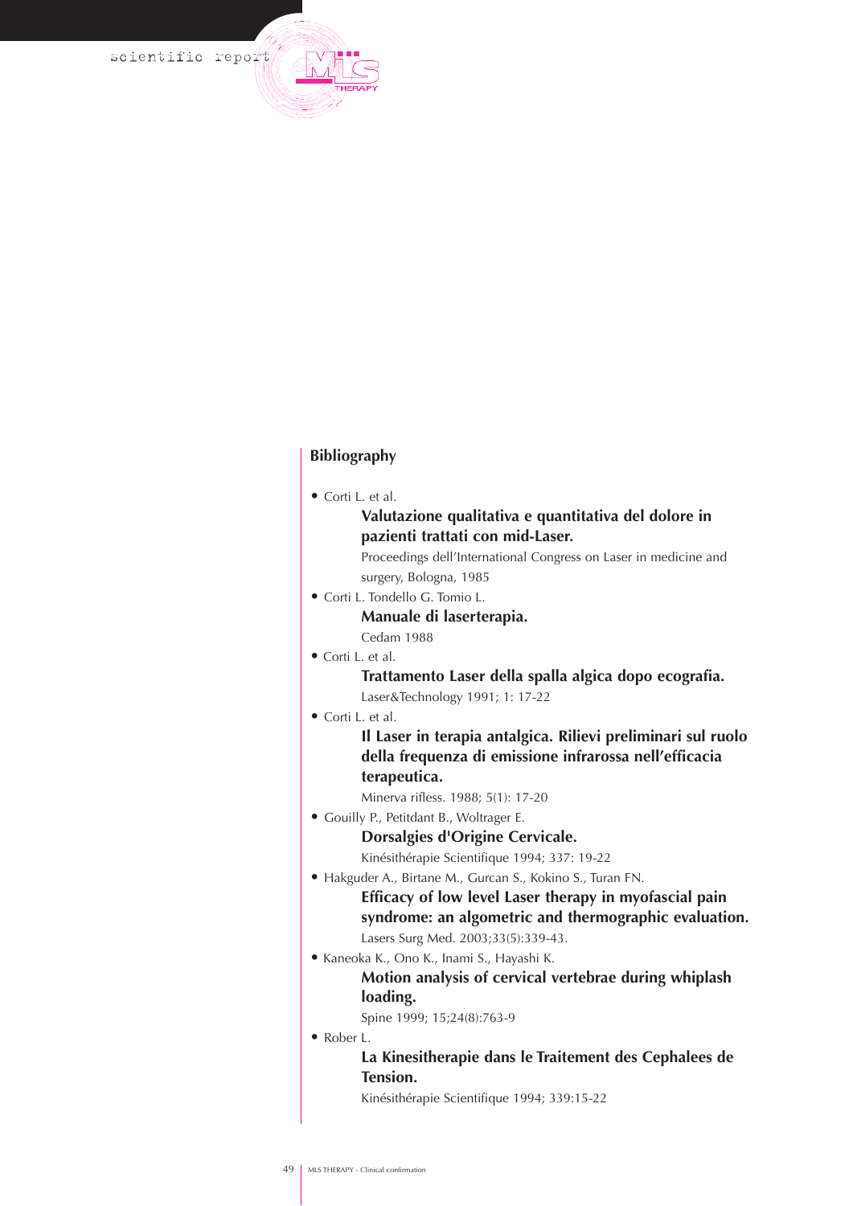## Bibliography

- Corti L. et al.
  **Valutazione qualitativa e quantitativa del dolore in pazienti trattati con mid-Laser.**
  Proceedings dell'International Congress on Laser in medicine and surgery, Bologna, 1985
- Corti L. Tondello G. Tomio L.
  **Manuale di laserterapia.**
  Cedam 1988
- Corti L. et al.
  **Trattamento Laser della spalla algica dopo ecografia.**
  Laser&Technology 1991; 1: 17-22
- Corti L. et al.
  **Il Laser in terapia antalgica. Rilievi preliminari sul ruolo della frequenza di emissione infrarossa nell'efficacia terapeutica.**
  Minerva rifless. 1988; 5(1): 17-20
- Gouilly P., Petitdant B., Woltrager E.
  **Dorsalgies d'Origine Cervicale.**
  Kinésithérapie Scientifique 1994; 337: 19-22
- Hakguder A., Birtane M., Gurcan S., Kokino S., Turan FN.
  **Efficacy of low level Laser therapy in myofascial pain syndrome: an algometric and thermographic evaluation.**
  Lasers Surg Med. 2003;33(5):339-43.
- Kaneoka K., Ono K., Inami S., Hayashi K.
  **Motion analysis of cervical vertebrae during whiplash loading.**
  Spine 1999; 15;24(8):763-9
- Rober L.
  **La Kinesitherapie dans le Traitement des Cephalees de Tension.**
  Kinésithérapie Scientifique 1994; 339:15-22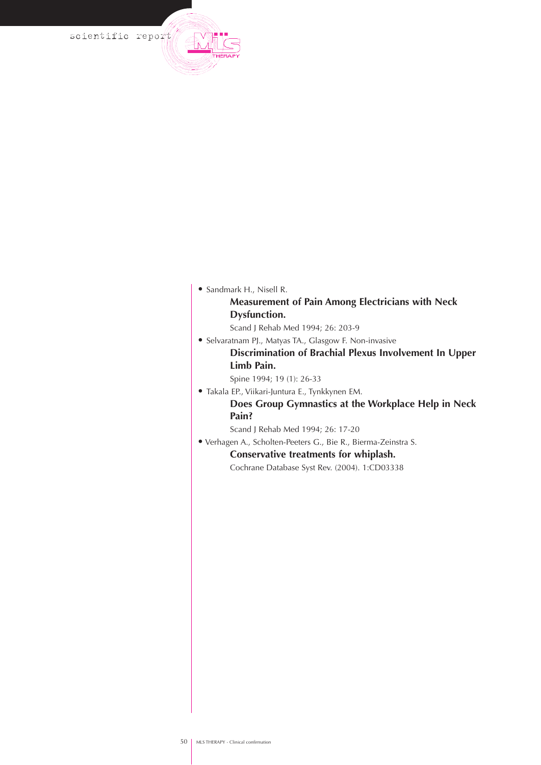- Sandmark H., Nisell R.

  **Measurement of Pain Among Electricians with Neck Dysfunction.**

  Scand J Rehab Med 1994; 26: 203-9

- Selvaratnam PJ., Matyas TA., Glasgow F. Non-invasive

  **Discrimination of Brachial Plexus Involvement In Upper Limb Pain.**

  Spine 1994; 19 (1): 26-33

- Takala EP., Viikari-Juntura E., Tynkkynen EM.

  **Does Group Gymnastics at the Workplace Help in Neck Pain?**

  Scand J Rehab Med 1994; 26: 17-20

- Verhagen A., Scholten-Peeters G., Bie R., Bierma-Zeinstra S.

  **Conservative treatments for whiplash.**

  Cochrane Database Syst Rev. (2004). 1:CD03338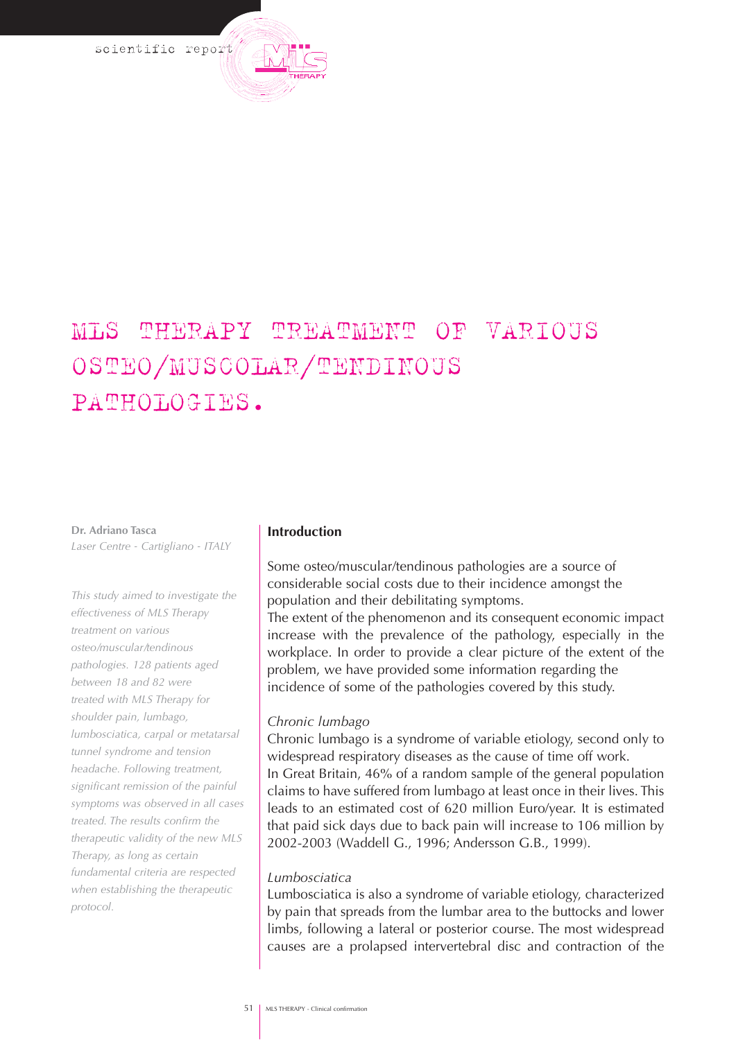# MLS THERAPY TREATMENT OF VARIOUS OSTEO/MUSCOLAR/TENDINOUS PATHOLOGIES.

**Dr. Adriano Tasca**
*Laser Centre - Cartigliano - ITALY*

*This study aimed to investigate the effectiveness of MLS Therapy treatment on various osteo/muscular/tendinous pathologies. 128 patients aged between 18 and 82 were treated with MLS Therapy for shoulder pain, lumbago, lumbosciatica, carpal or metatarsal tunnel syndrome and tension headache. Following treatment, significant remission of the painful symptoms was observed in all cases treated. The results confirm the therapeutic validity of the new MLS Therapy, as long as certain fundamental criteria are respected when establishing the therapeutic protocol.*

## Introduction

Some osteo/muscular/tendinous pathologies are a source of considerable social costs due to their incidence amongst the population and their debilitating symptoms.
The extent of the phenomenon and its consequent economic impact increase with the prevalence of the pathology, especially in the workplace. In order to provide a clear picture of the extent of the problem, we have provided some information regarding the incidence of some of the pathologies covered by this study.

### *Chronic lumbago*

Chronic lumbago is a syndrome of variable etiology, second only to widespread respiratory diseases as the cause of time off work.
In Great Britain, 46% of a random sample of the general population claims to have suffered from lumbago at least once in their lives. This leads to an estimated cost of 620 million Euro/year. It is estimated that paid sick days due to back pain will increase to 106 million by 2002-2003 (Waddell G., 1996; Andersson G.B., 1999).

### *Lumbosciatica*

Lumbosciatica is also a syndrome of variable etiology, characterized by pain that spreads from the lumbar area to the buttocks and lower limbs, following a lateral or posterior course. The most widespread causes are a prolapsed intervertebral disc and contraction of the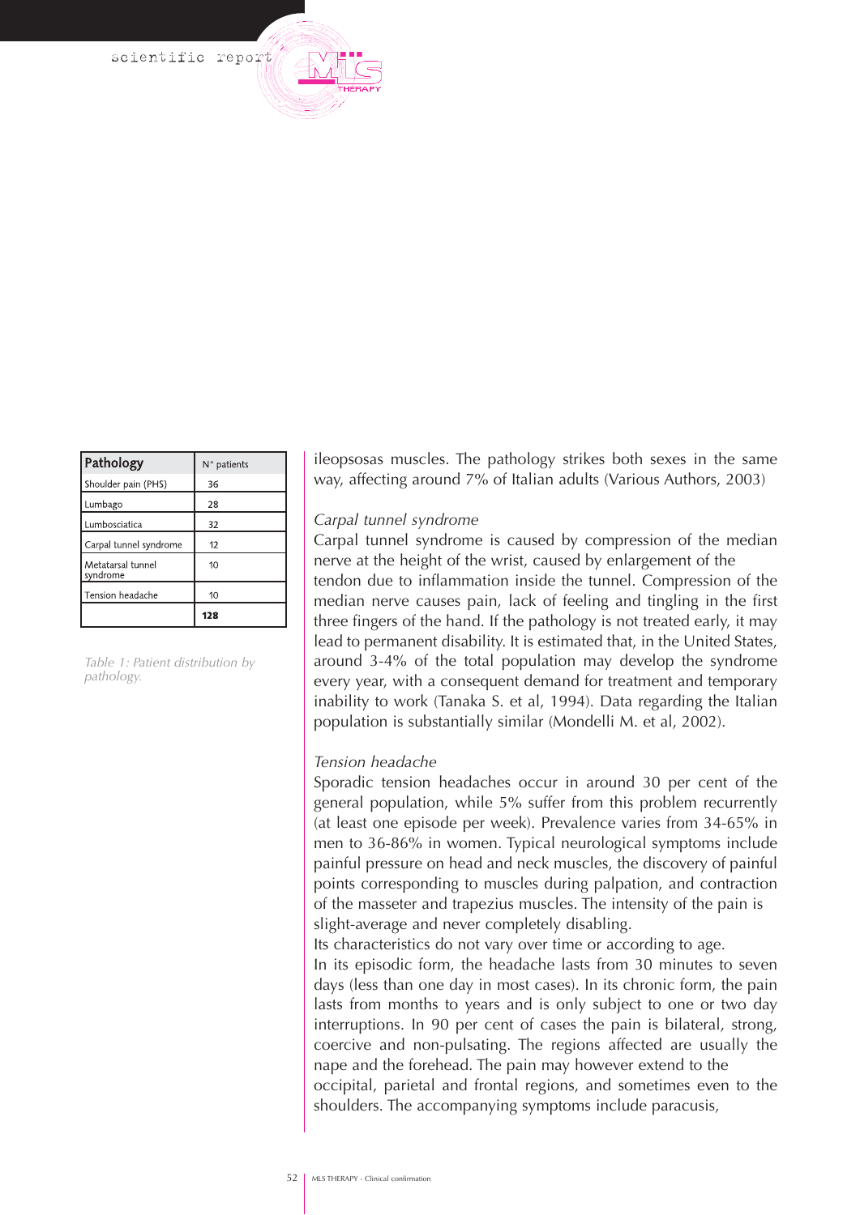| Pathology | N° patients |
|---|---|
| Shoulder pain (PHS) | 36 |
| Lumbago | 28 |
| Lumbosciatica | 32 |
| Carpal tunnel syndrome | 12 |
| Metatarsal tunnel syndrome | 10 |
| Tension headache | 10 |
| | **128** |

*Table 1: Patient distribution by pathology.*

ileopsosas muscles. The pathology strikes both sexes in the same way, affecting around 7% of Italian adults (Various Authors, 2003)

*Carpal tunnel syndrome*

Carpal tunnel syndrome is caused by compression of the median nerve at the height of the wrist, caused by enlargement of the tendon due to inflammation inside the tunnel. Compression of the median nerve causes pain, lack of feeling and tingling in the first three fingers of the hand. If the pathology is not treated early, it may lead to permanent disability. It is estimated that, in the United States, around 3-4% of the total population may develop the syndrome every year, with a consequent demand for treatment and temporary inability to work (Tanaka S. et al, 1994). Data regarding the Italian population is substantially similar (Mondelli M. et al, 2002).

*Tension headache*

Sporadic tension headaches occur in around 30 per cent of the general population, while 5% suffer from this problem recurrently (at least one episode per week). Prevalence varies from 34-65% in men to 36-86% in women. Typical neurological symptoms include painful pressure on head and neck muscles, the discovery of painful points corresponding to muscles during palpation, and contraction of the masseter and trapezius muscles. The intensity of the pain is slight-average and never completely disabling.

Its characteristics do not vary over time or according to age.

In its episodic form, the headache lasts from 30 minutes to seven days (less than one day in most cases). In its chronic form, the pain lasts from months to years and is only subject to one or two day interruptions. In 90 per cent of cases the pain is bilateral, strong, coercive and non-pulsating. The regions affected are usually the nape and the forehead. The pain may however extend to the occipital, parietal and frontal regions, and sometimes even to the shoulders. The accompanying symptoms include paracusis,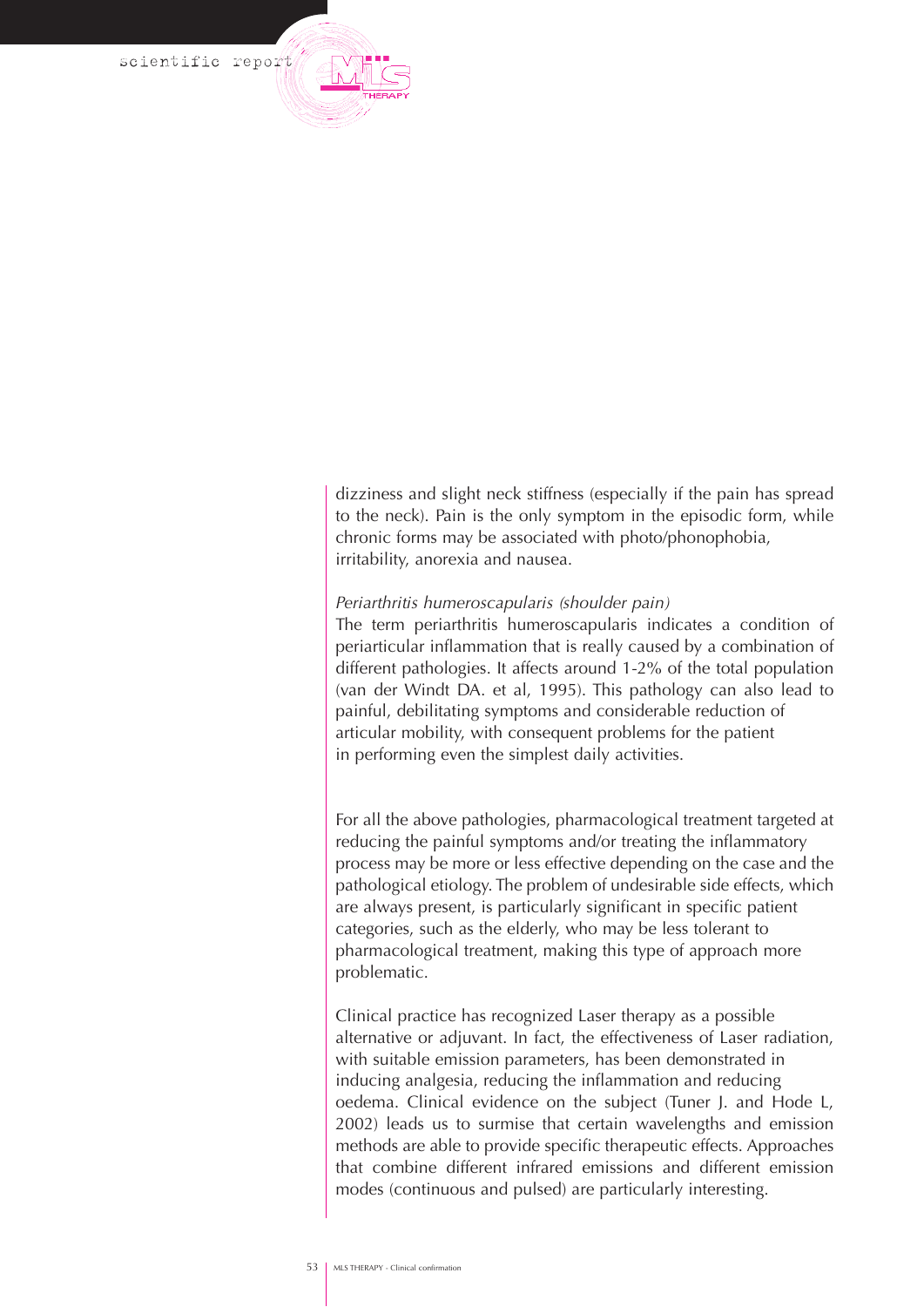dizziness and slight neck stiffness (especially if the pain has spread to the neck). Pain is the only symptom in the episodic form, while chronic forms may be associated with photo/phonophobia, irritability, anorexia and nausea.

*Periarthritis humeroscapularis (shoulder pain)*

The term periarthritis humeroscapularis indicates a condition of periarticular inflammation that is really caused by a combination of different pathologies. It affects around 1-2% of the total population (van der Windt DA. et al, 1995). This pathology can also lead to painful, debilitating symptoms and considerable reduction of articular mobility, with consequent problems for the patient in performing even the simplest daily activities.

For all the above pathologies, pharmacological treatment targeted at reducing the painful symptoms and/or treating the inflammatory process may be more or less effective depending on the case and the pathological etiology. The problem of undesirable side effects, which are always present, is particularly significant in specific patient categories, such as the elderly, who may be less tolerant to pharmacological treatment, making this type of approach more problematic.

Clinical practice has recognized Laser therapy as a possible alternative or adjuvant. In fact, the effectiveness of Laser radiation, with suitable emission parameters, has been demonstrated in inducing analgesia, reducing the inflammation and reducing oedema. Clinical evidence on the subject (Tuner J. and Hode L, 2002) leads us to surmise that certain wavelengths and emission methods are able to provide specific therapeutic effects. Approaches that combine different infrared emissions and different emission modes (continuous and pulsed) are particularly interesting.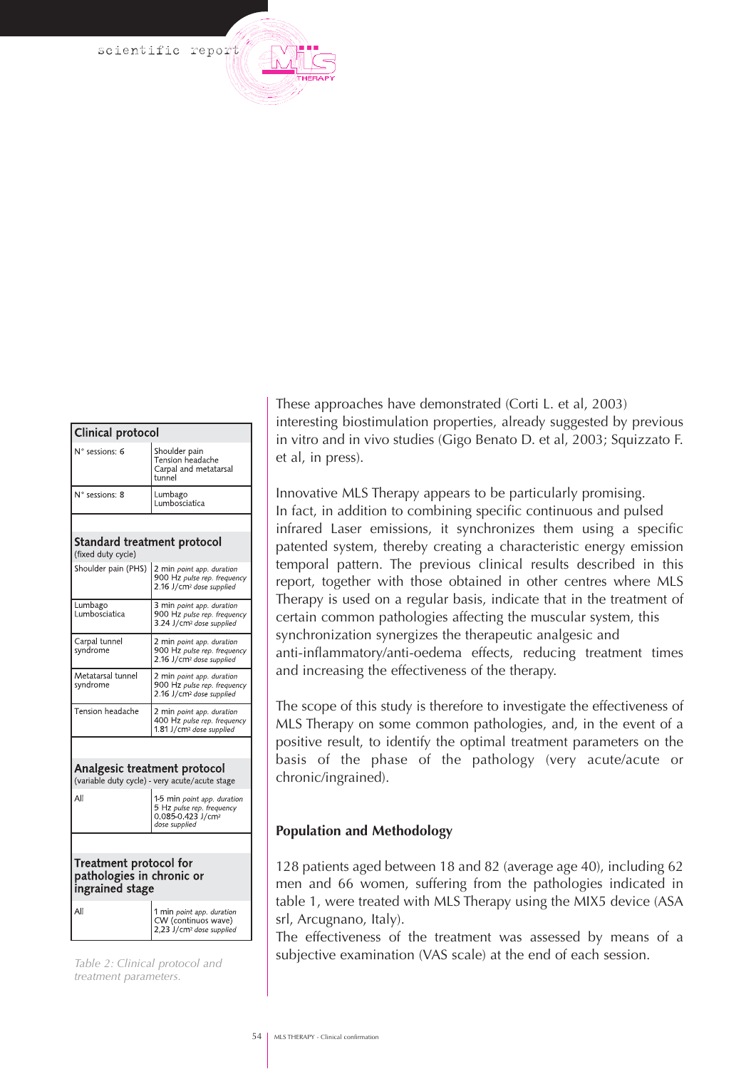| Clinical protocol | |
|---|---|
| N° sessions: 6 | Shoulder pain<br>Tension headache<br>Carpal and metatarsal tunnel |
| N° sessions: 8 | Lumbago<br>Lumbosciatica |
| **Standard treatment protocol**<br>(fixed duty cycle) | |
| Shoulder pain (PHS) | 2 min *point app. duration*<br>900 Hz *pulse rep. frequency*<br>2.16 J/cm² *dose supplied* |
| Lumbago<br>Lumbosciatica | 3 min *point app. duration*<br>900 Hz *pulse rep. frequency*<br>3.24 J/cm² *dose supplied* |
| Carpal tunnel syndrome | 2 min *point app. duration*<br>900 Hz *pulse rep. frequency*<br>2.16 J/cm² *dose supplied* |
| Metatarsal tunnel syndrome | 2 min *point app. duration*<br>900 Hz *pulse rep. frequency*<br>2.16 J/cm² *dose supplied* |
| Tension headache | 2 min *point app. duration*<br>400 Hz *pulse rep. frequency*<br>1.81 J/cm² *dose supplied* |
| **Analgesic treatment protocol**<br>(variable duty cycle) - very acute/acute stage | |
| All | 1-5 min *point app. duration*<br>5 Hz *pulse rep. frequency*<br>0.085-0.423 J/cm²<br>*dose supplied* |
| **Treatment protocol for pathologies in chronic or ingrained stage** | |
| All | 1 min *point app. duration*<br>CW (continuos wave)<br>2,23 J/cm² *dose supplied* |

*Table 2: Clinical protocol and treatment parameters.*

These approaches have demonstrated (Corti L. et al, 2003) interesting biostimulation properties, already suggested by previous in vitro and in vivo studies (Gigo Benato D. et al, 2003; Squizzato F. et al, in press).

Innovative MLS Therapy appears to be particularly promising. In fact, in addition to combining specific continuous and pulsed infrared Laser emissions, it synchronizes them using a specific patented system, thereby creating a characteristic energy emission temporal pattern. The previous clinical results described in this report, together with those obtained in other centres where MLS Therapy is used on a regular basis, indicate that in the treatment of certain common pathologies affecting the muscular system, this synchronization synergizes the therapeutic analgesic and anti-inflammatory/anti-oedema effects, reducing treatment times and increasing the effectiveness of the therapy.

The scope of this study is therefore to investigate the effectiveness of MLS Therapy on some common pathologies, and, in the event of a positive result, to identify the optimal treatment parameters on the basis of the phase of the pathology (very acute/acute or chronic/ingrained).

## Population and Methodology

128 patients aged between 18 and 82 (average age 40), including 62 men and 66 women, suffering from the pathologies indicated in table 1, were treated with MLS Therapy using the MIX5 device (ASA srl, Arcugnano, Italy).
The effectiveness of the treatment was assessed by means of a subjective examination (VAS scale) at the end of each session.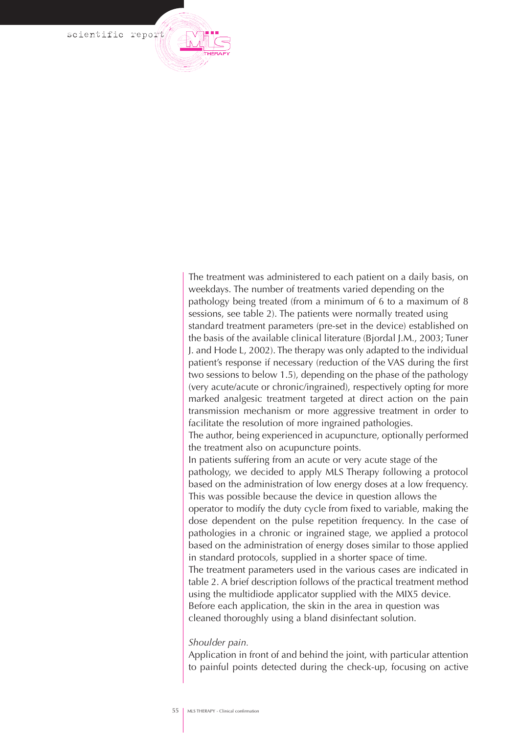The treatment was administered to each patient on a daily basis, on weekdays. The number of treatments varied depending on the pathology being treated (from a minimum of 6 to a maximum of 8 sessions, see table 2). The patients were normally treated using standard treatment parameters (pre-set in the device) established on the basis of the available clinical literature (Bjordal J.M., 2003; Tuner J. and Hode L, 2002). The therapy was only adapted to the individual patient's response if necessary (reduction of the VAS during the first two sessions to below 1.5), depending on the phase of the pathology (very acute/acute or chronic/ingrained), respectively opting for more marked analgesic treatment targeted at direct action on the pain transmission mechanism or more aggressive treatment in order to facilitate the resolution of more ingrained pathologies.

The author, being experienced in acupuncture, optionally performed the treatment also on acupuncture points.

In patients suffering from an acute or very acute stage of the pathology, we decided to apply MLS Therapy following a protocol based on the administration of low energy doses at a low frequency. This was possible because the device in question allows the operator to modify the duty cycle from fixed to variable, making the dose dependent on the pulse repetition frequency. In the case of pathologies in a chronic or ingrained stage, we applied a protocol based on the administration of energy doses similar to those applied in standard protocols, supplied in a shorter space of time.

The treatment parameters used in the various cases are indicated in table 2. A brief description follows of the practical treatment method using the multidiode applicator supplied with the MIX5 device.

Before each application, the skin in the area in question was cleaned thoroughly using a bland disinfectant solution.

*Shoulder pain.*

Application in front of and behind the joint, with particular attention to painful points detected during the check-up, focusing on active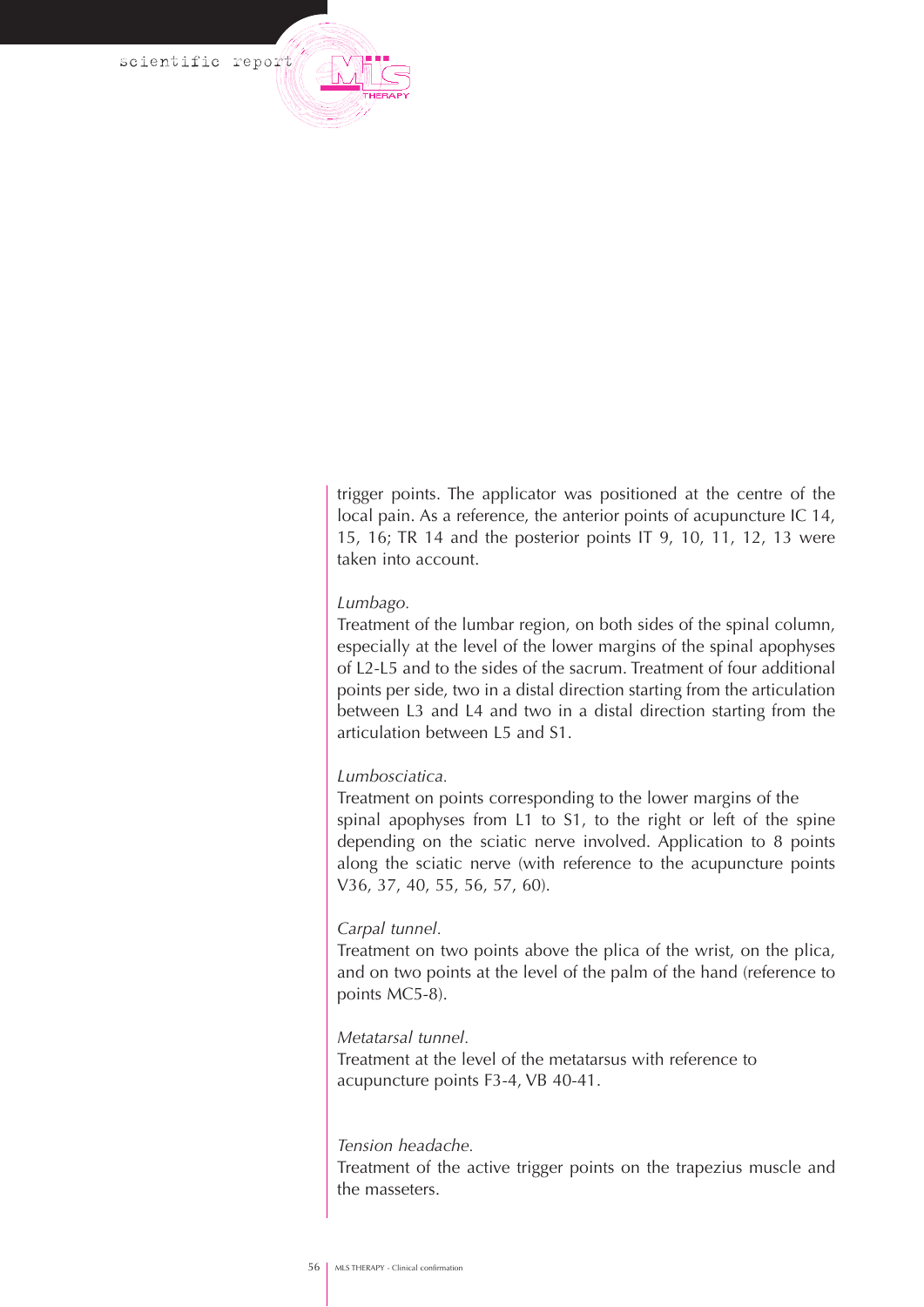trigger points. The applicator was positioned at the centre of the local pain. As a reference, the anterior points of acupuncture IC 14, 15, 16; TR 14 and the posterior points IT 9, 10, 11, 12, 13 were taken into account.

*Lumbago.*
Treatment of the lumbar region, on both sides of the spinal column, especially at the level of the lower margins of the spinal apophyses of L2-L5 and to the sides of the sacrum. Treatment of four additional points per side, two in a distal direction starting from the articulation between L3 and L4 and two in a distal direction starting from the articulation between L5 and S1.

*Lumbosciatica.*
Treatment on points corresponding to the lower margins of the spinal apophyses from L1 to S1, to the right or left of the spine depending on the sciatic nerve involved. Application to 8 points along the sciatic nerve (with reference to the acupuncture points V36, 37, 40, 55, 56, 57, 60).

*Carpal tunnel.*
Treatment on two points above the plica of the wrist, on the plica, and on two points at the level of the palm of the hand (reference to points MC5-8).

*Metatarsal tunnel.*
Treatment at the level of the metatarsus with reference to acupuncture points F3-4, VB 40-41.

*Tension headache.*
Treatment of the active trigger points on the trapezius muscle and the masseters.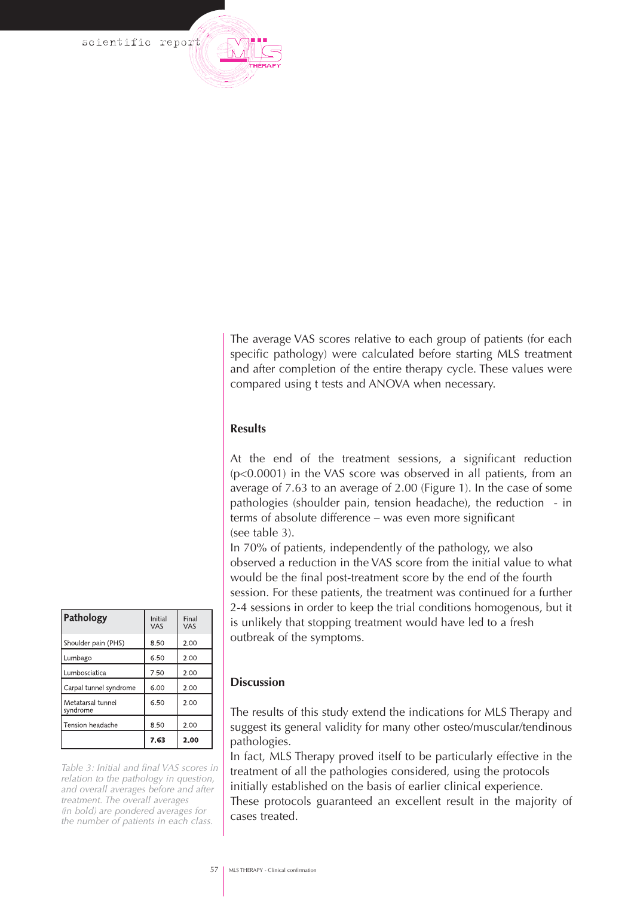The average VAS scores relative to each group of patients (for each specific pathology) were calculated before starting MLS treatment and after completion of the entire therapy cycle. These values were compared using t tests and ANOVA when necessary.

### Results

At the end of the treatment sessions, a significant reduction ($p<0.0001$) in the VAS score was observed in all patients, from an average of 7.63 to an average of 2.00 (Figure 1). In the case of some pathologies (shoulder pain, tension headache), the reduction - in terms of absolute difference – was even more significant (see table 3).

In 70% of patients, independently of the pathology, we also observed a reduction in the VAS score from the initial value to what would be the final post-treatment score by the end of the fourth session. For these patients, the treatment was continued for a further 2-4 sessions in order to keep the trial conditions homogenous, but it is unlikely that stopping treatment would have led to a fresh outbreak of the symptoms.

| Pathology | Initial VAS | Final VAS |
|---|---|---|
| Shoulder pain (PHS) | 8.50 | 2.00 |
| Lumbago | 6.50 | 2.00 |
| Lumbosciatica | 7.50 | 2.00 |
| Carpal tunnel syndrome | 6.00 | 2.00 |
| Metatarsal tunnel syndrome | 6.50 | 2.00 |
| Tension headache | 8.50 | 2.00 |
| | **7.63** | **2.00** |

*Table 3: Initial and final VAS scores in relation to the pathology in question, and overall averages before and after treatment. The overall averages (in bold) are pondered averages for the number of patients in each class.*

### Discussion

The results of this study extend the indications for MLS Therapy and suggest its general validity for many other osteo/muscular/tendinous pathologies.

In fact, MLS Therapy proved itself to be particularly effective in the treatment of all the pathologies considered, using the protocols initially established on the basis of earlier clinical experience.

These protocols guaranteed an excellent result in the majority of cases treated.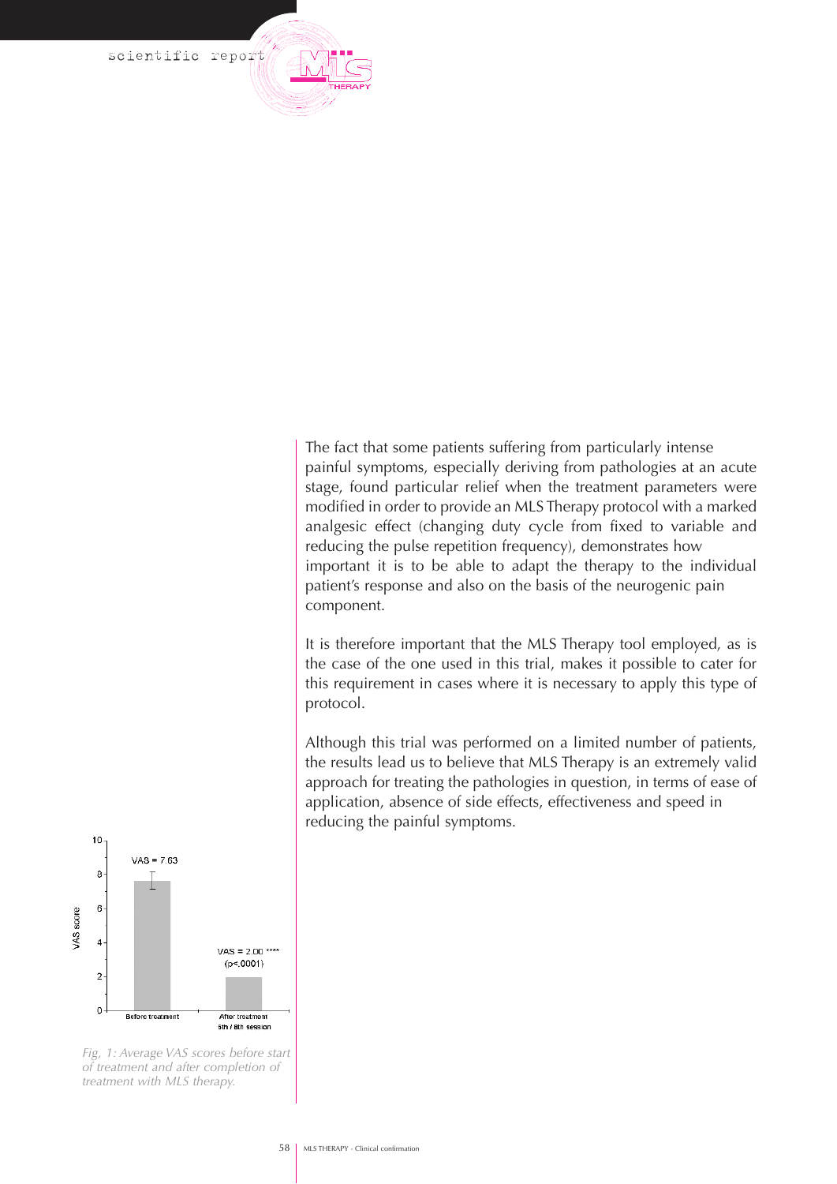The fact that some patients suffering from particularly intense painful symptoms, especially deriving from pathologies at an acute stage, found particular relief when the treatment parameters were modified in order to provide an MLS Therapy protocol with a marked analgesic effect (changing duty cycle from fixed to variable and reducing the pulse repetition frequency), demonstrates how important it is to be able to adapt the therapy to the individual patient's response and also on the basis of the neurogenic pain component.

It is therefore important that the MLS Therapy tool employed, as is the case of the one used in this trial, makes it possible to cater for this requirement in cases where it is necessary to apply this type of protocol.

Although this trial was performed on a limited number of patients, the results lead us to believe that MLS Therapy is an extremely valid approach for treating the pathologies in question, in terms of ease of application, absence of side effects, effectiveness and speed in reducing the painful symptoms.

VAS = 7.63

VAS = 2.00 **** ($p<.0001$)

VAS score

Before treatment

After treatment 6th / 8th session

*Fig, 1: Average VAS scores before start of treatment and after completion of treatment with MLS therapy.*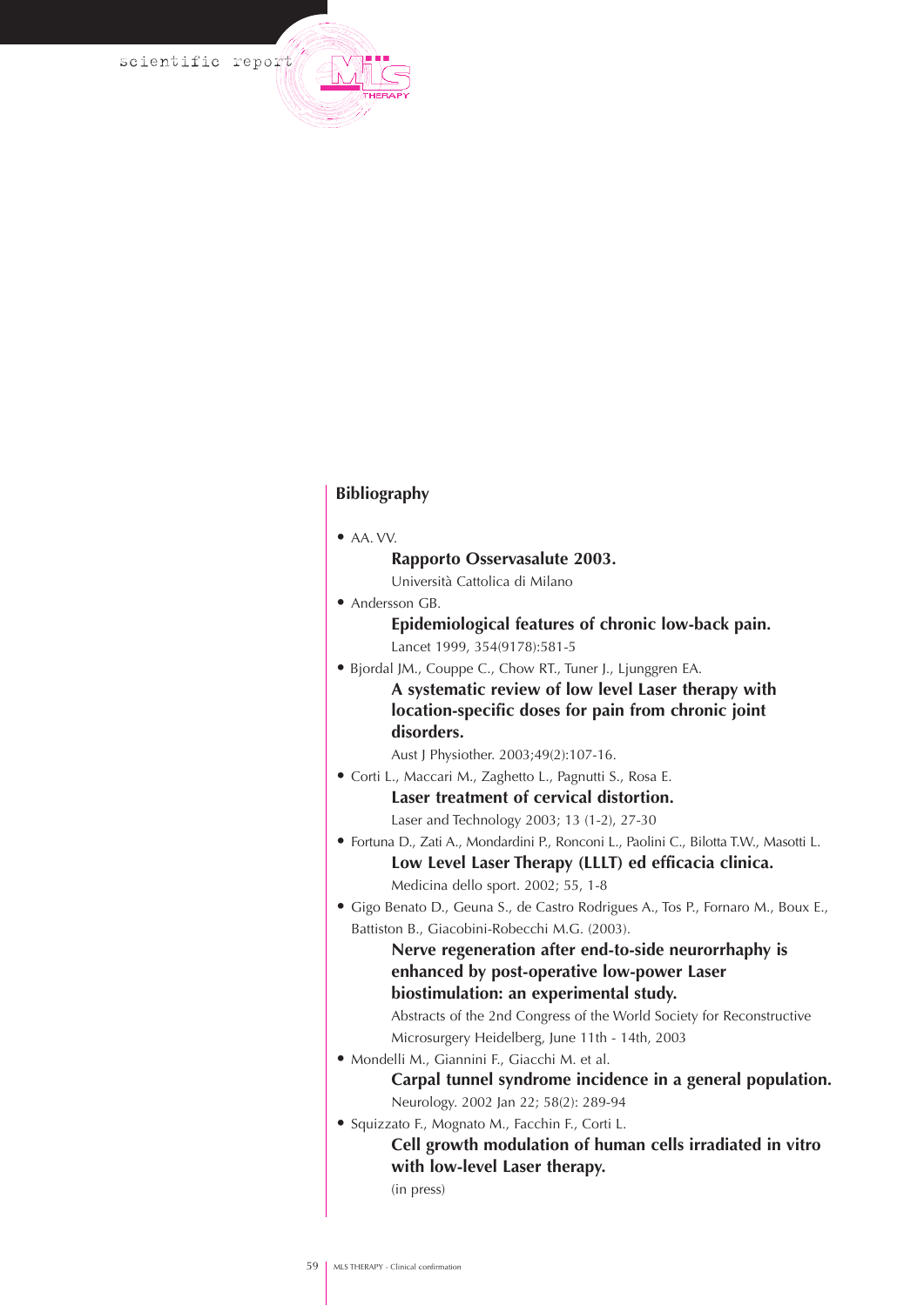## Bibliography

- AA. VV.
  **Rapporto Osservasalute 2003.**
  Università Cattolica di Milano
- Andersson GB.
  **Epidemiological features of chronic low-back pain.**
  Lancet 1999, 354(9178):581-5
- Bjordal JM., Couppe C., Chow RT., Tuner J., Ljunggren EA.
  **A systematic review of low level Laser therapy with location-specific doses for pain from chronic joint disorders.**
  Aust J Physiother. 2003;49(2):107-16.
- Corti L., Maccari M., Zaghetto L., Pagnutti S., Rosa E.
  **Laser treatment of cervical distortion.**
  Laser and Technology 2003; 13 (1-2), 27-30
- Fortuna D., Zati A., Mondardini P., Ronconi L., Paolini C., Bilotta T.W., Masotti L.
  **Low Level Laser Therapy (LLLT) ed efficacia clinica.**
  Medicina dello sport. 2002; 55, 1-8
- Gigo Benato D., Geuna S., de Castro Rodrigues A., Tos P., Fornaro M., Boux E., Battiston B., Giacobini-Robecchi M.G. (2003).
  **Nerve regeneration after end-to-side neurorrhaphy is enhanced by post-operative low-power Laser biostimulation: an experimental study.**
  Abstracts of the 2nd Congress of the World Society for Reconstructive Microsurgery Heidelberg, June 11th - 14th, 2003
- Mondelli M., Giannini F., Giacchi M. et al.
  **Carpal tunnel syndrome incidence in a general population.**
  Neurology. 2002 Jan 22; 58(2): 289-94
- Squizzato F., Mognato M., Facchin F., Corti L.
  **Cell growth modulation of human cells irradiated in vitro with low-level Laser therapy.**
  (in press)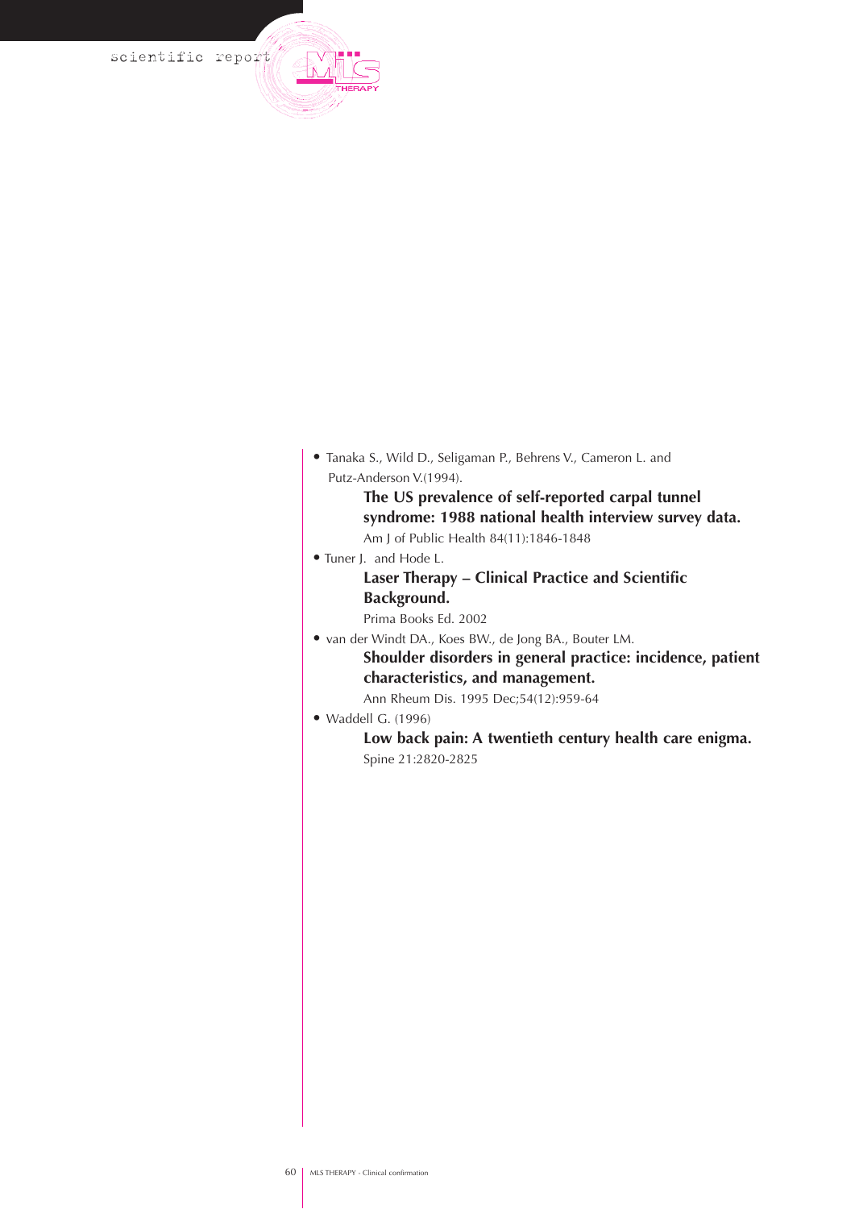- Tanaka S., Wild D., Seligaman P., Behrens V., Cameron L. and Putz-Anderson V.(1994).
  **The US prevalence of self-reported carpal tunnel syndrome: 1988 national health interview survey data.**
  Am J of Public Health 84(11):1846-1848
- Tuner J. and Hode L.
  **Laser Therapy – Clinical Practice and Scientific Background.**
  Prima Books Ed. 2002
- van der Windt DA., Koes BW., de Jong BA., Bouter LM.
  **Shoulder disorders in general practice: incidence, patient characteristics, and management.**
  Ann Rheum Dis. 1995 Dec;54(12):959-64
- Waddell G. (1996)
  **Low back pain: A twentieth century health care enigma.**
  Spine 21:2820-2825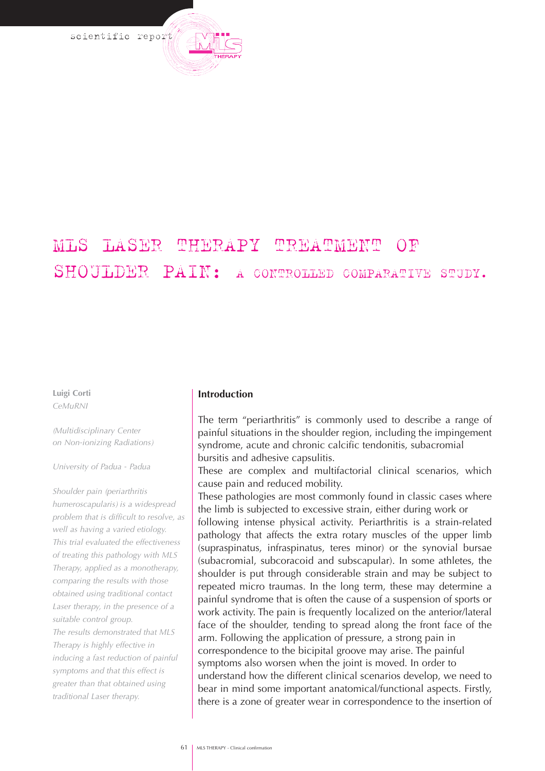# MLS LASER THERAPY TREATMENT OF SHOULDER PAIN: A CONTROLLED COMPARATIVE STUDY.

**Luigi Corti**
*CeMuRNI*

*(Multidisciplinary Center on Non-ionizing Radiations)*

*University of Padua - Padua*

*Shoulder pain (periarthritis humeroscapularis) is a widespread problem that is difficult to resolve, as well as having a varied etiology. This trial evaluated the effectiveness of treating this pathology with MLS Therapy, applied as a monotherapy, comparing the results with those obtained using traditional contact Laser therapy, in the presence of a suitable control group. The results demonstrated that MLS Therapy is highly effective in inducing a fast reduction of painful symptoms and that this effect is greater than that obtained using traditional Laser therapy.*

## Introduction

The term "periarthritis" is commonly used to describe a range of painful situations in the shoulder region, including the impingement syndrome, acute and chronic calcific tendonitis, subacromial bursitis and adhesive capsulitis.
These are complex and multifactorial clinical scenarios, which cause pain and reduced mobility.
These pathologies are most commonly found in classic cases where the limb is subjected to excessive strain, either during work or following intense physical activity. Periarthritis is a strain-related pathology that affects the extra rotary muscles of the upper limb (supraspinatus, infraspinatus, teres minor) or the synovial bursae (subacromial, subcoracoid and subscapular). In some athletes, the shoulder is put through considerable strain and may be subject to repeated micro traumas. In the long term, these may determine a painful syndrome that is often the cause of a suspension of sports or work activity. The pain is frequently localized on the anterior/lateral face of the shoulder, tending to spread along the front face of the arm. Following the application of pressure, a strong pain in correspondence to the bicipital groove may arise. The painful symptoms also worsen when the joint is moved. In order to understand how the different clinical scenarios develop, we need to bear in mind some important anatomical/functional aspects. Firstly, there is a zone of greater wear in correspondence to the insertion of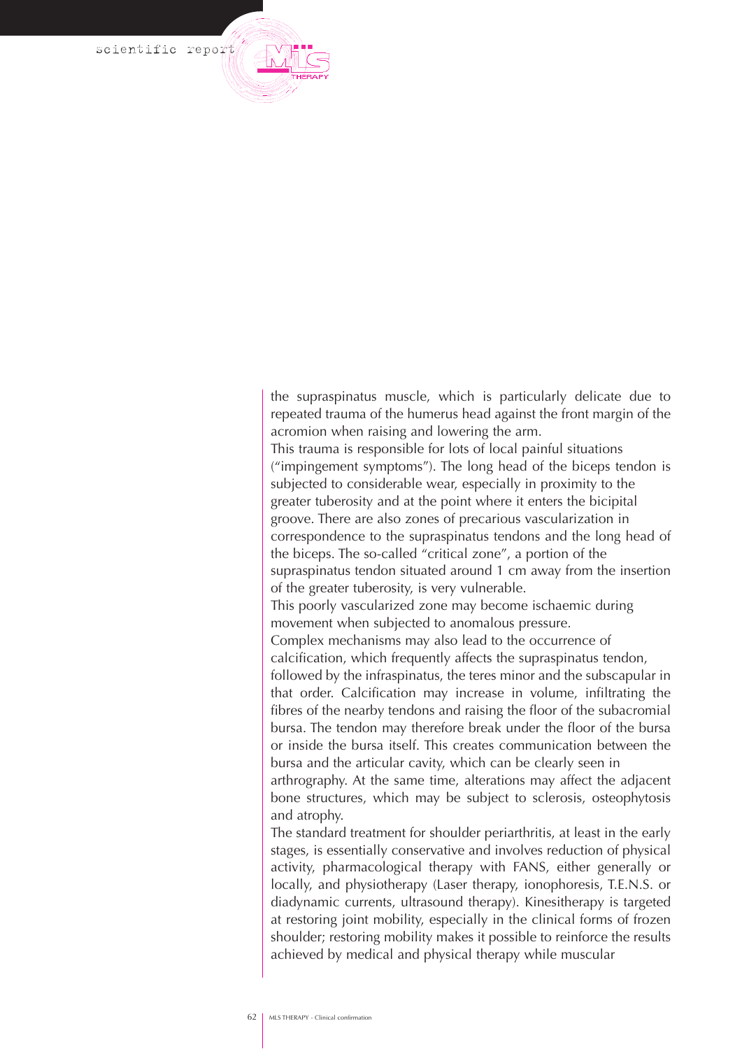the supraspinatus muscle, which is particularly delicate due to repeated trauma of the humerus head against the front margin of the acromion when raising and lowering the arm.
This trauma is responsible for lots of local painful situations ("impingement symptoms"). The long head of the biceps tendon is subjected to considerable wear, especially in proximity to the greater tuberosity and at the point where it enters the bicipital groove. There are also zones of precarious vascularization in correspondence to the supraspinatus tendons and the long head of the biceps. The so-called "critical zone", a portion of the supraspinatus tendon situated around 1 cm away from the insertion of the greater tuberosity, is very vulnerable.
This poorly vascularized zone may become ischaemic during movement when subjected to anomalous pressure.
Complex mechanisms may also lead to the occurrence of calcification, which frequently affects the supraspinatus tendon, followed by the infraspinatus, the teres minor and the subscapular in that order. Calcification may increase in volume, infiltrating the fibres of the nearby tendons and raising the floor of the subacromial bursa. The tendon may therefore break under the floor of the bursa or inside the bursa itself. This creates communication between the bursa and the articular cavity, which can be clearly seen in arthrography. At the same time, alterations may affect the adjacent bone structures, which may be subject to sclerosis, osteophytosis and atrophy.
The standard treatment for shoulder periarthritis, at least in the early stages, is essentially conservative and involves reduction of physical activity, pharmacological therapy with FANS, either generally or locally, and physiotherapy (Laser therapy, ionophoresis, T.E.N.S. or diadynamic currents, ultrasound therapy). Kinesitherapy is targeted at restoring joint mobility, especially in the clinical forms of frozen shoulder; restoring mobility makes it possible to reinforce the results achieved by medical and physical therapy while muscular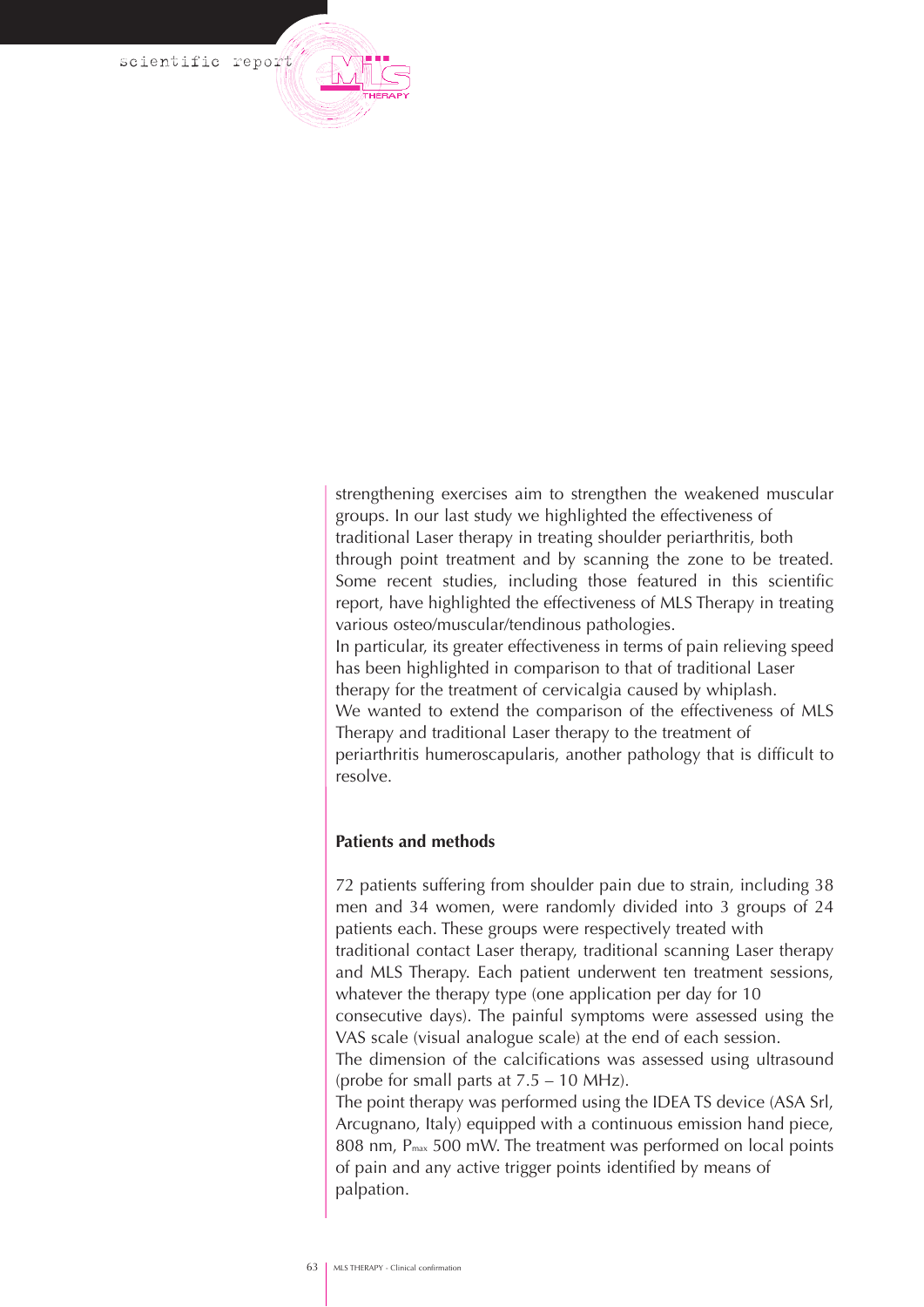strengthening exercises aim to strengthen the weakened muscular groups. In our last study we highlighted the effectiveness of traditional Laser therapy in treating shoulder periarthritis, both through point treatment and by scanning the zone to be treated. Some recent studies, including those featured in this scientific report, have highlighted the effectiveness of MLS Therapy in treating various osteo/muscular/tendinous pathologies.
In particular, its greater effectiveness in terms of pain relieving speed has been highlighted in comparison to that of traditional Laser therapy for the treatment of cervicalgia caused by whiplash.
We wanted to extend the comparison of the effectiveness of MLS Therapy and traditional Laser therapy to the treatment of periarthritis humeroscapularis, another pathology that is difficult to resolve.

**Patients and methods**

72 patients suffering from shoulder pain due to strain, including 38 men and 34 women, were randomly divided into 3 groups of 24 patients each. These groups were respectively treated with traditional contact Laser therapy, traditional scanning Laser therapy and MLS Therapy. Each patient underwent ten treatment sessions, whatever the therapy type (one application per day for 10 consecutive days). The painful symptoms were assessed using the VAS scale (visual analogue scale) at the end of each session.
The dimension of the calcifications was assessed using ultrasound (probe for small parts at 7.5 – 10 MHz).
The point therapy was performed using the IDEA TS device (ASA Srl, Arcugnano, Italy) equipped with a continuous emission hand piece, 808 nm, $P_{max}$ 500 mW. The treatment was performed on local points of pain and any active trigger points identified by means of palpation.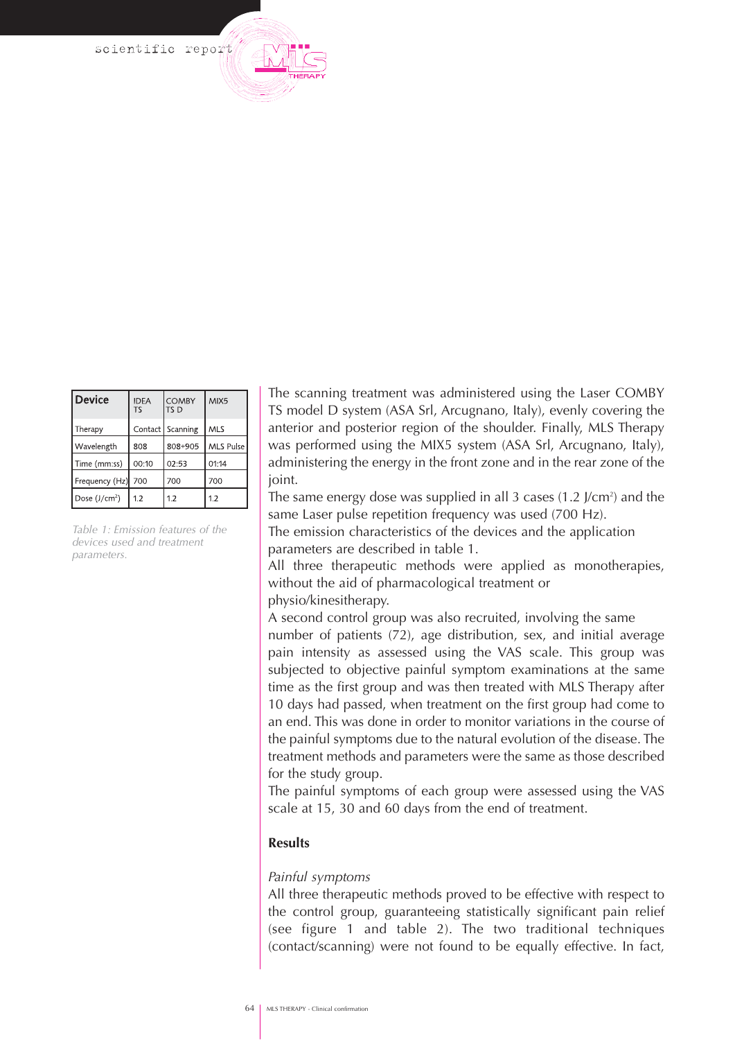| Device | IDEA TS | COMBY TS D | MIX5 |
|---|---|---|---|
| Therapy | Contact | Scanning | MLS |
| Wavelength | 808 | 808÷905 | MLS Pulse |
| Time (mm:ss) | 00:10 | 02:53 | 01:14 |
| Frequency (Hz) | 700 | 700 | 700 |
| Dose (J/cm$^2$) | 1.2 | 1.2 | 1.2 |

*Table 1: Emission features of the devices used and treatment parameters.*

The scanning treatment was administered using the Laser COMBY TS model D system (ASA Srl, Arcugnano, Italy), evenly covering the anterior and posterior region of the shoulder. Finally, MLS Therapy was performed using the MIX5 system (ASA Srl, Arcugnano, Italy), administering the energy in the front zone and in the rear zone of the joint.

The same energy dose was supplied in all 3 cases (1.2 J/cm$^2$) and the same Laser pulse repetition frequency was used (700 Hz).

The emission characteristics of the devices and the application parameters are described in table 1.

All three therapeutic methods were applied as monotherapies, without the aid of pharmacological treatment or physio/kinesitherapy.

A second control group was also recruited, involving the same number of patients (72), age distribution, sex, and initial average pain intensity as assessed using the VAS scale. This group was subjected to objective painful symptom examinations at the same time as the first group and was then treated with MLS Therapy after 10 days had passed, when treatment on the first group had come to an end. This was done in order to monitor variations in the course of the painful symptoms due to the natural evolution of the disease. The treatment methods and parameters were the same as those described for the study group.

The painful symptoms of each group were assessed using the VAS scale at 15, 30 and 60 days from the end of treatment.

## Results

*Painful symptoms*

All three therapeutic methods proved to be effective with respect to the control group, guaranteeing statistically significant pain relief (see figure 1 and table 2). The two traditional techniques (contact/scanning) were not found to be equally effective. In fact,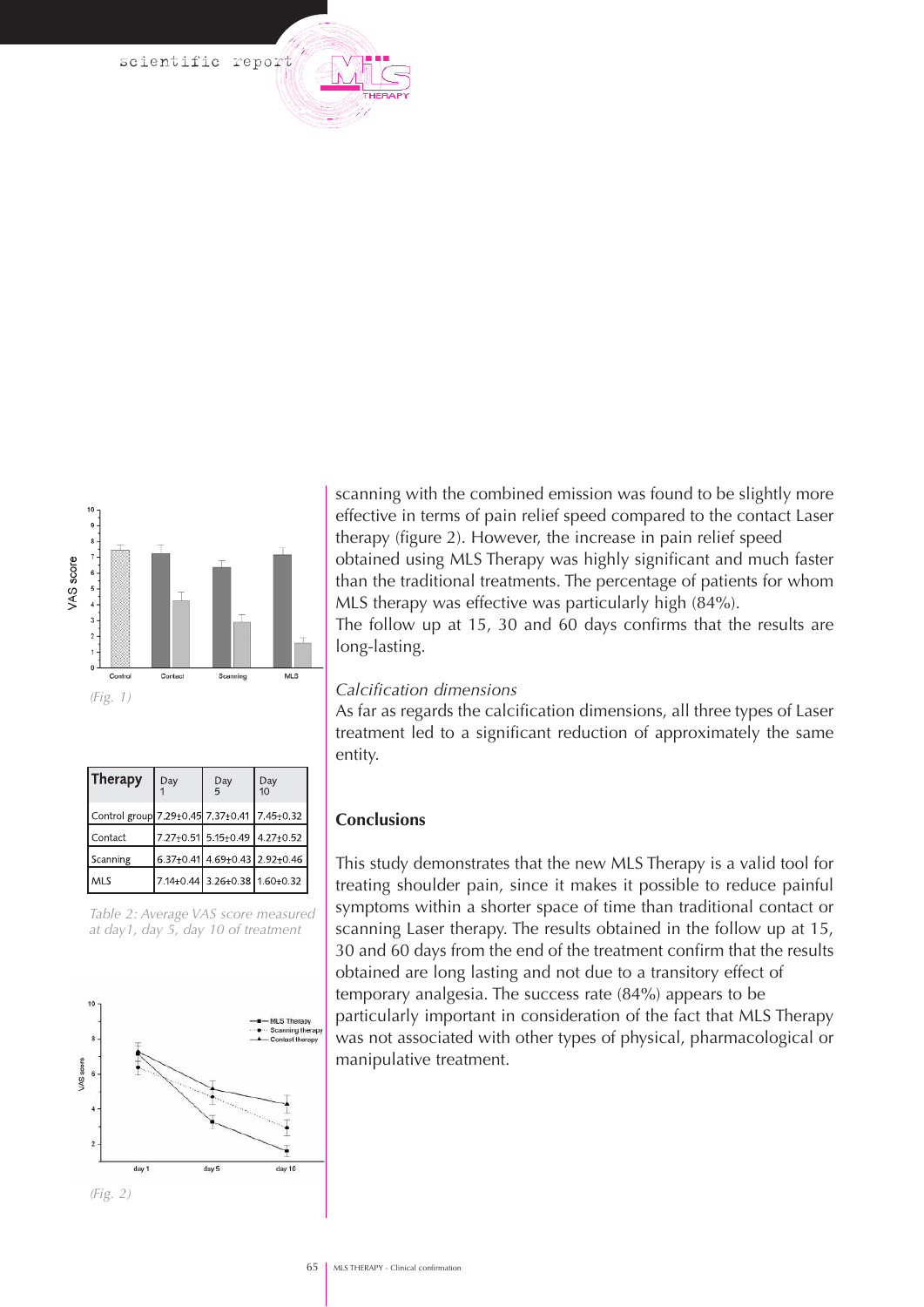(Fig. 1)

| Therapy | Day 1 | Day 5 | Day 10 |
|---|---|---|---|
| Control group | 7.29±0.45 | 7.37±0.41 | 7.45±0.32 |
| Contact | 7.27±0.51 | 5.15±0.49 | 4.27±0.52 |
| Scanning | 6.37±0.41 | 4.69±0.43 | 2.92±0.46 |
| MLS | 7.14±0.44 | 3.26±0.38 | 1.60±0.32 |

*Table 2: Average VAS score measured at day1, day 5, day 10 of treatment*

(Fig. 2)

scanning with the combined emission was found to be slightly more effective in terms of pain relief speed compared to the contact Laser therapy (figure 2). However, the increase in pain relief speed obtained using MLS Therapy was highly significant and much faster than the traditional treatments. The percentage of patients for whom MLS therapy was effective was particularly high (84%).
The follow up at 15, 30 and 60 days confirms that the results are long-lasting.

*Calcification dimensions*

As far as regards the calcification dimensions, all three types of Laser treatment led to a significant reduction of approximately the same entity.

**Conclusions**

This study demonstrates that the new MLS Therapy is a valid tool for treating shoulder pain, since it makes it possible to reduce painful symptoms within a shorter space of time than traditional contact or scanning Laser therapy. The results obtained in the follow up at 15, 30 and 60 days from the end of the treatment confirm that the results obtained are long lasting and not due to a transitory effect of temporary analgesia. The success rate (84%) appears to be particularly important in consideration of the fact that MLS Therapy was not associated with other types of physical, pharmacological or manipulative treatment.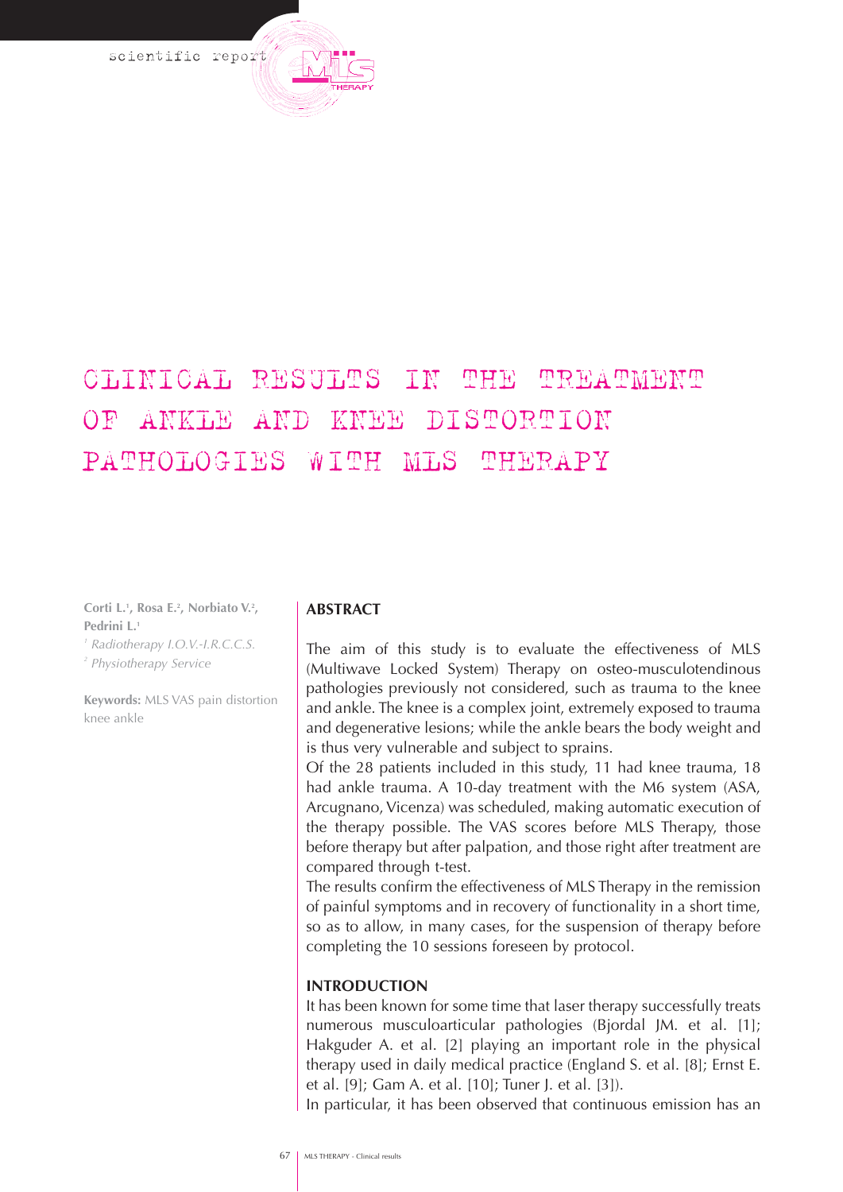# CLINICAL RESULTS IN THE TREATMENT OF ANKLE AND KNEE DISTORTION PATHOLOGIES WITH MLS THERAPY

**Corti L.[1], Rosa E.[2], Norbiato V.[2], Pedrini L.[1]**

*[1] Radiotherapy I.O.V.-I.R.C.C.S.*
*[2] Physiotherapy Service*

**Keywords:** MLS VAS pain distortion knee ankle

## ABSTRACT

The aim of this study is to evaluate the effectiveness of MLS (Multiwave Locked System) Therapy on osteo-musculotendinous pathologies previously not considered, such as trauma to the knee and ankle. The knee is a complex joint, extremely exposed to trauma and degenerative lesions; while the ankle bears the body weight and is thus very vulnerable and subject to sprains.

Of the 28 patients included in this study, 11 had knee trauma, 18 had ankle trauma. A 10-day treatment with the M6 system (ASA, Arcugnano, Vicenza) was scheduled, making automatic execution of the therapy possible. The VAS scores before MLS Therapy, those before therapy but after palpation, and those right after treatment are compared through t-test.

The results confirm the effectiveness of MLS Therapy in the remission of painful symptoms and in recovery of functionality in a short time, so as to allow, in many cases, for the suspension of therapy before completing the 10 sessions foreseen by protocol.

## INTRODUCTION

It has been known for some time that laser therapy successfully treats numerous musculoarticular pathologies (Bjordal JM. et al. [1]; Hakguder A. et al. [2] playing an important role in the physical therapy used in daily medical practice (England S. et al. [8]; Ernst E. et al. [9]; Gam A. et al. [10]; Tuner J. et al. [3]).

In particular, it has been observed that continuous emission has an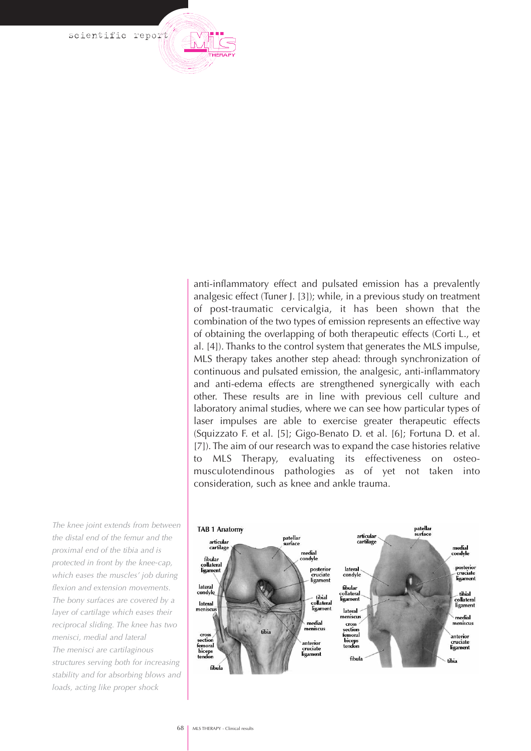anti-inflammatory effect and pulsated emission has a prevalently analgesic effect (Tuner J. [3]); while, in a previous study on treatment of post-traumatic cervicalgia, it has been shown that the combination of the two types of emission represents an effective way of obtaining the overlapping of both therapeutic effects (Corti L., et al. [4]). Thanks to the control system that generates the MLS impulse, MLS therapy takes another step ahead: through synchronization of continuous and pulsated emission, the analgesic, anti-inflammatory and anti-edema effects are strengthened synergically with each other. These results are in line with previous cell culture and laboratory animal studies, where we can see how particular types of laser impulses are able to exercise greater therapeutic effects (Squizzato F. et al. [5]; Gigo-Benato D. et al. [6]; Fortuna D. et al. [7]). The aim of our research was to expand the case histories relative to MLS Therapy, evaluating its effectiveness on osteo-musculotendinous pathologies as of yet not taken into consideration, such as knee and ankle trauma.

*The knee joint extends from between the distal end of the femur and the proximal end of the tibia and is protected in front by the knee-cap, which eases the muscles' job during flexion and extension movements. The bony surfaces are covered by a layer of cartilage which eases their reciprocal sliding. The knee has two menisci, medial and lateral The menisci are cartilaginous structures serving both for increasing stability and for absorbing blows and loads, acting like proper shock*

**TAB 1 Anatomy**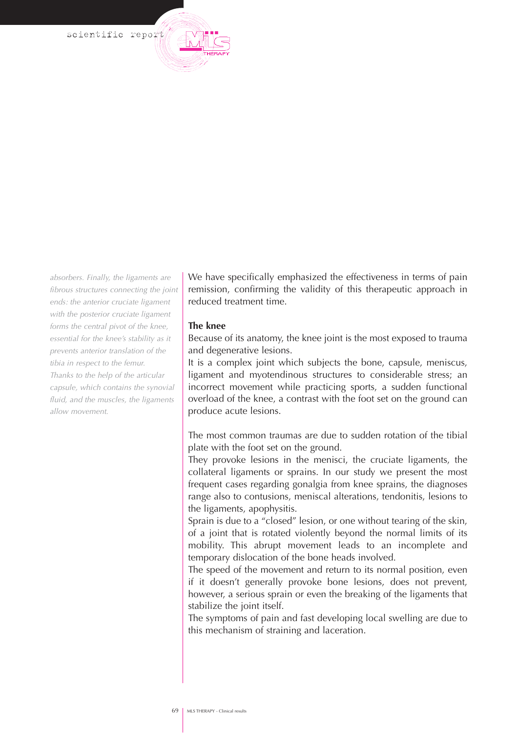*absorbers. Finally, the ligaments are fibrous structures connecting the joint ends: the anterior cruciate ligament with the posterior cruciate ligament forms the central pivot of the knee, essential for the knee's stability as it prevents anterior translation of the tibia in respect to the femur.*
*Thanks to the help of the articular capsule, which contains the synovial fluid, and the muscles, the ligaments allow movement.*

We have specifically emphasized the effectiveness in terms of pain remission, confirming the validity of this therapeutic approach in reduced treatment time.

**The knee**

Because of its anatomy, the knee joint is the most exposed to trauma and degenerative lesions.
It is a complex joint which subjects the bone, capsule, meniscus, ligament and myotendinous structures to considerable stress; an incorrect movement while practicing sports, a sudden functional overload of the knee, a contrast with the foot set on the ground can produce acute lesions.

The most common traumas are due to sudden rotation of the tibial plate with the foot set on the ground.
They provoke lesions in the menisci, the cruciate ligaments, the collateral ligaments or sprains. In our study we present the most frequent cases regarding gonalgia from knee sprains, the diagnoses range also to contusions, meniscal alterations, tendonitis, lesions to the ligaments, apophysitis.
Sprain is due to a "closed" lesion, or one without tearing of the skin, of a joint that is rotated violently beyond the normal limits of its mobility. This abrupt movement leads to an incomplete and temporary dislocation of the bone heads involved.
The speed of the movement and return to its normal position, even if it doesn't generally provoke bone lesions, does not prevent, however, a serious sprain or even the breaking of the ligaments that stabilize the joint itself.
The symptoms of pain and fast developing local swelling are due to this mechanism of straining and laceration.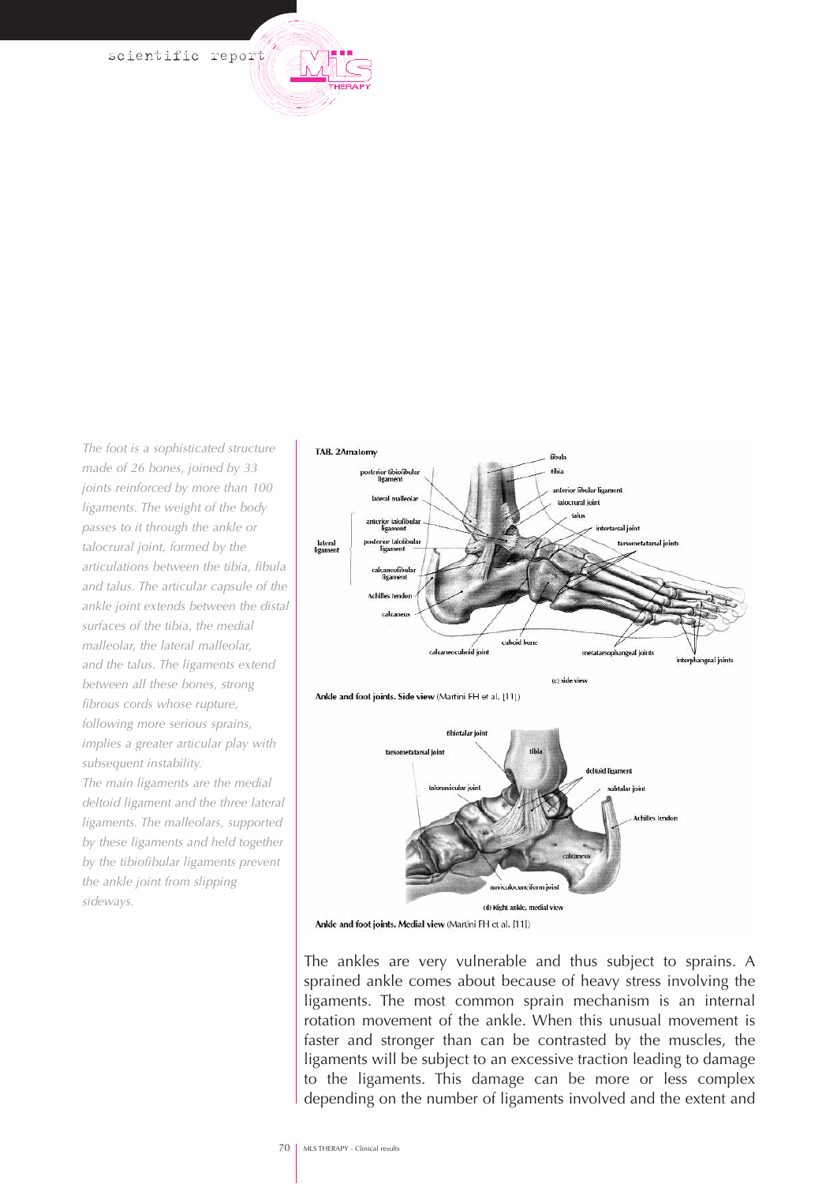*The foot is a sophisticated structure made of 26 bones, joined by 33 joints reinforced by more than 100 ligaments. The weight of the body passes to it through the ankle or talocrural joint, formed by the articulations between the tibia, fibula and talus. The articular capsule of the ankle joint extends between the distal surfaces of the tibia, the medial malleolar, the lateral malleolar, and the talus. The ligaments extend between all these bones, strong fibrous cords whose rupture, following more serious sprains, implies a greater articular play with subsequent instability.*
*The main ligaments are the medial deltoid ligament and the three lateral ligaments. The malleolars, supported by these ligaments and held together by the tibiofibular ligaments prevent the ankle joint from slipping sideways.*

**TAB. 2 Anatomy**

**Ankle and foot joints. Side view** (Martini FH et al. [11])

**Ankle and foot joints. Medial view** (Martini FH et al. [11])

The ankles are very vulnerable and thus subject to sprains. A sprained ankle comes about because of heavy stress involving the ligaments. The most common sprain mechanism is an internal rotation movement of the ankle. When this unusual movement is faster and stronger than can be contrasted by the muscles, the ligaments will be subject to an excessive traction leading to damage to the ligaments. This damage can be more or less complex depending on the number of ligaments involved and the extent and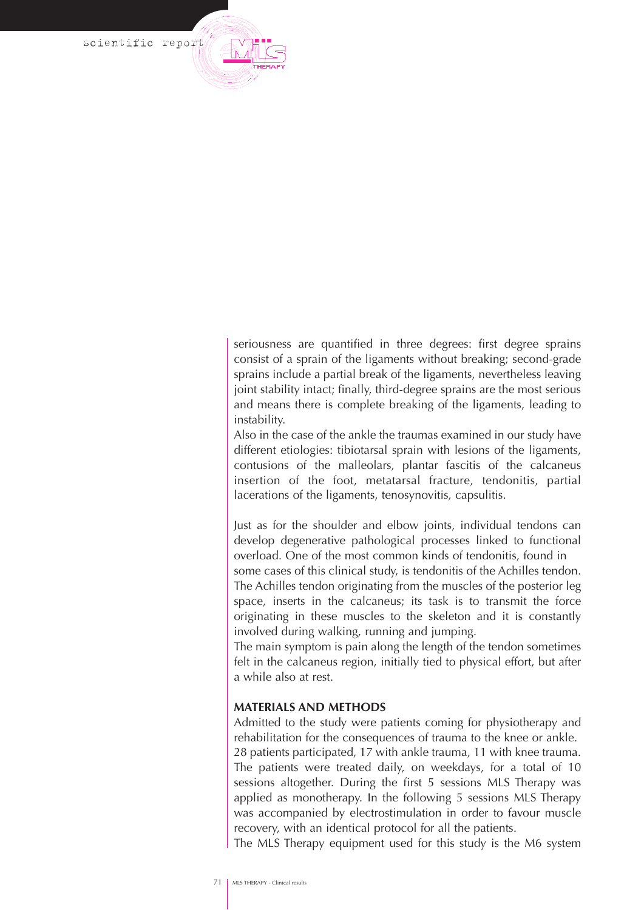seriousness are quantified in three degrees: first degree sprains consist of a sprain of the ligaments without breaking; second-grade sprains include a partial break of the ligaments, nevertheless leaving joint stability intact; finally, third-degree sprains are the most serious and means there is complete breaking of the ligaments, leading to instability.

Also in the case of the ankle the traumas examined in our study have different etiologies: tibiotarsal sprain with lesions of the ligaments, contusions of the malleolars, plantar fascitis of the calcaneus insertion of the foot, metatarsal fracture, tendonitis, partial lacerations of the ligaments, tenosynovitis, capsulitis.

Just as for the shoulder and elbow joints, individual tendons can develop degenerative pathological processes linked to functional overload. One of the most common kinds of tendonitis, found in some cases of this clinical study, is tendonitis of the Achilles tendon. The Achilles tendon originating from the muscles of the posterior leg space, inserts in the calcaneus; its task is to transmit the force originating in these muscles to the skeleton and it is constantly involved during walking, running and jumping.

The main symptom is pain along the length of the tendon sometimes felt in the calcaneus region, initially tied to physical effort, but after a while also at rest.

**MATERIALS AND METHODS**

Admitted to the study were patients coming for physiotherapy and rehabilitation for the consequences of trauma to the knee or ankle.

28 patients participated, 17 with ankle trauma, 11 with knee trauma. The patients were treated daily, on weekdays, for a total of 10 sessions altogether. During the first 5 sessions MLS Therapy was applied as monotherapy. In the following 5 sessions MLS Therapy was accompanied by electrostimulation in order to favour muscle recovery, with an identical protocol for all the patients.

The MLS Therapy equipment used for this study is the M6 system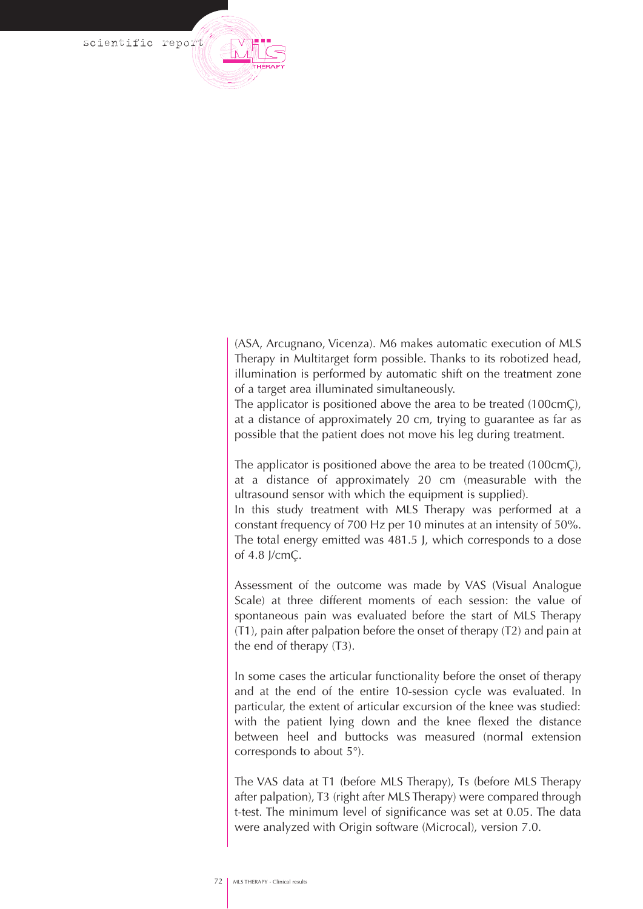(ASA, Arcugnano, Vicenza). M6 makes automatic execution of MLS Therapy in Multitarget form possible. Thanks to its robotized head, illumination is performed by automatic shift on the treatment zone of a target area illuminated simultaneously.
The applicator is positioned above the area to be treated (100cmÇ), at a distance of approximately 20 cm, trying to guarantee as far as possible that the patient does not move his leg during treatment.

The applicator is positioned above the area to be treated (100cmÇ), at a distance of approximately 20 cm (measurable with the ultrasound sensor with which the equipment is supplied).
In this study treatment with MLS Therapy was performed at a constant frequency of 700 Hz per 10 minutes at an intensity of 50%. The total energy emitted was 481.5 J, which corresponds to a dose of 4.8 J/cmÇ.

Assessment of the outcome was made by VAS (Visual Analogue Scale) at three different moments of each session: the value of spontaneous pain was evaluated before the start of MLS Therapy (T1), pain after palpation before the onset of therapy (T2) and pain at the end of therapy (T3).

In some cases the articular functionality before the onset of therapy and at the end of the entire 10-session cycle was evaluated. In particular, the extent of articular excursion of the knee was studied: with the patient lying down and the knee flexed the distance between heel and buttocks was measured (normal extension corresponds to about 5°).

The VAS data at T1 (before MLS Therapy), Ts (before MLS Therapy after palpation), T3 (right after MLS Therapy) were compared through t-test. The minimum level of significance was set at 0.05. The data were analyzed with Origin software (Microcal), version 7.0.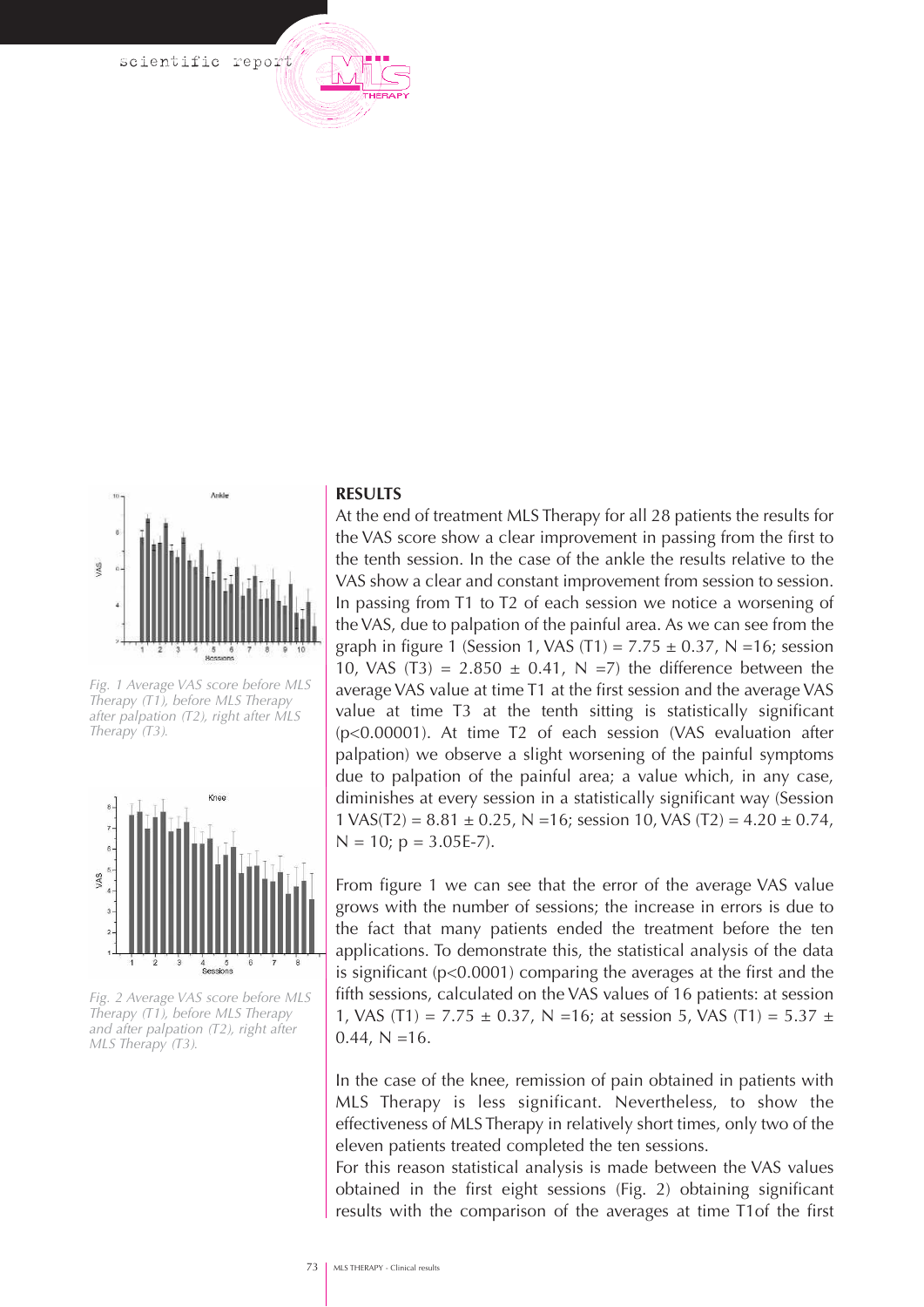Fig. 1 Average VAS score before MLS Therapy (T1), before MLS Therapy after palpation (T2), right after MLS Therapy (T3).

Fig. 2 Average VAS score before MLS Therapy (T1), before MLS Therapy and after palpation (T2), right after MLS Therapy (T3).

## RESULTS

At the end of treatment MLS Therapy for all 28 patients the results for the VAS score show a clear improvement in passing from the first to the tenth session. In the case of the ankle the results relative to the VAS show a clear and constant improvement from session to session. In passing from T1 to T2 of each session we notice a worsening of the VAS, due to palpation of the painful area. As we can see from the graph in figure 1 (Session 1, VAS (T1) = 7.75 ± 0.37, N =16; session 10, VAS (T3) = 2.850 ± 0.41, N =7) the difference between the average VAS value at time T1 at the first session and the average VAS value at time T3 at the tenth sitting is statistically significant ($p<0.00001$). At time T2 of each session (VAS evaluation after palpation) we observe a slight worsening of the painful symptoms due to palpation of the painful area; a value which, in any case, diminishes at every session in a statistically significant way (Session 1 VAS(T2) = 8.81 ± 0.25, N =16; session 10, VAS (T2) = 4.20 ± 0.74, N = 10; p = 3.05E-7).

From figure 1 we can see that the error of the average VAS value grows with the number of sessions; the increase in errors is due to the fact that many patients ended the treatment before the ten applications. To demonstrate this, the statistical analysis of the data is significant ($p<0.0001$) comparing the averages at the first and the fifth sessions, calculated on the VAS values of 16 patients: at session 1, VAS (T1) = 7.75 ± 0.37, N =16; at session 5, VAS (T1) = 5.37 ± 0.44, N =16.

In the case of the knee, remission of pain obtained in patients with MLS Therapy is less significant. Nevertheless, to show the effectiveness of MLS Therapy in relatively short times, only two of the eleven patients treated completed the ten sessions.
For this reason statistical analysis is made between the VAS values obtained in the first eight sessions (Fig. 2) obtaining significant results with the comparison of the averages at time T1of the first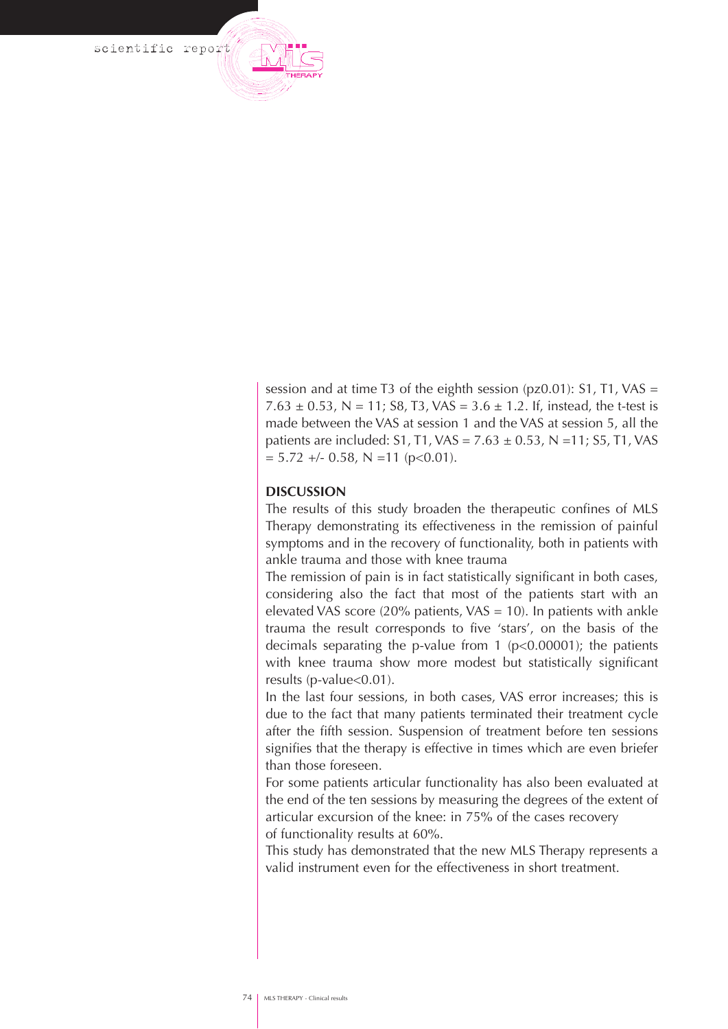session and at time T3 of the eighth session (pz0.01): S1, T1, VAS = $7.63 \pm 0.53$, N = 11; S8, T3, VAS = $3.6 \pm 1.2$. If, instead, the t-test is made between the VAS at session 1 and the VAS at session 5, all the patients are included: S1, T1, VAS = $7.63 \pm 0.53$, N =11; S5, T1, VAS = 5.72 +/- 0.58, N =11 ($p<0.01$).

**DISCUSSION**

The results of this study broaden the therapeutic confines of MLS Therapy demonstrating its effectiveness in the remission of painful symptoms and in the recovery of functionality, both in patients with ankle trauma and those with knee trauma

The remission of pain is in fact statistically significant in both cases, considering also the fact that most of the patients start with an elevated VAS score (20% patients, VAS = 10). In patients with ankle trauma the result corresponds to five 'stars', on the basis of the decimals separating the p-value from 1 ($p<0.00001$); the patients with knee trauma show more modest but statistically significant results (p-value<0.01).

In the last four sessions, in both cases, VAS error increases; this is due to the fact that many patients terminated their treatment cycle after the fifth session. Suspension of treatment before ten sessions signifies that the therapy is effective in times which are even briefer than those foreseen.

For some patients articular functionality has also been evaluated at the end of the ten sessions by measuring the degrees of the extent of articular excursion of the knee: in 75% of the cases recovery of functionality results at 60%.

This study has demonstrated that the new MLS Therapy represents a valid instrument even for the effectiveness in short treatment.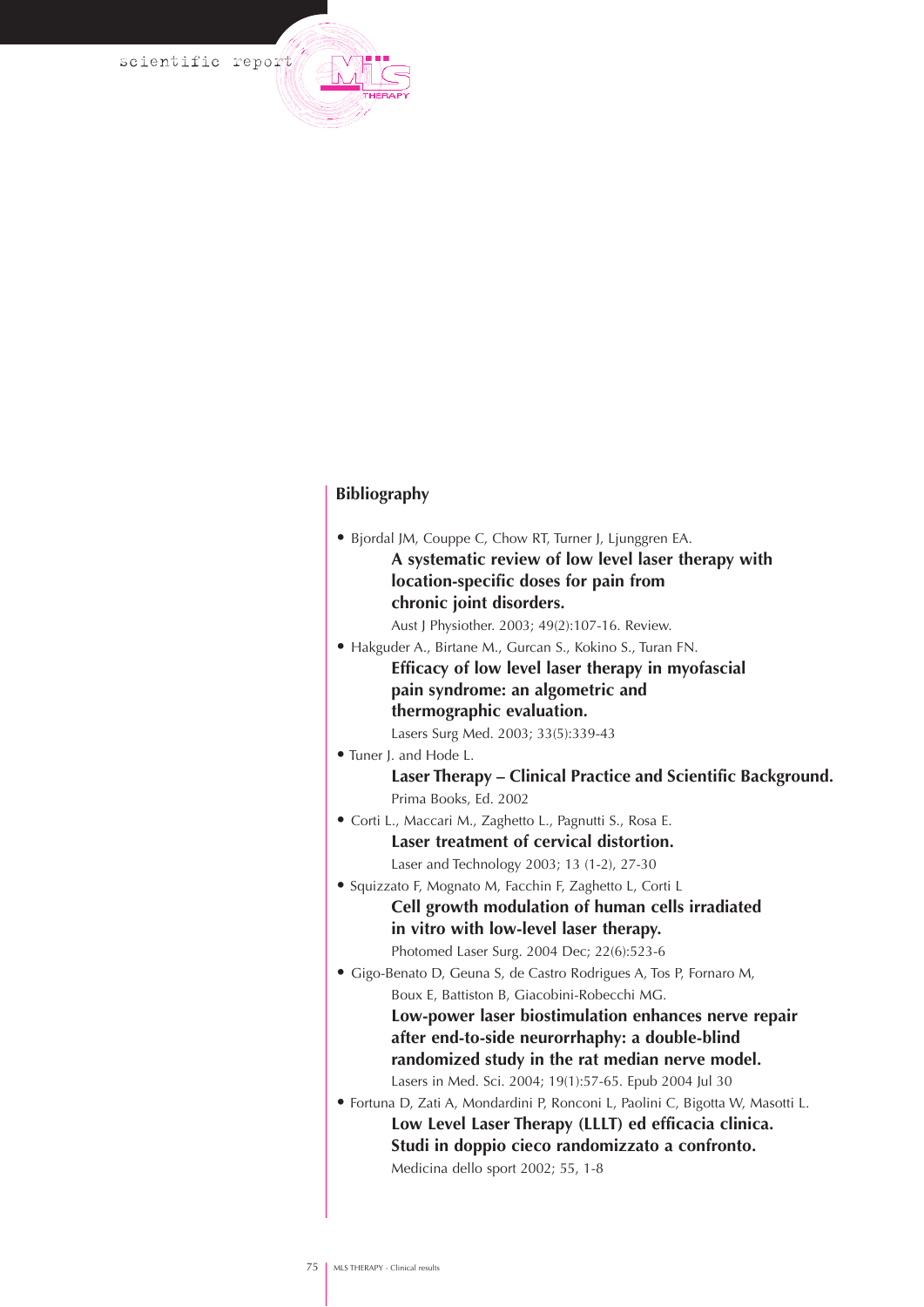## Bibliography

- Bjordal JM, Couppe C, Chow RT, Turner J, Ljunggren EA.
  **A systematic review of low level laser therapy with location-specific doses for pain from chronic joint disorders.**
  Aust J Physiother. 2003; 49(2):107-16. Review.
- Hakguder A., Birtane M., Gurcan S., Kokino S., Turan FN.
  **Efficacy of low level laser therapy in myofascial pain syndrome: an algometric and thermographic evaluation.**
  Lasers Surg Med. 2003; 33(5):339-43
- Tuner J. and Hode L.
  **Laser Therapy – Clinical Practice and Scientific Background.**
  Prima Books, Ed. 2002
- Corti L., Maccari M., Zaghetto L., Pagnutti S., Rosa E.
  **Laser treatment of cervical distortion.**
  Laser and Technology 2003; 13 (1-2), 27-30
- Squizzato F, Mognato M, Facchin F, Zaghetto L, Corti L
  **Cell growth modulation of human cells irradiated in vitro with low-level laser therapy.**
  Photomed Laser Surg. 2004 Dec; 22(6):523-6
- Gigo-Benato D, Geuna S, de Castro Rodrigues A, Tos P, Fornaro M, Boux E, Battiston B, Giacobini-Robecchi MG.
  **Low-power laser biostimulation enhances nerve repair after end-to-side neurorrhaphy: a double-blind randomized study in the rat median nerve model.**
  Lasers in Med. Sci. 2004; 19(1):57-65. Epub 2004 Jul 30
- Fortuna D, Zati A, Mondardini P, Ronconi L, Paolini C, Bigotta W, Masotti L.
  **Low Level Laser Therapy (LLLT) ed efficacia clinica. Studi in doppio cieco randomizzato a confronto.**
  Medicina dello sport 2002; 55, 1-8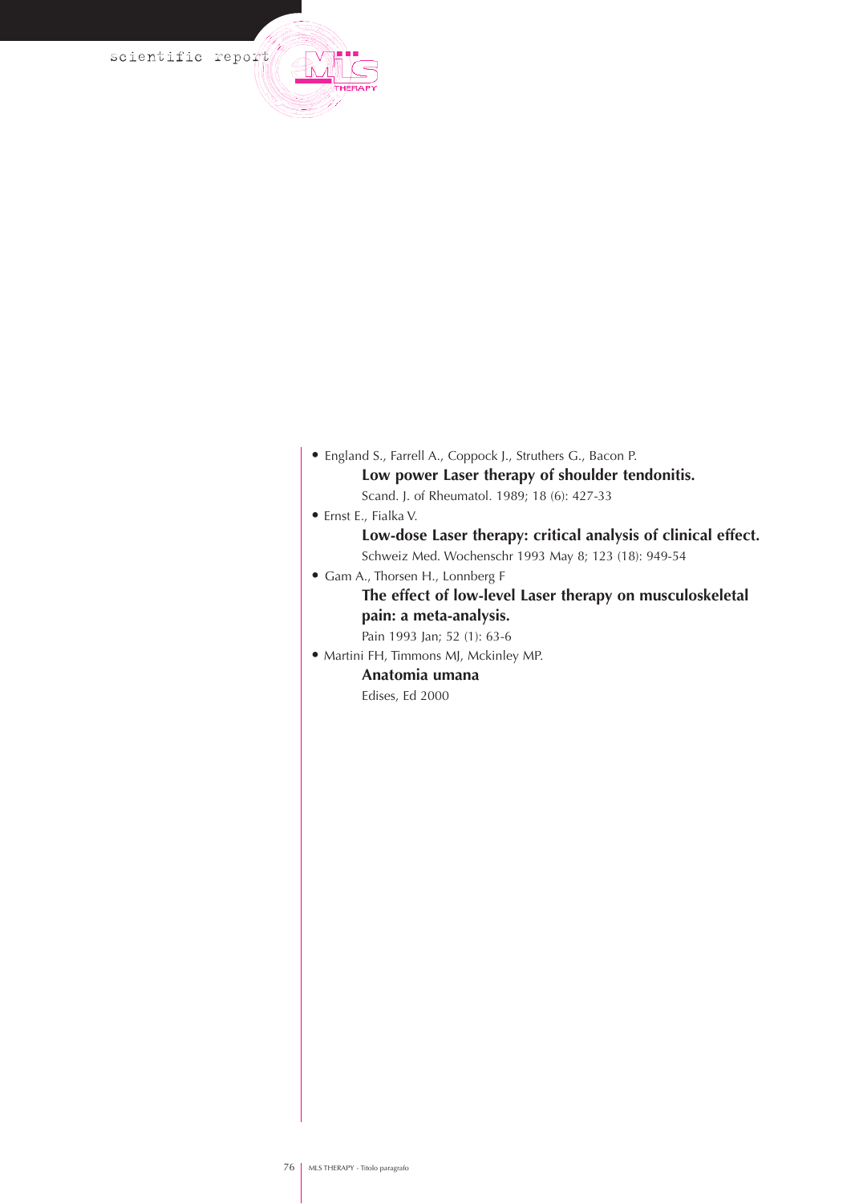- England S., Farrell A., Coppock J., Struthers G., Bacon P.
  **Low power Laser therapy of shoulder tendonitis.**
  Scand. J. of Rheumatol. 1989; 18 (6): 427-33
- Ernst E., Fialka V.
  **Low-dose Laser therapy: critical analysis of clinical effect.**
  Schweiz Med. Wochenschr 1993 May 8; 123 (18): 949-54
- Gam A., Thorsen H., Lonnberg F
  **The effect of low-level Laser therapy on musculoskeletal pain: a meta-analysis.**
  Pain 1993 Jan; 52 (1): 63-6
- Martini FH, Timmons MJ, Mckinley MP.
  **Anatomia umana**
  Edises, Ed 2000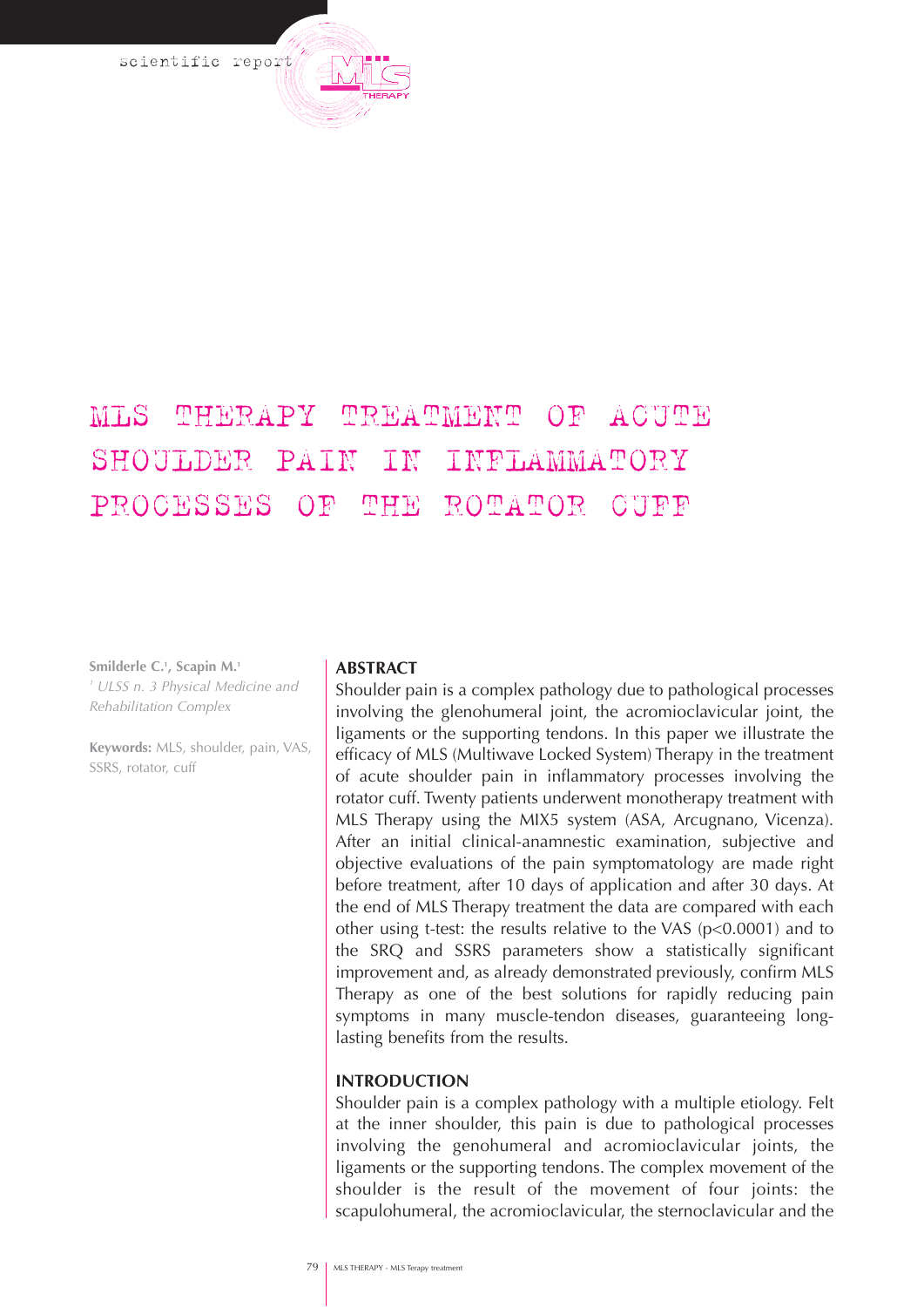scientific report

# MLS THERAPY TREATMENT OF ACUTE SHOULDER PAIN IN INFLAMMATORY PROCESSES OF THE ROTATOR CUFF

**Smilderle C.[1], Scapin M.[1]**

*[1] ULSS n. 3 Physical Medicine and Rehabilitation Complex*

**Keywords:** MLS, shoulder, pain, VAS, SSRS, rotator, cuff

## ABSTRACT

Shoulder pain is a complex pathology due to pathological processes involving the glenohumeral joint, the acromioclavicular joint, the ligaments or the supporting tendons. In this paper we illustrate the efficacy of MLS (Multiwave Locked System) Therapy in the treatment of acute shoulder pain in inflammatory processes involving the rotator cuff. Twenty patients underwent monotherapy treatment with MLS Therapy using the MIX5 system (ASA, Arcugnano, Vicenza). After an initial clinical-anamnestic examination, subjective and objective evaluations of the pain symptomatology are made right before treatment, after 10 days of application and after 30 days. At the end of MLS Therapy treatment the data are compared with each other using t-test: the results relative to the VAS ($p<0.0001$) and to the SRQ and SSRS parameters show a statistically significant improvement and, as already demonstrated previously, confirm MLS Therapy as one of the best solutions for rapidly reducing pain symptoms in many muscle-tendon diseases, guaranteeing long-lasting benefits from the results.

## INTRODUCTION

Shoulder pain is a complex pathology with a multiple etiology. Felt at the inner shoulder, this pain is due to pathological processes involving the genohumeral and acromioclavicular joints, the ligaments or the supporting tendons. The complex movement of the shoulder is the result of the movement of four joints: the scapulohumeral, the acromioclavicular, the sternoclavicular and the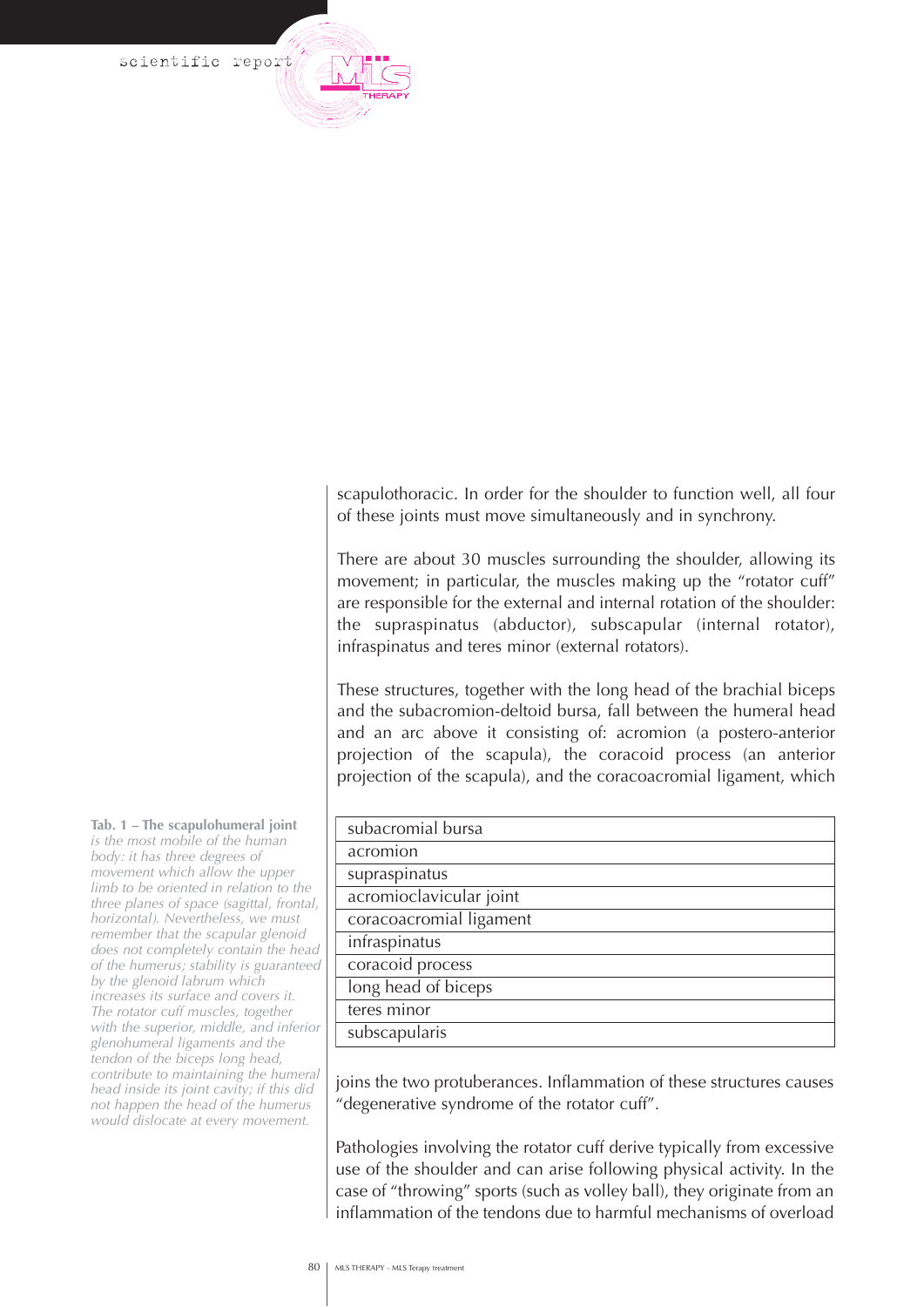scapulothoracic. In order for the shoulder to function well, all four of these joints must move simultaneously and in synchrony.

There are about 30 muscles surrounding the shoulder, allowing its movement; in particular, the muscles making up the "rotator cuff" are responsible for the external and internal rotation of the shoulder: the supraspinatus (abductor), subscapular (internal rotator), infraspinatus and teres minor (external rotators).

These structures, together with the long head of the brachial biceps and the subacromion-deltoid bursa, fall between the humeral head and an arc above it consisting of: acromion (a postero-anterior projection of the scapula), the coracoid process (an anterior projection of the scapula), and the coracoacromial ligament, which joins the two protuberances. Inflammation of these structures causes "degenerative syndrome of the rotator cuff".

**Tab. 1 – The scapulohumeral joint** *is the most mobile of the human body: it has three degrees of movement which allow the upper limb to be oriented in relation to the three planes of space (sagittal, frontal, horizontal). Nevertheless, we must remember that the scapular glenoid does not completely contain the head of the humerus; stability is guaranteed by the glenoid labrum which increases its surface and covers it. The rotator cuff muscles, together with the superior, middle, and inferior glenohumeral ligaments and the tendon of the biceps long head, contribute to maintaining the humeral head inside its joint cavity; if this did not happen the head of the humerus would dislocate at every movement.*

| subacromial bursa |
|---|
| acromion |
| supraspinatus |
| acromioclavicular joint |
| coracoacromial ligament |
| infraspinatus |
| coracoid process |
| long head of biceps |
| teres minor |
| subscapularis |

Pathologies involving the rotator cuff derive typically from excessive use of the shoulder and can arise following physical activity. In the case of "throwing" sports (such as volley ball), they originate from an inflammation of the tendons due to harmful mechanisms of overload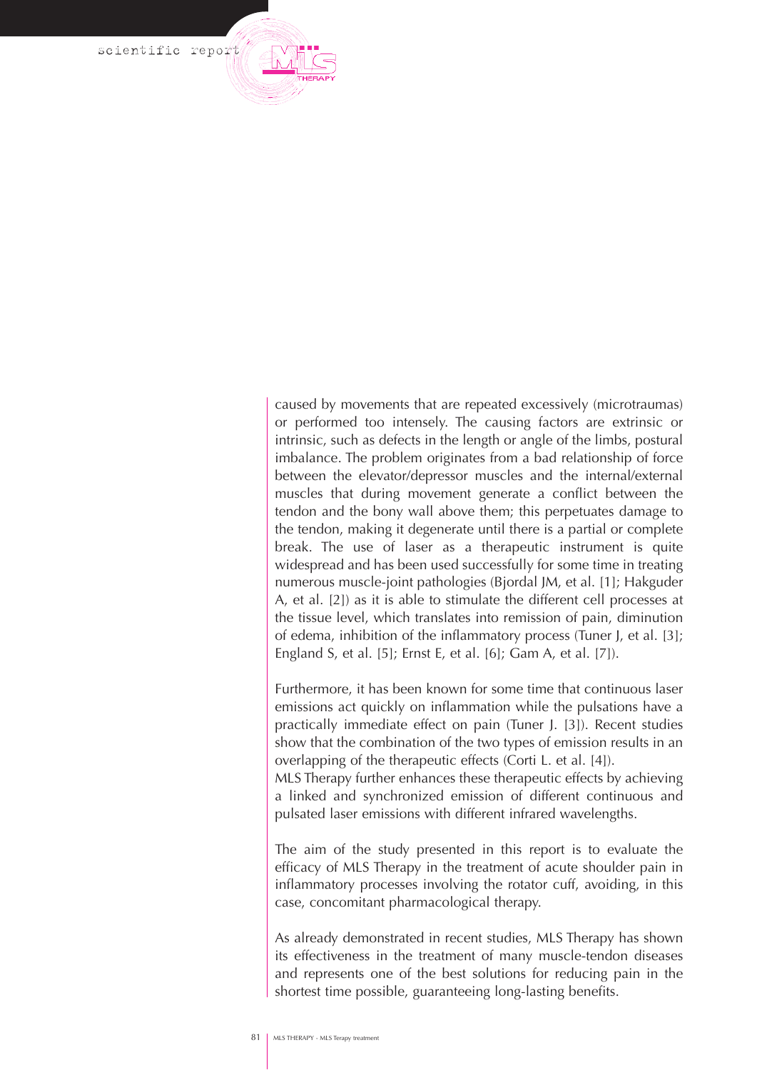caused by movements that are repeated excessively (microtraumas) or performed too intensely. The causing factors are extrinsic or intrinsic, such as defects in the length or angle of the limbs, postural imbalance. The problem originates from a bad relationship of force between the elevator/depressor muscles and the internal/external muscles that during movement generate a conflict between the tendon and the bony wall above them; this perpetuates damage to the tendon, making it degenerate until there is a partial or complete break. The use of laser as a therapeutic instrument is quite widespread and has been used successfully for some time in treating numerous muscle-joint pathologies (Bjordal JM, et al. [1]; Hakguder A, et al. [2]) as it is able to stimulate the different cell processes at the tissue level, which translates into remission of pain, diminution of edema, inhibition of the inflammatory process (Tuner J, et al. [3]; England S, et al. [5]; Ernst E, et al. [6]; Gam A, et al. [7]).

Furthermore, it has been known for some time that continuous laser emissions act quickly on inflammation while the pulsations have a practically immediate effect on pain (Tuner J. [3]). Recent studies show that the combination of the two types of emission results in an overlapping of the therapeutic effects (Corti L. et al. [4]).
MLS Therapy further enhances these therapeutic effects by achieving a linked and synchronized emission of different continuous and pulsated laser emissions with different infrared wavelengths.

The aim of the study presented in this report is to evaluate the efficacy of MLS Therapy in the treatment of acute shoulder pain in inflammatory processes involving the rotator cuff, avoiding, in this case, concomitant pharmacological therapy.

As already demonstrated in recent studies, MLS Therapy has shown its effectiveness in the treatment of many muscle-tendon diseases and represents one of the best solutions for reducing pain in the shortest time possible, guaranteeing long-lasting benefits.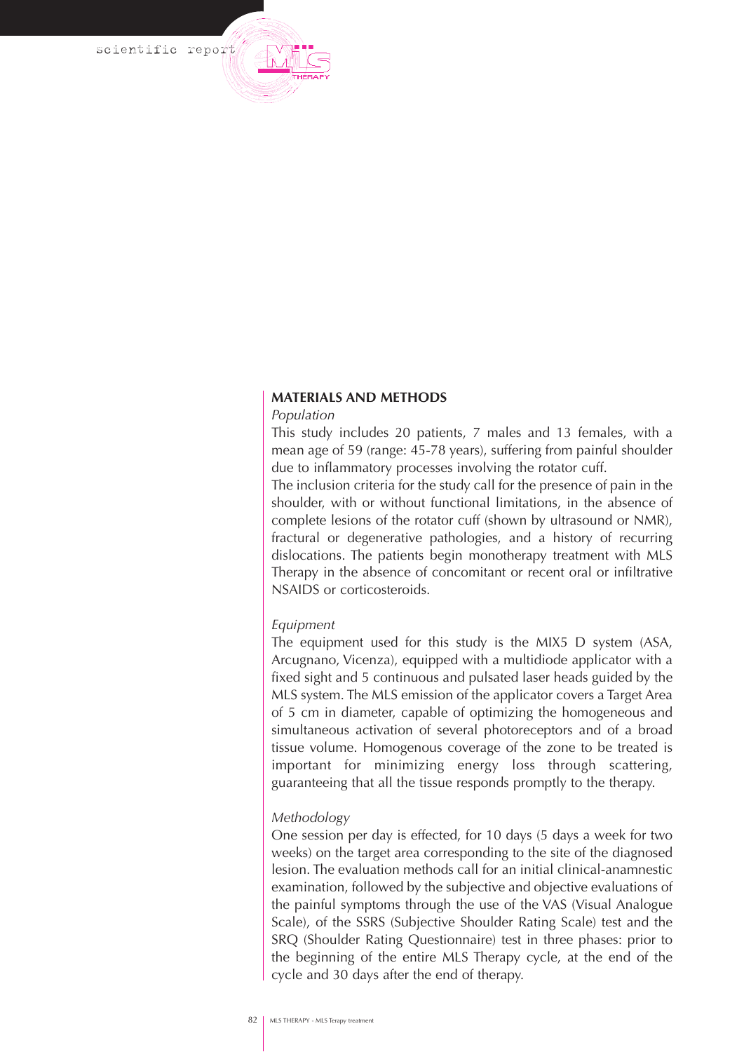## MATERIALS AND METHODS

*Population*

This study includes 20 patients, 7 males and 13 females, with a mean age of 59 (range: 45-78 years), suffering from painful shoulder due to inflammatory processes involving the rotator cuff.

The inclusion criteria for the study call for the presence of pain in the shoulder, with or without functional limitations, in the absence of complete lesions of the rotator cuff (shown by ultrasound or NMR), fractural or degenerative pathologies, and a history of recurring dislocations. The patients begin monotherapy treatment with MLS Therapy in the absence of concomitant or recent oral or infiltrative NSAIDS or corticosteroids.

*Equipment*

The equipment used for this study is the MIX5 D system (ASA, Arcugnano, Vicenza), equipped with a multidiode applicator with a fixed sight and 5 continuous and pulsated laser heads guided by the MLS system. The MLS emission of the applicator covers a Target Area of 5 cm in diameter, capable of optimizing the homogeneous and simultaneous activation of several photoreceptors and of a broad tissue volume. Homogenous coverage of the zone to be treated is important for minimizing energy loss through scattering, guaranteeing that all the tissue responds promptly to the therapy.

*Methodology*

One session per day is effected, for 10 days (5 days a week for two weeks) on the target area corresponding to the site of the diagnosed lesion. The evaluation methods call for an initial clinical-anamnestic examination, followed by the subjective and objective evaluations of the painful symptoms through the use of the VAS (Visual Analogue Scale), of the SSRS (Subjective Shoulder Rating Scale) test and the SRQ (Shoulder Rating Questionnaire) test in three phases: prior to the beginning of the entire MLS Therapy cycle, at the end of the cycle and 30 days after the end of therapy.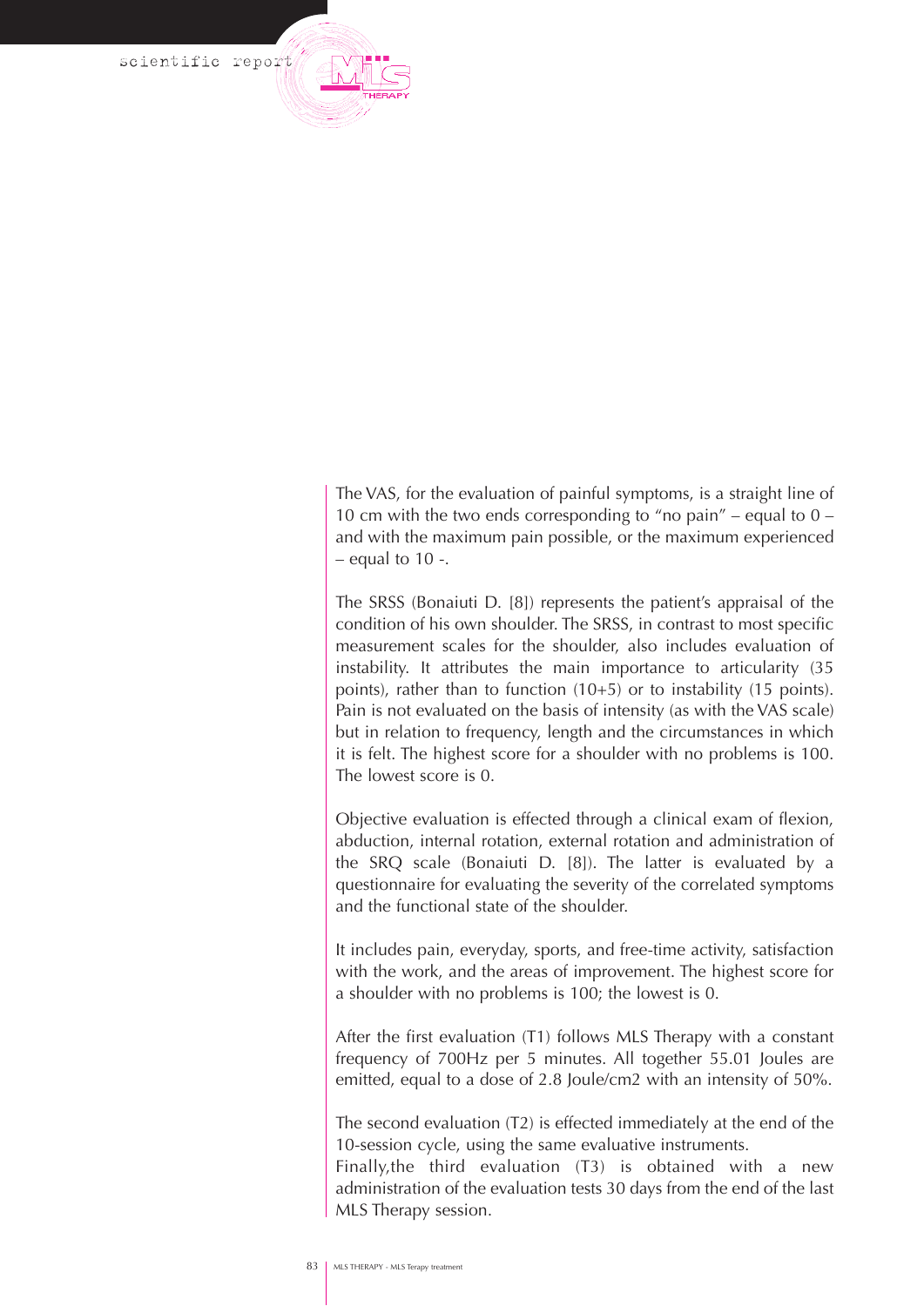The VAS, for the evaluation of painful symptoms, is a straight line of 10 cm with the two ends corresponding to "no pain" – equal to 0 – and with the maximum pain possible, or the maximum experienced – equal to 10 -.

The SRSS (Bonaiuti D. [8]) represents the patient's appraisal of the condition of his own shoulder. The SRSS, in contrast to most specific measurement scales for the shoulder, also includes evaluation of instability. It attributes the main importance to articularity (35 points), rather than to function (10+5) or to instability (15 points). Pain is not evaluated on the basis of intensity (as with the VAS scale) but in relation to frequency, length and the circumstances in which it is felt. The highest score for a shoulder with no problems is 100. The lowest score is 0.

Objective evaluation is effected through a clinical exam of flexion, abduction, internal rotation, external rotation and administration of the SRQ scale (Bonaiuti D. [8]). The latter is evaluated by a questionnaire for evaluating the severity of the correlated symptoms and the functional state of the shoulder.

It includes pain, everyday, sports, and free-time activity, satisfaction with the work, and the areas of improvement. The highest score for a shoulder with no problems is 100; the lowest is 0.

After the first evaluation (T1) follows MLS Therapy with a constant frequency of 700Hz per 5 minutes. All together 55.01 Joules are emitted, equal to a dose of 2.8 Joule/cm2 with an intensity of 50%.

The second evaluation (T2) is effected immediately at the end of the 10-session cycle, using the same evaluative instruments.
Finally,the third evaluation (T3) is obtained with a new administration of the evaluation tests 30 days from the end of the last MLS Therapy session.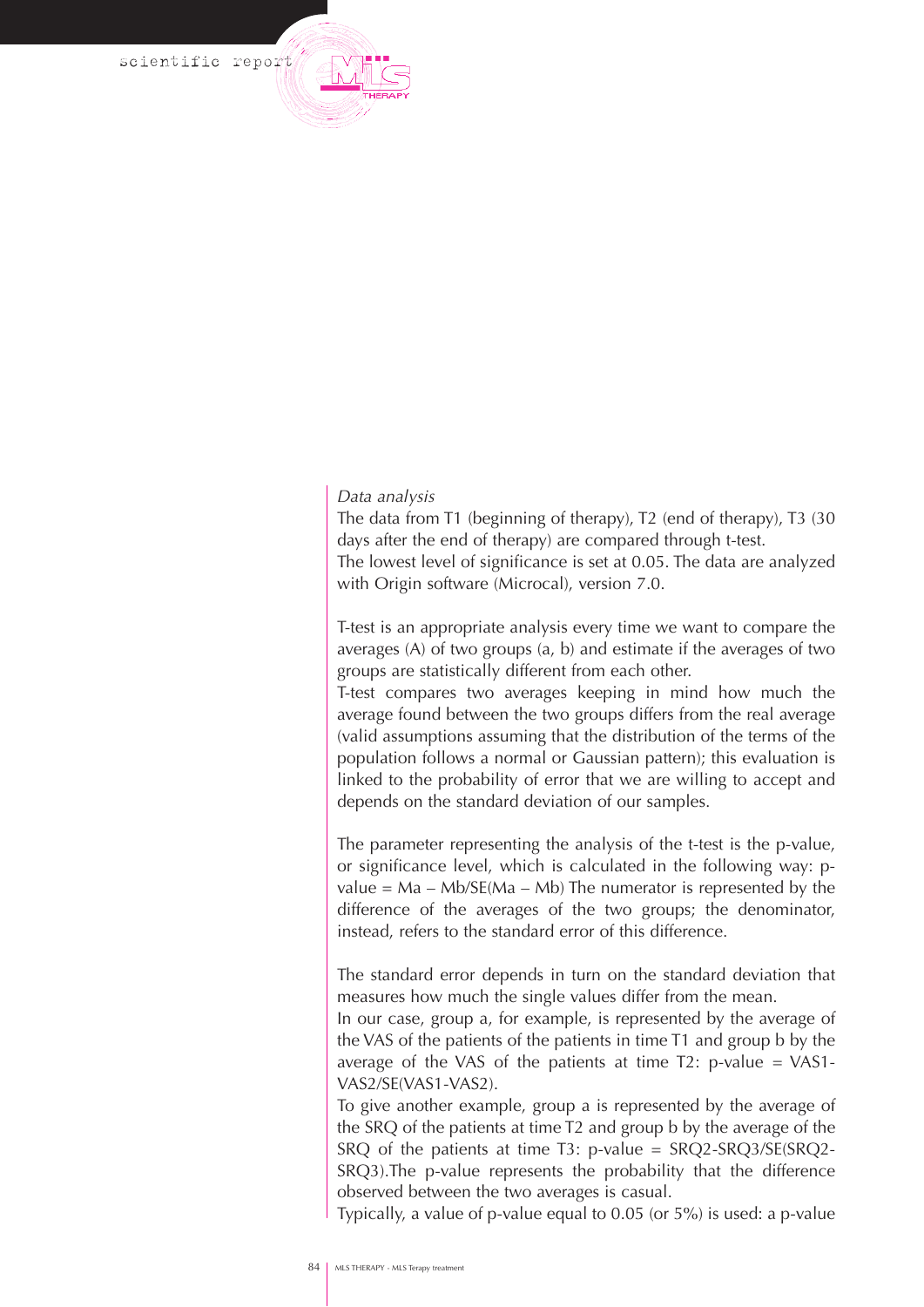*Data analysis*

The data from T1 (beginning of therapy), T2 (end of therapy), T3 (30 days after the end of therapy) are compared through t-test.

The lowest level of significance is set at 0.05. The data are analyzed with Origin software (Microcal), version 7.0.

T-test is an appropriate analysis every time we want to compare the averages (A) of two groups (a, b) and estimate if the averages of two groups are statistically different from each other.

T-test compares two averages keeping in mind how much the average found between the two groups differs from the real average (valid assumptions assuming that the distribution of the terms of the population follows a normal or Gaussian pattern); this evaluation is linked to the probability of error that we are willing to accept and depends on the standard deviation of our samples.

The parameter representing the analysis of the t-test is the p-value, or significance level, which is calculated in the following way: p-value = Ma – Mb/SE(Ma – Mb) The numerator is represented by the difference of the averages of the two groups; the denominator, instead, refers to the standard error of this difference.

The standard error depends in turn on the standard deviation that measures how much the single values differ from the mean.

In our case, group a, for example, is represented by the average of the VAS of the patients of the patients in time T1 and group b by the average of the VAS of the patients at time T2: p-value = VAS1-VAS2/SE(VAS1-VAS2).

To give another example, group a is represented by the average of the SRQ of the patients at time T2 and group b by the average of the SRQ of the patients at time T3: p-value = SRQ2-SRQ3/SE(SRQ2-SRQ3).The p-value represents the probability that the difference observed between the two averages is casual.

Typically, a value of p-value equal to 0.05 (or 5%) is used: a p-value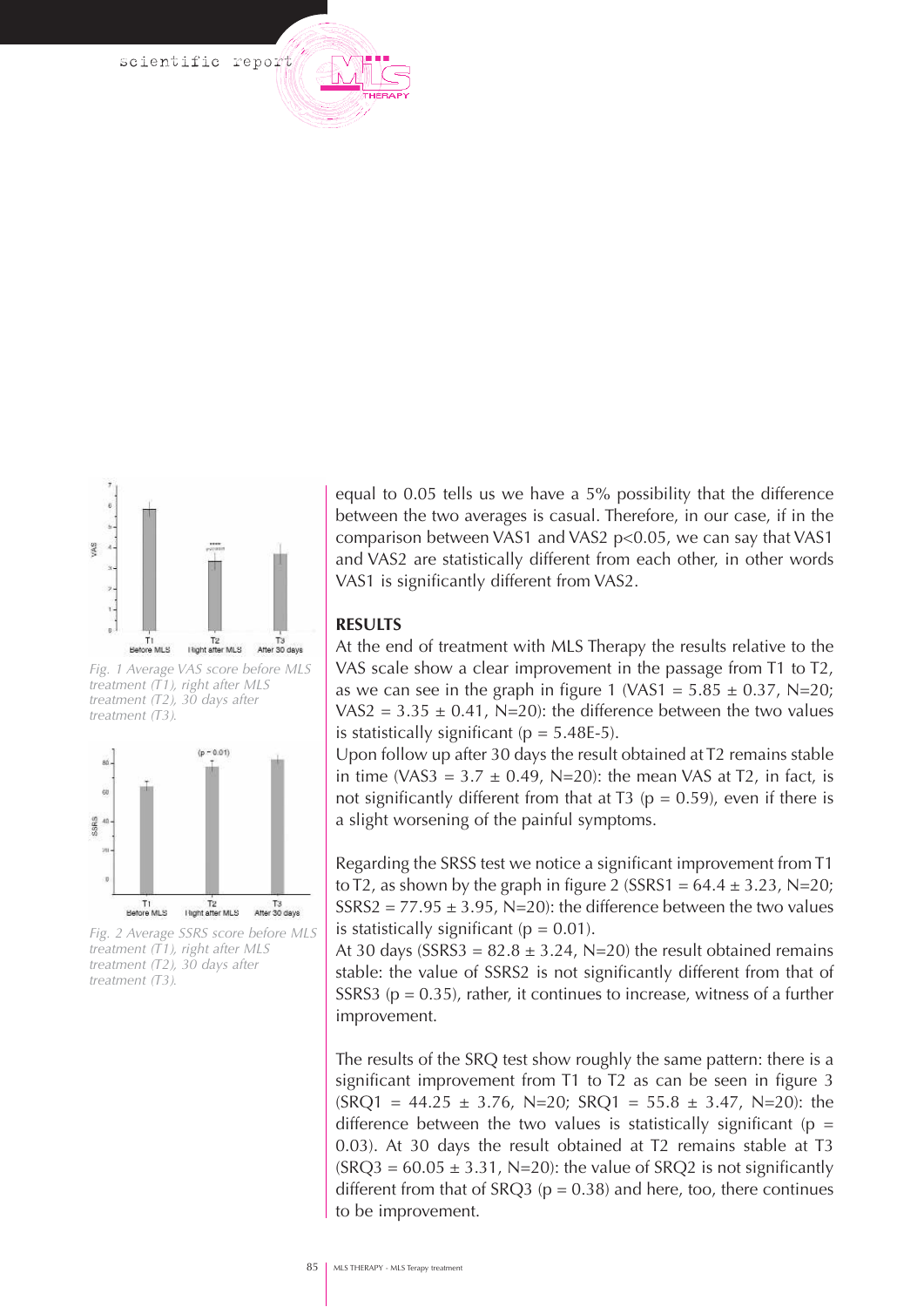Fig. 1 Average VAS score before MLS treatment (T1), right after MLS treatment (T2), 30 days after treatment (T3).

Fig. 2 Average SSRS score before MLS treatment (T1), right after MLS treatment (T2), 30 days after treatment (T3).

equal to 0.05 tells us we have a 5% possibility that the difference between the two averages is casual. Therefore, in our case, if in the comparison between VAS1 and VAS2 $p<0.05$, we can say that VAS1 and VAS2 are statistically different from each other, in other words VAS1 is significantly different from VAS2.

**RESULTS**

At the end of treatment with MLS Therapy the results relative to the VAS scale show a clear improvement in the passage from T1 to T2, as we can see in the graph in figure 1 (VAS1 = 5.85 ± 0.37, N=20; VAS2 = 3.35 ± 0.41, N=20): the difference between the two values is statistically significant ($p = 5.48E-5$).

Upon follow up after 30 days the result obtained at T2 remains stable in time (VAS3 = 3.7 ± 0.49, N=20): the mean VAS at T2, in fact, is not significantly different from that at T3 ($p = 0.59$), even if there is a slight worsening of the painful symptoms.

Regarding the SRSS test we notice a significant improvement from T1 to T2, as shown by the graph in figure 2 (SSRS1 = 64.4 ± 3.23, N=20; SSRS2 = 77.95 ± 3.95, N=20): the difference between the two values is statistically significant ($p = 0.01$).

At 30 days (SSRS3 = 82.8 ± 3.24, N=20) the result obtained remains stable: the value of SSRS2 is not significantly different from that of SSRS3 ($p = 0.35$), rather, it continues to increase, witness of a further improvement.

The results of the SRQ test show roughly the same pattern: there is a significant improvement from T1 to T2 as can be seen in figure 3 (SRQ1 = 44.25 ± 3.76, N=20; SRQ1 = 55.8 ± 3.47, N=20): the difference between the two values is statistically significant ($p = 0.03$). At 30 days the result obtained at T2 remains stable at T3 (SRQ3 = 60.05 ± 3.31, N=20): the value of SRQ2 is not significantly different from that of SRQ3 ($p = 0.38$) and here, too, there continues to be improvement.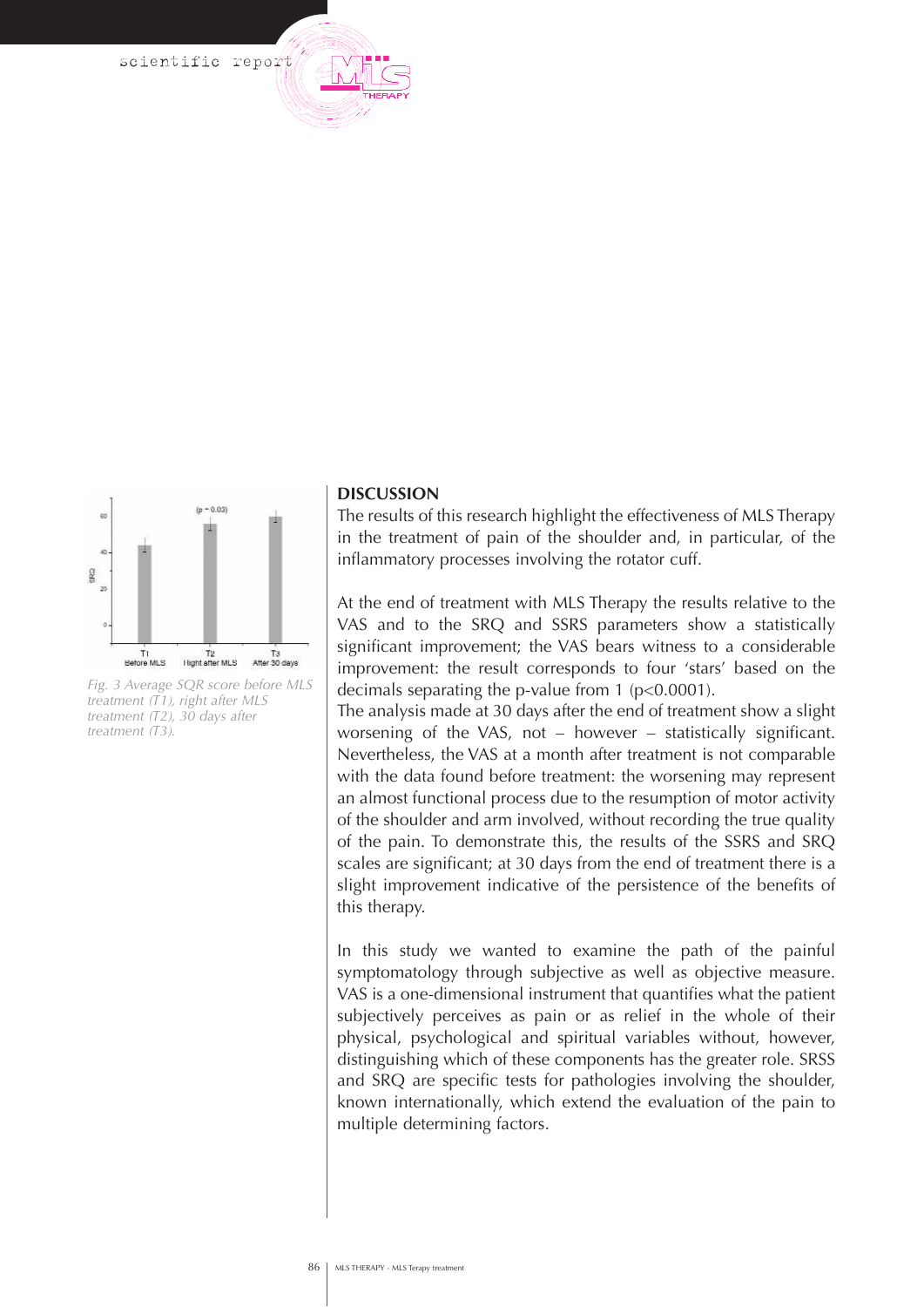Fig. 3 Average SQR score before MLS treatment (T1), right after MLS treatment (T2), 30 days after treatment (T3).

## DISCUSSION

The results of this research highlight the effectiveness of MLS Therapy in the treatment of pain of the shoulder and, in particular, of the inflammatory processes involving the rotator cuff.

At the end of treatment with MLS Therapy the results relative to the VAS and to the SRQ and SSRS parameters show a statistically significant improvement; the VAS bears witness to a considerable improvement: the result corresponds to four 'stars' based on the decimals separating the p-value from 1 ($p<0.0001$).
The analysis made at 30 days after the end of treatment show a slight worsening of the VAS, not – however – statistically significant. Nevertheless, the VAS at a month after treatment is not comparable with the data found before treatment: the worsening may represent an almost functional process due to the resumption of motor activity of the shoulder and arm involved, without recording the true quality of the pain. To demonstrate this, the results of the SSRS and SRQ scales are significant; at 30 days from the end of treatment there is a slight improvement indicative of the persistence of the benefits of this therapy.

In this study we wanted to examine the path of the painful symptomatology through subjective as well as objective measure. VAS is a one-dimensional instrument that quantifies what the patient subjectively perceives as pain or as relief in the whole of their physical, psychological and spiritual variables without, however, distinguishing which of these components has the greater role. SRSS and SRQ are specific tests for pathologies involving the shoulder, known internationally, which extend the evaluation of the pain to multiple determining factors.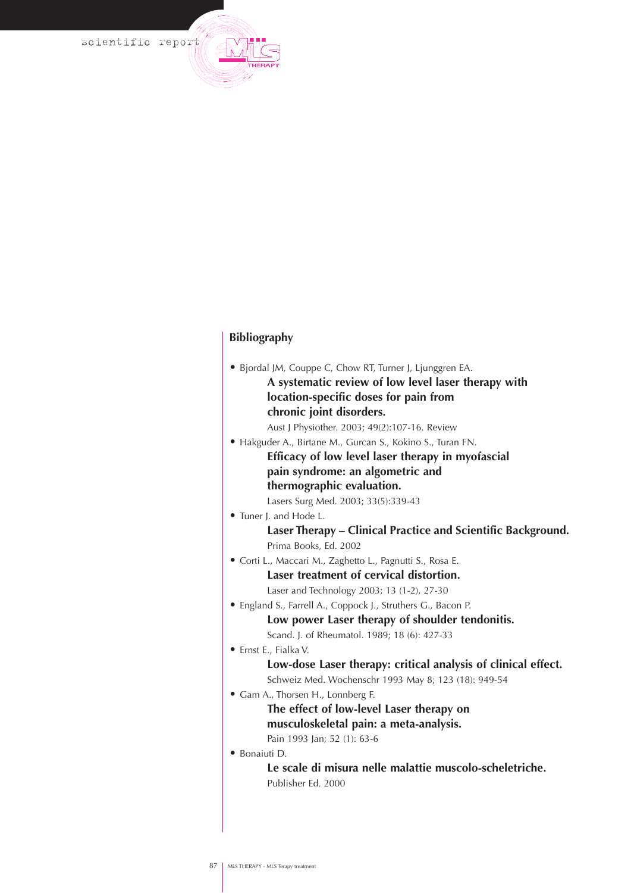## Bibliography

- Bjordal JM, Couppe C, Chow RT, Turner J, Ljunggren EA.
  **A systematic review of low level laser therapy with location-specific doses for pain from chronic joint disorders.**
  Aust J Physiother. 2003; 49(2):107-16. Review
- Hakguder A., Birtane M., Gurcan S., Kokino S., Turan FN.
  **Efficacy of low level laser therapy in myofascial pain syndrome: an algometric and thermographic evaluation.**
  Lasers Surg Med. 2003; 33(5):339-43
- Tuner J. and Hode L.
  **Laser Therapy – Clinical Practice and Scientific Background.**
  Prima Books, Ed. 2002
- Corti L., Maccari M., Zaghetto L., Pagnutti S., Rosa E.
  **Laser treatment of cervical distortion.**
  Laser and Technology 2003; 13 (1-2), 27-30
- England S., Farrell A., Coppock J., Struthers G., Bacon P.
  **Low power Laser therapy of shoulder tendonitis.**
  Scand. J. of Rheumatol. 1989; 18 (6): 427-33
- Ernst E., Fialka V.
  **Low-dose Laser therapy: critical analysis of clinical effect.**
  Schweiz Med. Wochenschr 1993 May 8; 123 (18): 949-54
- Gam A., Thorsen H., Lonnberg F.
  **The effect of low-level Laser therapy on musculoskeletal pain: a meta-analysis.**
  Pain 1993 Jan; 52 (1): 63-6
- Bonaiuti D.
  **Le scale di misura nelle malattie muscolo-scheletriche.**
  Publisher Ed. 2000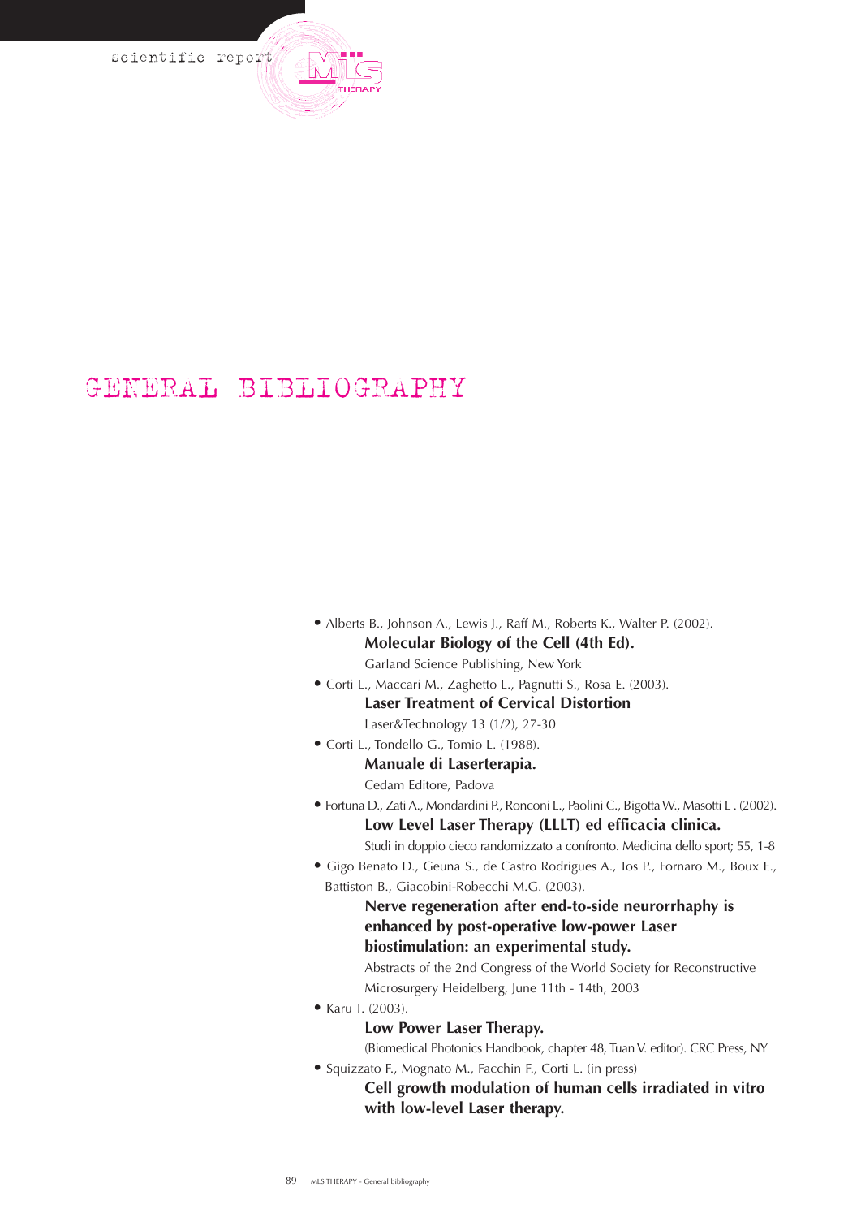# GENERAL BIBLIOGRAPHY

- Alberts B., Johnson A., Lewis J., Raff M., Roberts K., Walter P. (2002).
  **Molecular Biology of the Cell (4th Ed).**
  Garland Science Publishing, New York
- Corti L., Maccari M., Zaghetto L., Pagnutti S., Rosa E. (2003).
  **Laser Treatment of Cervical Distortion**
  Laser&Technology 13 (1/2), 27-30
- Corti L., Tondello G., Tomio L. (1988).
  **Manuale di Laserterapia.**
  Cedam Editore, Padova
- Fortuna D., Zati A., Mondardini P., Ronconi L., Paolini C., Bigotta W., Masotti L . (2002).
  **Low Level Laser Therapy (LLLT) ed efficacia clinica.**
  Studi in doppio cieco randomizzato a confronto. Medicina dello sport; 55, 1-8
- Gigo Benato D., Geuna S., de Castro Rodrigues A., Tos P., Fornaro M., Boux E., Battiston B., Giacobini-Robecchi M.G. (2003).
  **Nerve regeneration after end-to-side neurorrhaphy is enhanced by post-operative low-power Laser biostimulation: an experimental study.**
  Abstracts of the 2nd Congress of the World Society for Reconstructive Microsurgery Heidelberg, June 11th - 14th, 2003
- Karu T. (2003).
  **Low Power Laser Therapy.**
  (Biomedical Photonics Handbook, chapter 48, Tuan V. editor). CRC Press, NY
- Squizzato F., Mognato M., Facchin F., Corti L. (in press)
  **Cell growth modulation of human cells irradiated in vitro with low-level Laser therapy.**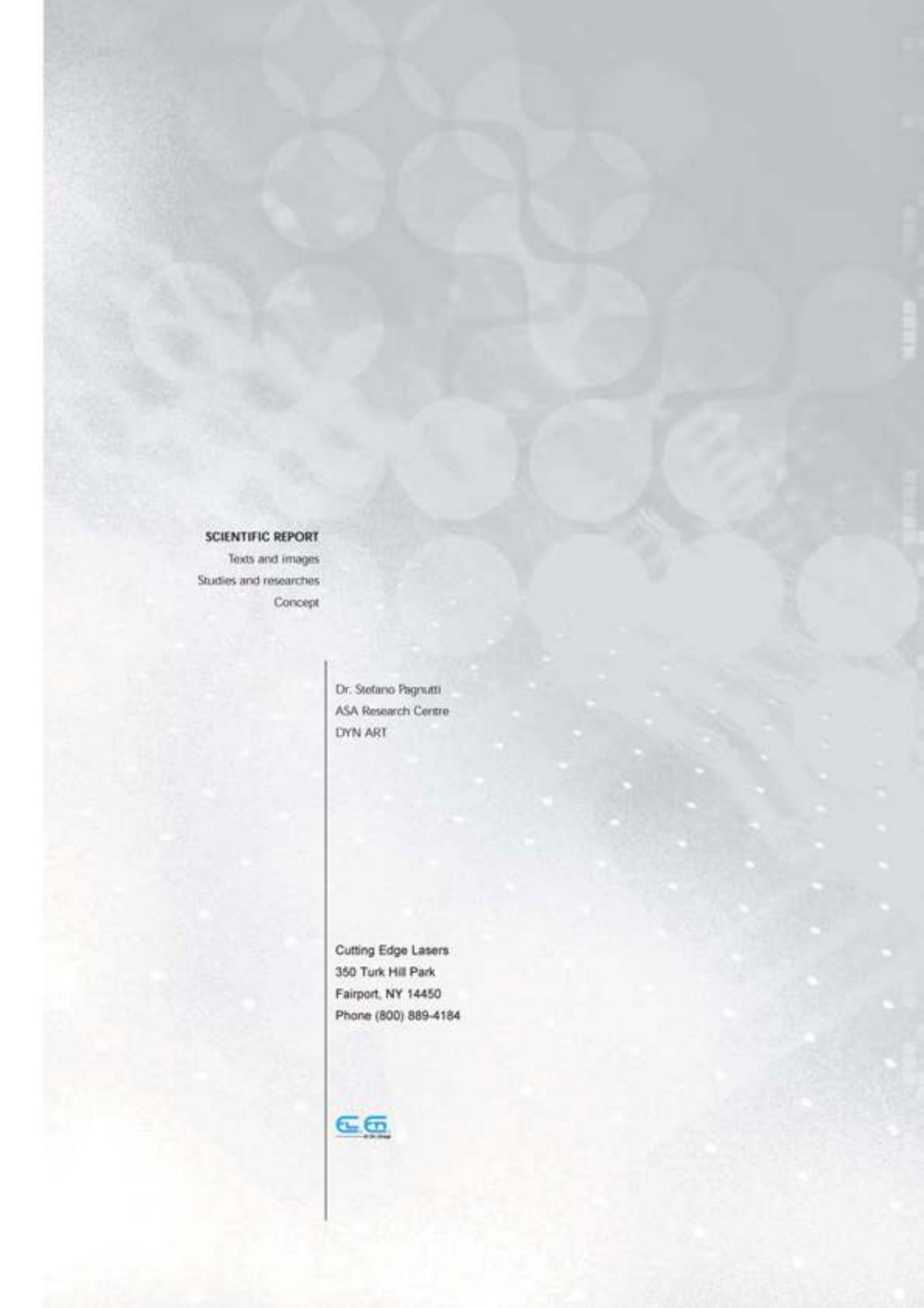**SCIENTIFIC REPORT**

Texts and images

Studies and researches

Concept

Dr. Stefano Pagnutti

ASA Research Centre

DYN ART

Cutting Edge Lasers

350 Turk Hill Park

Fairport, NY 14450

Phone (800) 889-4184